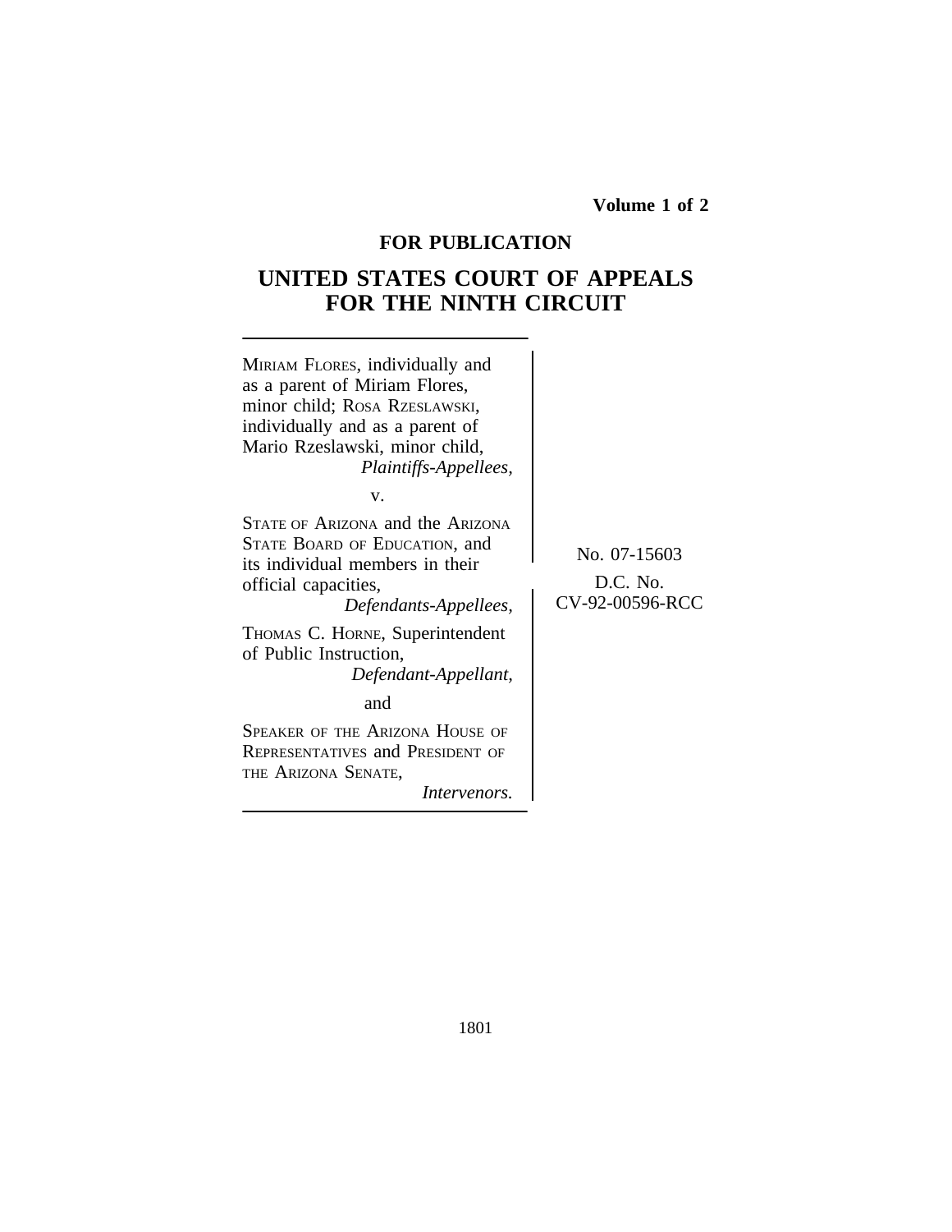Volume 1 of 2

**FOR PUBLICATION**

# UNITED STATES COURT OF APPEALS FOR THE NINTH CIRCUIT

MIRIAM FLORES, individually and as a parent of Miriam Flores, minor child; ROSA RZESLAWSKI, individually and as a parent of Mario Rzeslawski, minor child,
*Plaintiffs-Appellees,*

v.

STATE OF ARIZONA and the ARIZONA STATE BOARD OF EDUCATION, and its individual members in their official capacities,
*Defendants-Appellees,*

THOMAS C. HORNE, Superintendent of Public Instruction,
*Defendant-Appellant,*

and

SPEAKER OF THE ARIZONA HOUSE OF REPRESENTATIVES and PRESIDENT OF THE ARIZONA SENATE,
*Intervenors.*

No. 07-15603

D.C. No. CV-92-00596-RCC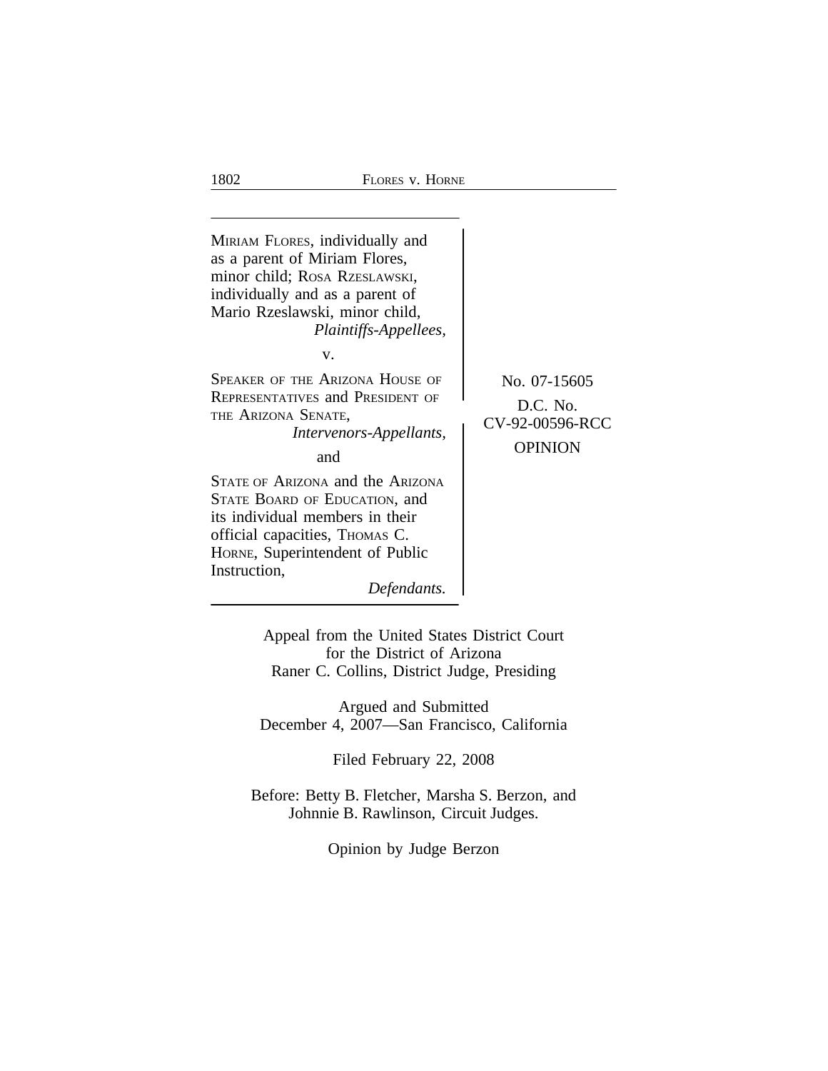MIRIAM FLORES, individually and as a parent of Miriam Flores, minor child; ROSA RZESLAWSKI, individually and as a parent of Mario Rzeslawski, minor child,
*Plaintiffs-Appellees,*

v.

SPEAKER OF THE ARIZONA HOUSE OF REPRESENTATIVES and PRESIDENT OF THE ARIZONA SENATE,
*Intervenors-Appellants,*

and

STATE OF ARIZONA and the ARIZONA STATE BOARD OF EDUCATION, and its individual members in their official capacities, THOMAS C. HORNE, Superintendent of Public Instruction,
*Defendants.*

No. 07-15605

D.C. No.
CV-92-00596-RCC

OPINION

Appeal from the United States District Court
for the District of Arizona
Raner C. Collins, District Judge, Presiding

Argued and Submitted
December 4, 2007—San Francisco, California

Filed February 22, 2008

Before: Betty B. Fletcher, Marsha S. Berzon, and
Johnnie B. Rawlinson, Circuit Judges.

Opinion by Judge Berzon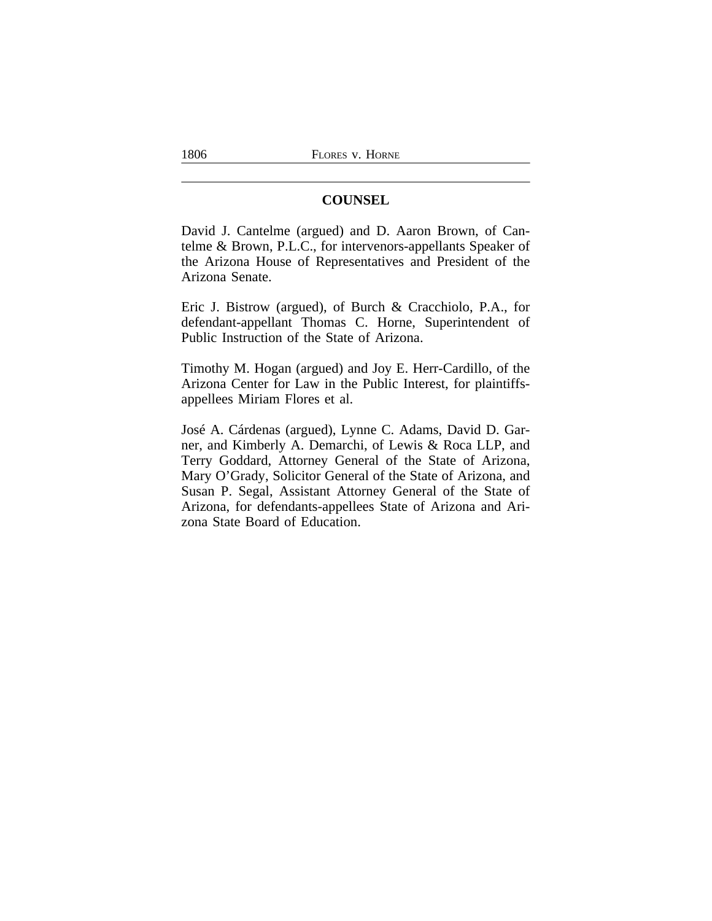## COUNSEL

David J. Cantelme (argued) and D. Aaron Brown, of Cantelme & Brown, P.L.C., for intervenors-appellants Speaker of the Arizona House of Representatives and President of the Arizona Senate.

Eric J. Bistrow (argued), of Burch & Cracchiolo, P.A., for defendant-appellant Thomas C. Horne, Superintendent of Public Instruction of the State of Arizona.

Timothy M. Hogan (argued) and Joy E. Herr-Cardillo, of the Arizona Center for Law in the Public Interest, for plaintiffs-appellees Miriam Flores et al.

José A. Cárdenas (argued), Lynne C. Adams, David D. Garner, and Kimberly A. Demarchi, of Lewis & Roca LLP, and Terry Goddard, Attorney General of the State of Arizona, Mary O'Grady, Solicitor General of the State of Arizona, and Susan P. Segal, Assistant Attorney General of the State of Arizona, for defendants-appellees State of Arizona and Arizona State Board of Education.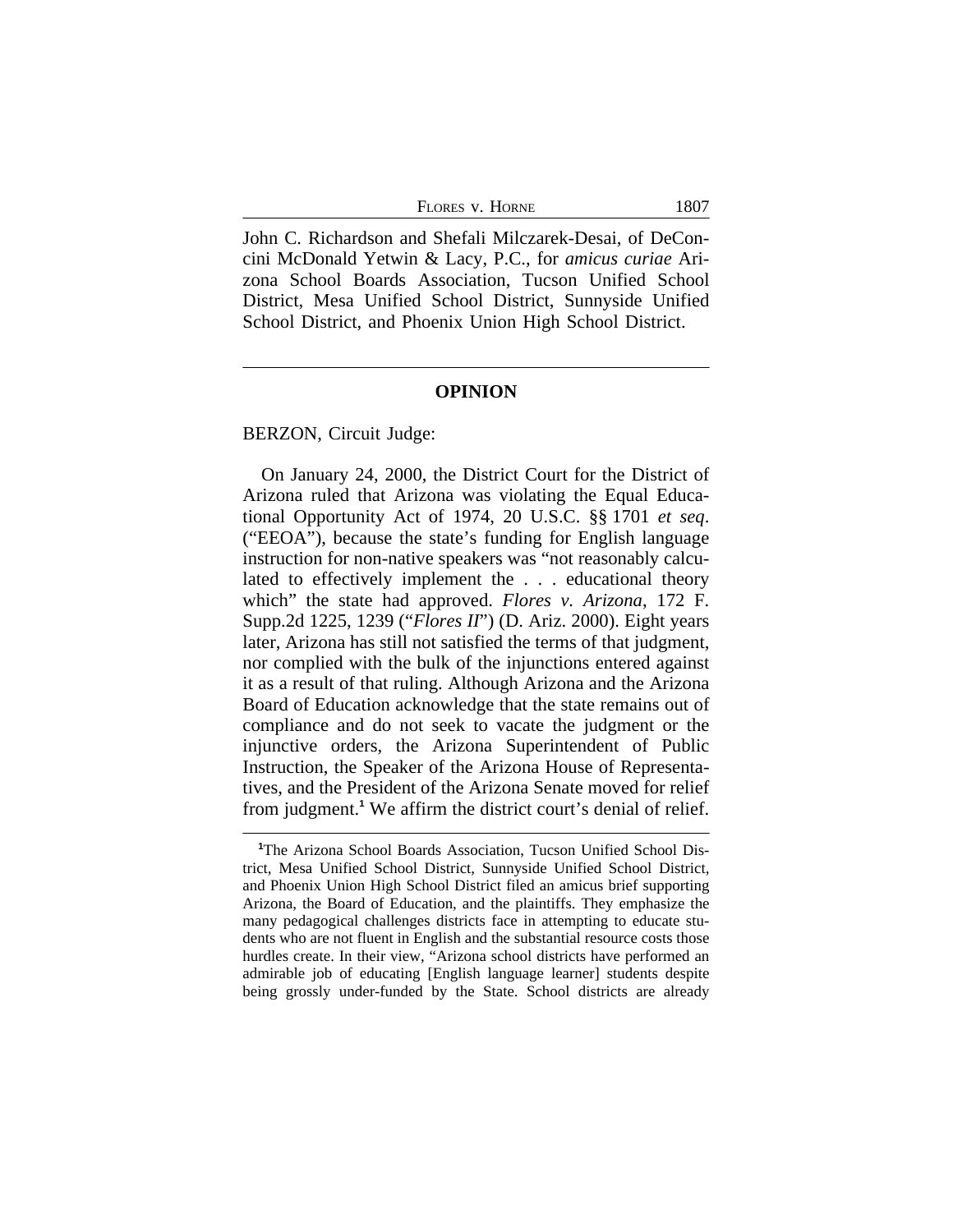John C. Richardson and Shefali Milczarek-Desai, of DeConcini McDonald Yetwin & Lacy, P.C., for *amicus curiae* Arizona School Boards Association, Tucson Unified School District, Mesa Unified School District, Sunnyside Unified School District, and Phoenix Union High School District.

---

## OPINION

BERZON, Circuit Judge:

On January 24, 2000, the District Court for the District of Arizona ruled that Arizona was violating the Equal Educational Opportunity Act of 1974, 20 U.S.C. §§ 1701 *et seq*. ("EEOA"), because the state's funding for English language instruction for non-native speakers was "not reasonably calculated to effectively implement the . . . educational theory which" the state had approved. *Flores v. Arizona*, 172 F. Supp.2d 1225, 1239 ("*Flores II*") (D. Ariz. 2000). Eight years later, Arizona has still not satisfied the terms of that judgment, nor complied with the bulk of the injunctions entered against it as a result of that ruling. Although Arizona and the Arizona Board of Education acknowledge that the state remains out of compliance and do not seek to vacate the judgment or the injunctive orders, the Arizona Superintendent of Public Instruction, the Speaker of the Arizona House of Representatives, and the President of the Arizona Senate moved for relief from judgment.[1] We affirm the district court's denial of relief.

---

[1]The Arizona School Boards Association, Tucson Unified School District, Mesa Unified School District, Sunnyside Unified School District, and Phoenix Union High School District filed an amicus brief supporting Arizona, the Board of Education, and the plaintiffs. They emphasize the many pedagogical challenges districts face in attempting to educate students who are not fluent in English and the substantial resource costs those hurdles create. In their view, "Arizona school districts have performed an admirable job of educating [English language learner] students despite being grossly under-funded by the State. School districts are already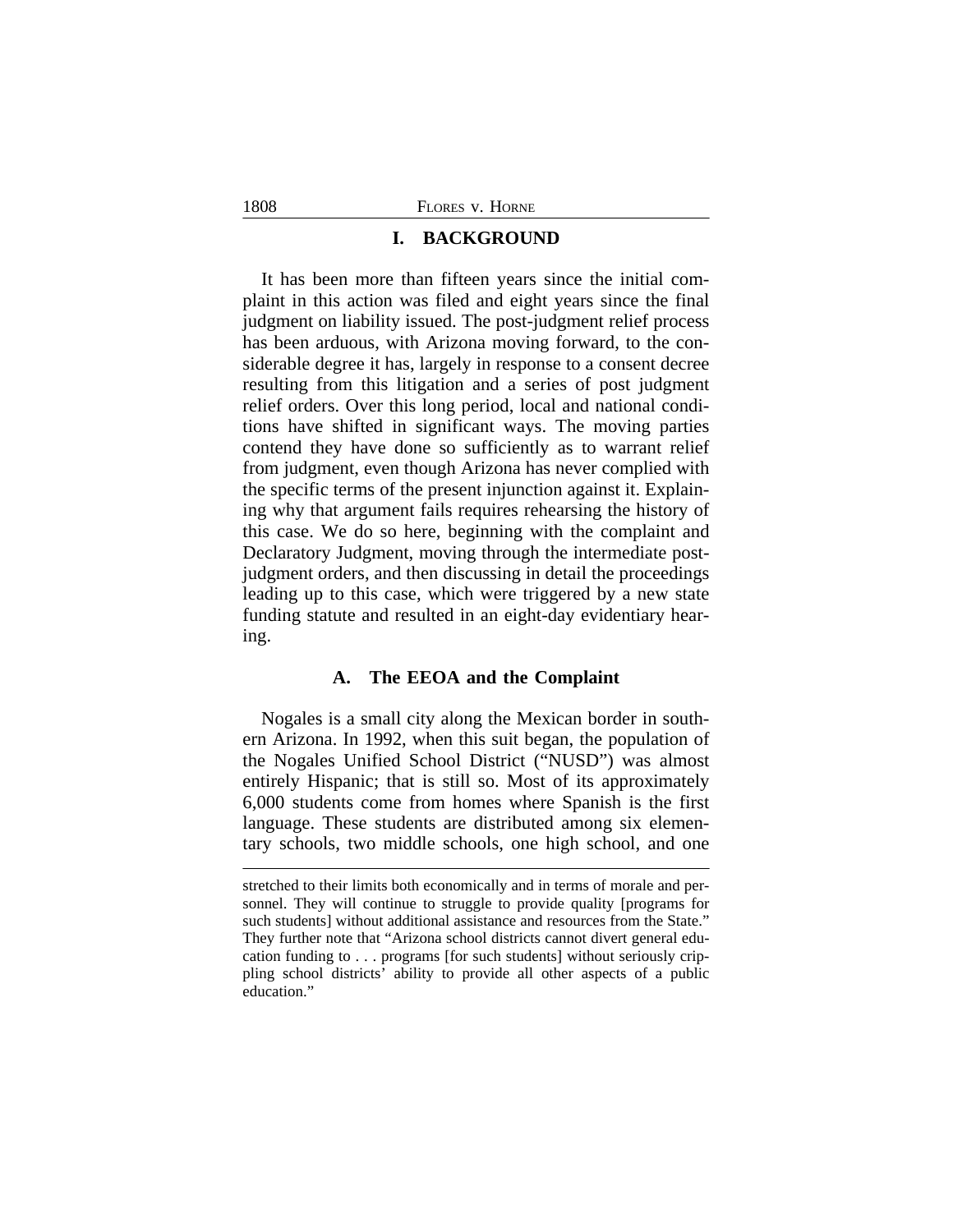## I. BACKGROUND

It has been more than fifteen years since the initial complaint in this action was filed and eight years since the final judgment on liability issued. The post-judgment relief process has been arduous, with Arizona moving forward, to the considerable degree it has, largely in response to a consent decree resulting from this litigation and a series of post judgment relief orders. Over this long period, local and national conditions have shifted in significant ways. The moving parties contend they have done so sufficiently as to warrant relief from judgment, even though Arizona has never complied with the specific terms of the present injunction against it. Explaining why that argument fails requires rehearsing the history of this case. We do so here, beginning with the complaint and Declaratory Judgment, moving through the intermediate post-judgment orders, and then discussing in detail the proceedings leading up to this case, which were triggered by a new state funding statute and resulted in an eight-day evidentiary hearing.

### A. The EEOA and the Complaint

Nogales is a small city along the Mexican border in southern Arizona. In 1992, when this suit began, the population of the Nogales Unified School District ("NUSD") was almost entirely Hispanic; that is still so. Most of its approximately 6,000 students come from homes where Spanish is the first language. These students are distributed among six elementary schools, two middle schools, one high school, and one

---

stretched to their limits both economically and in terms of morale and personnel. They will continue to struggle to provide quality [programs for such students] without additional assistance and resources from the State." They further note that "Arizona school districts cannot divert general education funding to . . . programs [for such students] without seriously crippling school districts' ability to provide all other aspects of a public education."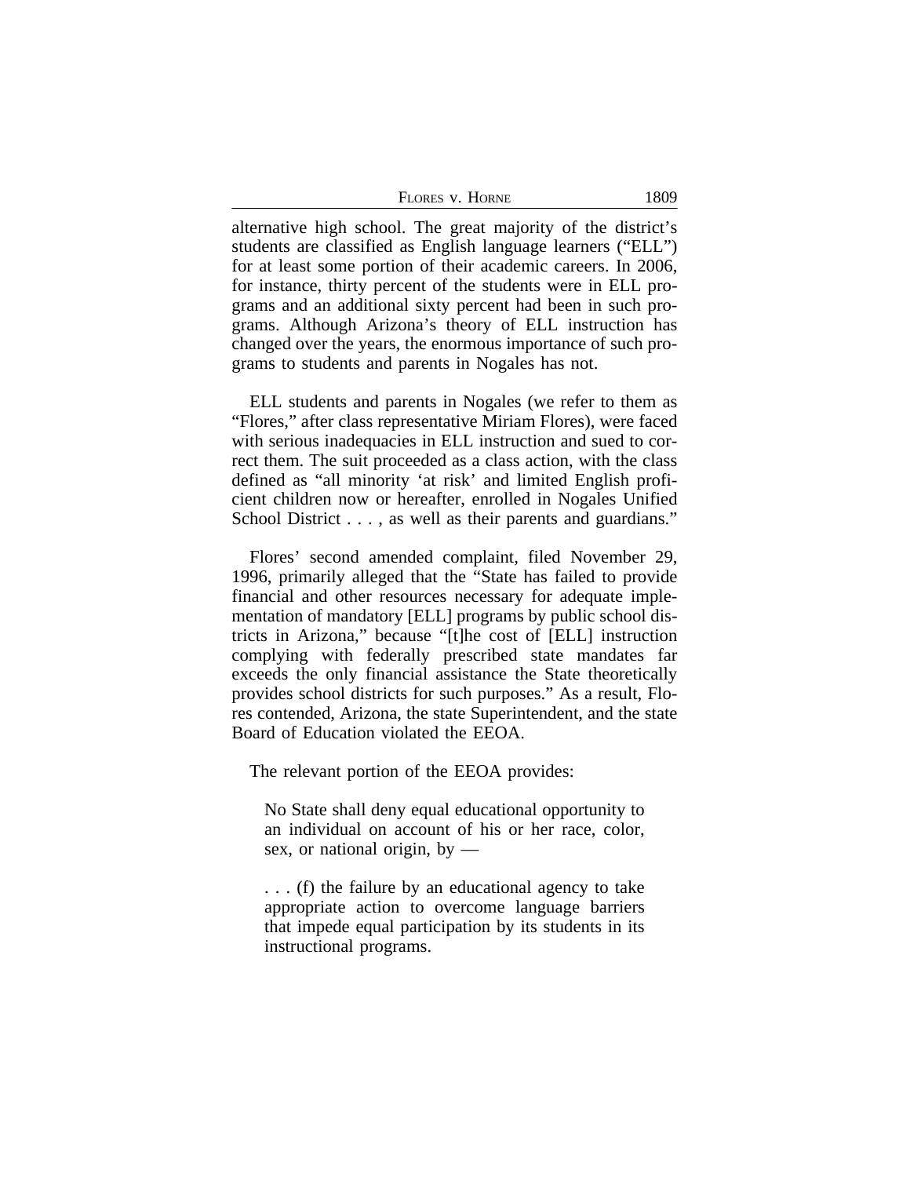alternative high school. The great majority of the district's students are classified as English language learners ("ELL") for at least some portion of their academic careers. In 2006, for instance, thirty percent of the students were in ELL programs and an additional sixty percent had been in such programs. Although Arizona's theory of ELL instruction has changed over the years, the enormous importance of such programs to students and parents in Nogales has not.

ELL students and parents in Nogales (we refer to them as "Flores," after class representative Miriam Flores), were faced with serious inadequacies in ELL instruction and sued to correct them. The suit proceeded as a class action, with the class defined as "all minority 'at risk' and limited English proficient children now or hereafter, enrolled in Nogales Unified School District . . . , as well as their parents and guardians."

Flores' second amended complaint, filed November 29, 1996, primarily alleged that the "State has failed to provide financial and other resources necessary for adequate implementation of mandatory [ELL] programs by public school districts in Arizona," because "[t]he cost of [ELL] instruction complying with federally prescribed state mandates far exceeds the only financial assistance the State theoretically provides school districts for such purposes." As a result, Flores contended, Arizona, the state Superintendent, and the state Board of Education violated the EEOA.

The relevant portion of the EEOA provides:

> No State shall deny equal educational opportunity to an individual on account of his or her race, color, sex, or national origin, by —
>
> . . . (f) the failure by an educational agency to take appropriate action to overcome language barriers that impede equal participation by its students in its instructional programs.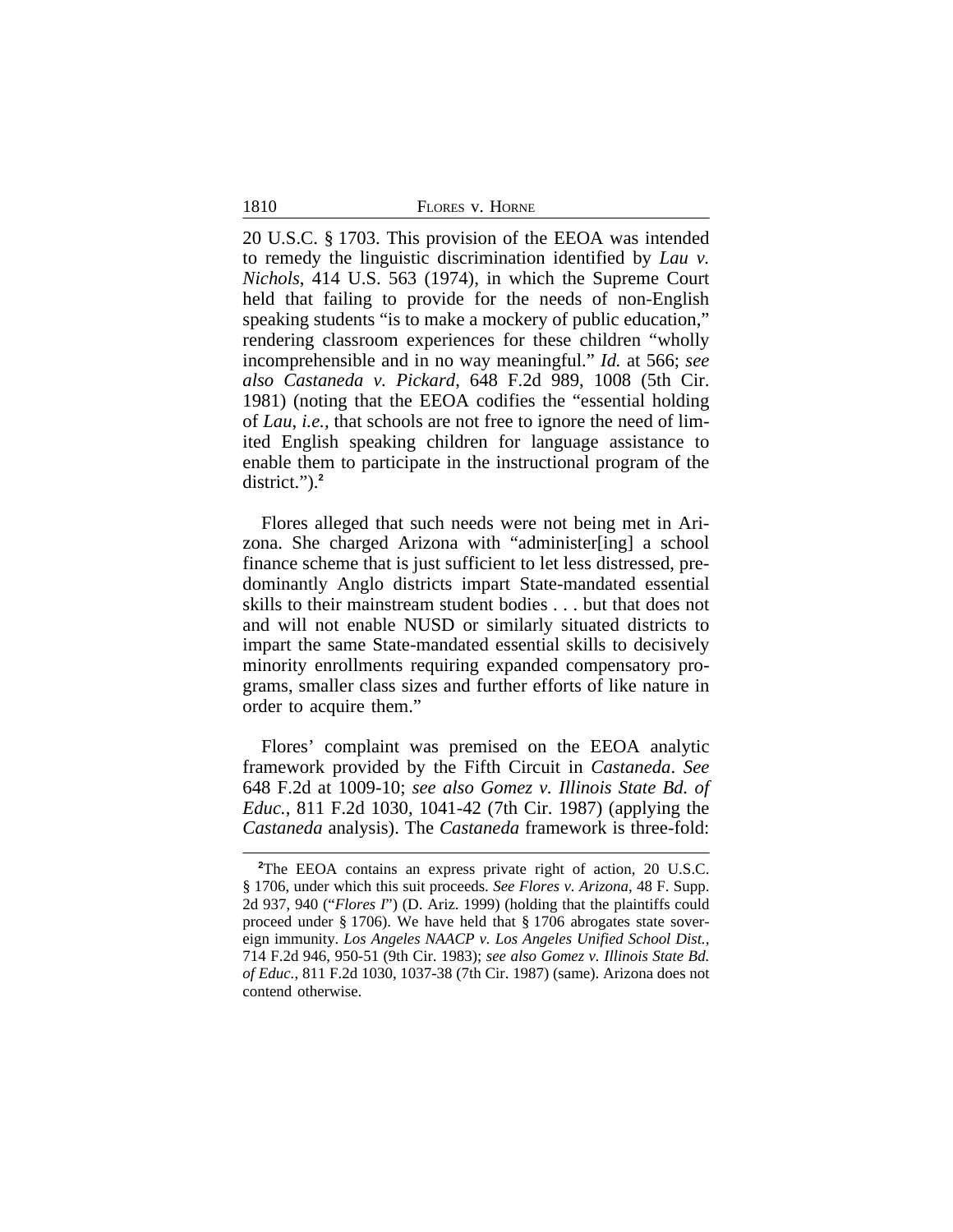20 U.S.C. § 1703. This provision of the EEOA was intended to remedy the linguistic discrimination identified by *Lau v. Nichols*, 414 U.S. 563 (1974), in which the Supreme Court held that failing to provide for the needs of non-English speaking students "is to make a mockery of public education," rendering classroom experiences for these children "wholly incomprehensible and in no way meaningful." *Id.* at 566; *see also Castaneda v. Pickard*, 648 F.2d 989, 1008 (5th Cir. 1981) (noting that the EEOA codifies the "essential holding of *Lau*, *i.e.*, that schools are not free to ignore the need of limited English speaking children for language assistance to enable them to participate in the instructional program of the district.").[2]

Flores alleged that such needs were not being met in Arizona. She charged Arizona with "administer[ing] a school finance scheme that is just sufficient to let less distressed, predominantly Anglo districts impart State-mandated essential skills to their mainstream student bodies . . . but that does not and will not enable NUSD or similarly situated districts to impart the same State-mandated essential skills to decisively minority enrollments requiring expanded compensatory programs, smaller class sizes and further efforts of like nature in order to acquire them."

Flores' complaint was premised on the EEOA analytic framework provided by the Fifth Circuit in *Castaneda*. *See* 648 F.2d at 1009-10; *see also Gomez v. Illinois State Bd. of Educ.*, 811 F.2d 1030, 1041-42 (7th Cir. 1987) (applying the *Castaneda* analysis). The *Castaneda* framework is three-fold:

---

[2]The EEOA contains an express private right of action, 20 U.S.C. § 1706, under which this suit proceeds. *See Flores v. Arizona*, 48 F. Supp. 2d 937, 940 ("*Flores I*") (D. Ariz. 1999) (holding that the plaintiffs could proceed under § 1706). We have held that § 1706 abrogates state sovereign immunity. *Los Angeles NAACP v. Los Angeles Unified School Dist.*, 714 F.2d 946, 950-51 (9th Cir. 1983); *see also Gomez v. Illinois State Bd. of Educ.*, 811 F.2d 1030, 1037-38 (7th Cir. 1987) (same). Arizona does not contend otherwise.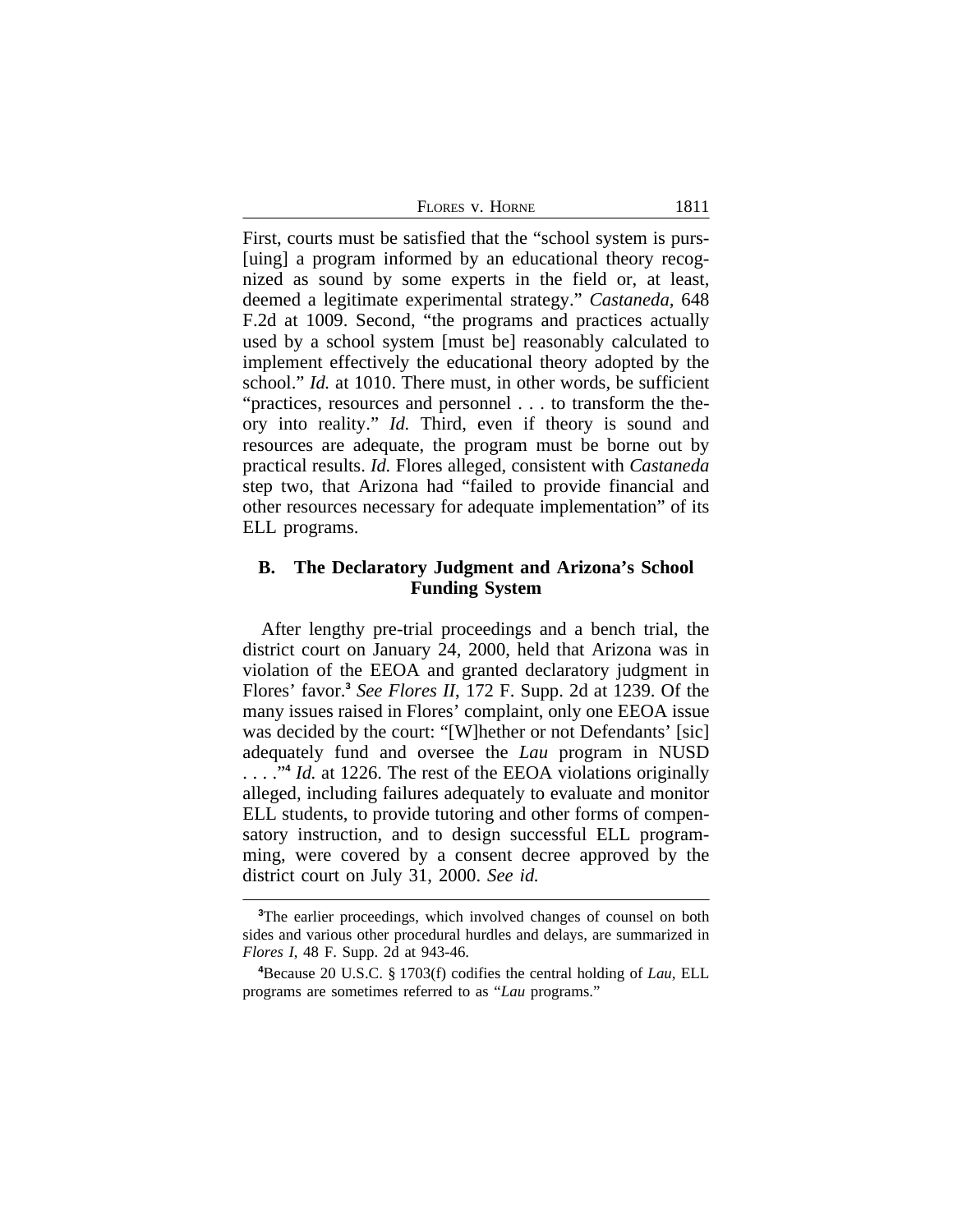First, courts must be satisfied that the "school system is purs-[uing] a program informed by an educational theory recognized as sound by some experts in the field or, at least, deemed a legitimate experimental strategy." *Castaneda*, 648 F.2d at 1009. Second, "the programs and practices actually used by a school system [must be] reasonably calculated to implement effectively the educational theory adopted by the school." *Id.* at 1010. There must, in other words, be sufficient "practices, resources and personnel . . . to transform the theory into reality." *Id.* Third, even if theory is sound and resources are adequate, the program must be borne out by practical results. *Id.* Flores alleged, consistent with *Castaneda* step two, that Arizona had "failed to provide financial and other resources necessary for adequate implementation" of its ELL programs.

### B. The Declaratory Judgment and Arizona's School Funding System

After lengthy pre-trial proceedings and a bench trial, the district court on January 24, 2000, held that Arizona was in violation of the EEOA and granted declaratory judgment in Flores' favor.[3] *See Flores II*, 172 F. Supp. 2d at 1239. Of the many issues raised in Flores' complaint, only one EEOA issue was decided by the court: "[W]hether or not Defendants' [sic] adequately fund and oversee the *Lau* program in NUSD . . . ."[4] *Id.* at 1226. The rest of the EEOA violations originally alleged, including failures adequately to evaluate and monitor ELL students, to provide tutoring and other forms of compensatory instruction, and to design successful ELL programming, were covered by a consent decree approved by the district court on July 31, 2000. *See id.*

---

[3]The earlier proceedings, which involved changes of counsel on both sides and various other procedural hurdles and delays, are summarized in *Flores I*, 48 F. Supp. 2d at 943-46.

[4]Because 20 U.S.C. § 1703(f) codifies the central holding of *Lau*, ELL programs are sometimes referred to as "*Lau* programs."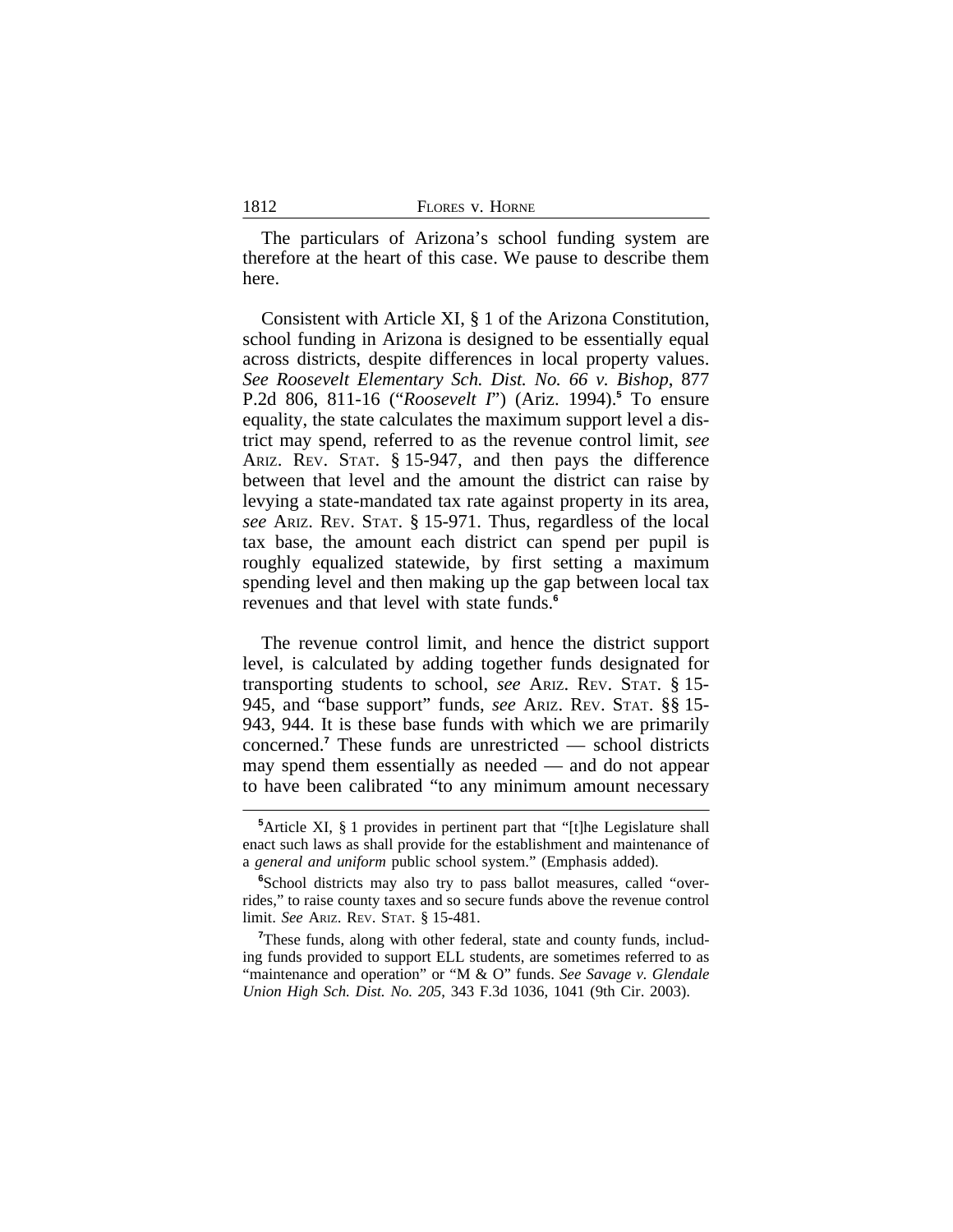The particulars of Arizona's school funding system are therefore at the heart of this case. We pause to describe them here.

Consistent with Article XI, § 1 of the Arizona Constitution, school funding in Arizona is designed to be essentially equal across districts, despite differences in local property values. *See Roosevelt Elementary Sch. Dist. No. 66 v. Bishop*, 877 P.2d 806, 811-16 ("*Roosevelt I*") (Ariz. 1994).[5] To ensure equality, the state calculates the maximum support level a district may spend, referred to as the revenue control limit, *see* ARIZ. REV. STAT. § 15-947, and then pays the difference between that level and the amount the district can raise by levying a state-mandated tax rate against property in its area, *see* ARIZ. REV. STAT. § 15-971. Thus, regardless of the local tax base, the amount each district can spend per pupil is roughly equalized statewide, by first setting a maximum spending level and then making up the gap between local tax revenues and that level with state funds.[6]

The revenue control limit, and hence the district support level, is calculated by adding together funds designated for transporting students to school, *see* ARIZ. REV. STAT. § 15-945, and "base support" funds, *see* ARIZ. REV. STAT. §§ 15-943, 944. It is these base funds with which we are primarily concerned.[7] These funds are unrestricted — school districts may spend them essentially as needed — and do not appear to have been calibrated "to any minimum amount necessary

---

[5]Article XI, § 1 provides in pertinent part that "[t]he Legislature shall enact such laws as shall provide for the establishment and maintenance of a *general and uniform* public school system." (Emphasis added).

[6]School districts may also try to pass ballot measures, called "overrides," to raise county taxes and so secure funds above the revenue control limit. *See* ARIZ. REV. STAT. § 15-481.

[7]These funds, along with other federal, state and county funds, including funds provided to support ELL students, are sometimes referred to as "maintenance and operation" or "M & O" funds. *See Savage v. Glendale Union High Sch. Dist. No. 205*, 343 F.3d 1036, 1041 (9th Cir. 2003).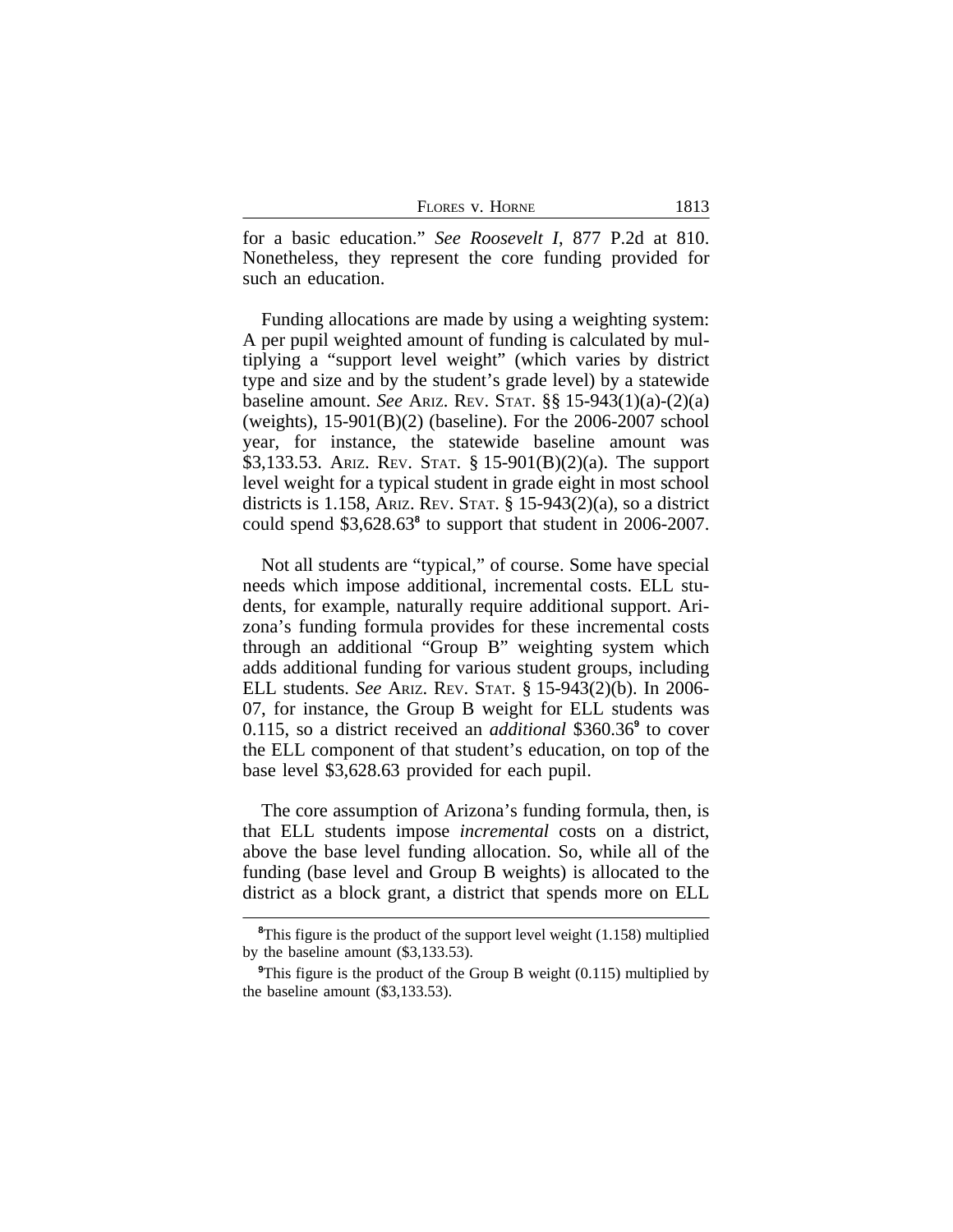for a basic education." *See Roosevelt I*, 877 P.2d at 810. Nonetheless, they represent the core funding provided for such an education.

Funding allocations are made by using a weighting system: A per pupil weighted amount of funding is calculated by multiplying a "support level weight" (which varies by district type and size and by the student's grade level) by a statewide baseline amount. *See* ARIZ. REV. STAT. §§ 15-943(1)(a)-(2)(a) (weights), 15-901(B)(2) (baseline). For the 2006-2007 school year, for instance, the statewide baseline amount was $3,133.53. ARIZ. REV. STAT. § 15-901(B)(2)(a). The support level weight for a typical student in grade eight in most school districts is 1.158, ARIZ. REV. STAT. § 15-943(2)(a), so a district could spend $3,628.63[8] to support that student in 2006-2007.

Not all students are "typical," of course. Some have special needs which impose additional, incremental costs. ELL students, for example, naturally require additional support. Arizona's funding formula provides for these incremental costs through an additional "Group B" weighting system which adds additional funding for various student groups, including ELL students. *See* ARIZ. REV. STAT. § 15-943(2)(b). In 2006-07, for instance, the Group B weight for ELL students was 0.115, so a district received an *additional* $360.36[9] to cover the ELL component of that student's education, on top of the base level $3,628.63 provided for each pupil.

The core assumption of Arizona's funding formula, then, is that ELL students impose *incremental* costs on a district, above the base level funding allocation. So, while all of the funding (base level and Group B weights) is allocated to the district as a block grant, a district that spends more on ELL

---

[8]This figure is the product of the support level weight (1.158) multiplied by the baseline amount ($3,133.53).

[9]This figure is the product of the Group B weight (0.115) multiplied by the baseline amount ($3,133.53).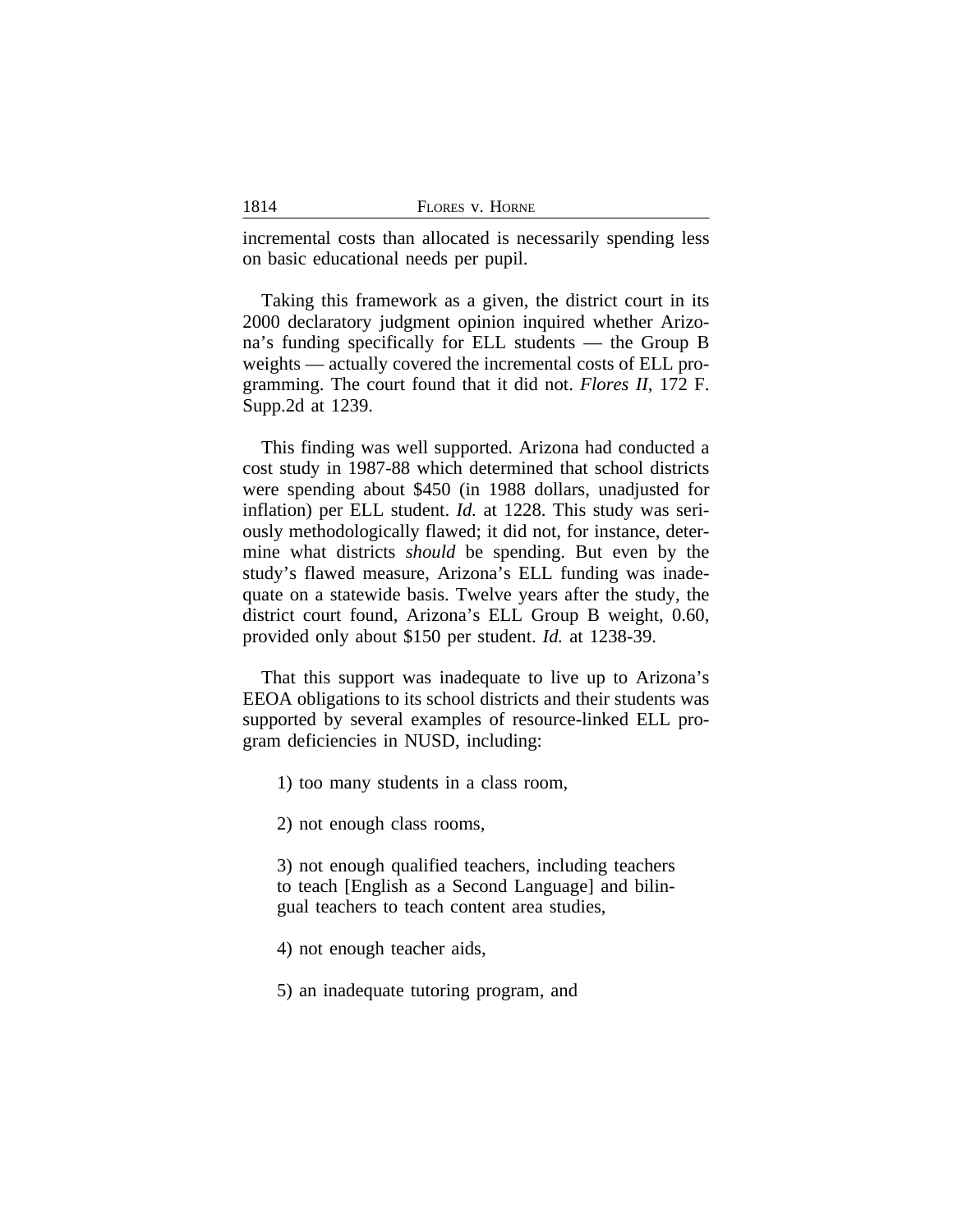incremental costs than allocated is necessarily spending less on basic educational needs per pupil.

Taking this framework as a given, the district court in its 2000 declaratory judgment opinion inquired whether Arizona's funding specifically for ELL students — the Group B weights — actually covered the incremental costs of ELL programming. The court found that it did not. *Flores II*, 172 F. Supp.2d at 1239.

This finding was well supported. Arizona had conducted a cost study in 1987-88 which determined that school districts were spending about $450 (in 1988 dollars, unadjusted for inflation) per ELL student. *Id.* at 1228. This study was seriously methodologically flawed; it did not, for instance, determine what districts *should* be spending. But even by the study's flawed measure, Arizona's ELL funding was inadequate on a statewide basis. Twelve years after the study, the district court found, Arizona's ELL Group B weight, 0.60, provided only about $150 per student. *Id.* at 1238-39.

That this support was inadequate to live up to Arizona's EEOA obligations to its school districts and their students was supported by several examples of resource-linked ELL program deficiencies in NUSD, including:

> 1) too many students in a class room,
>
> 2) not enough class rooms,
>
> 3) not enough qualified teachers, including teachers to teach [English as a Second Language] and bilingual teachers to teach content area studies,
>
> 4) not enough teacher aids,
>
> 5) an inadequate tutoring program, and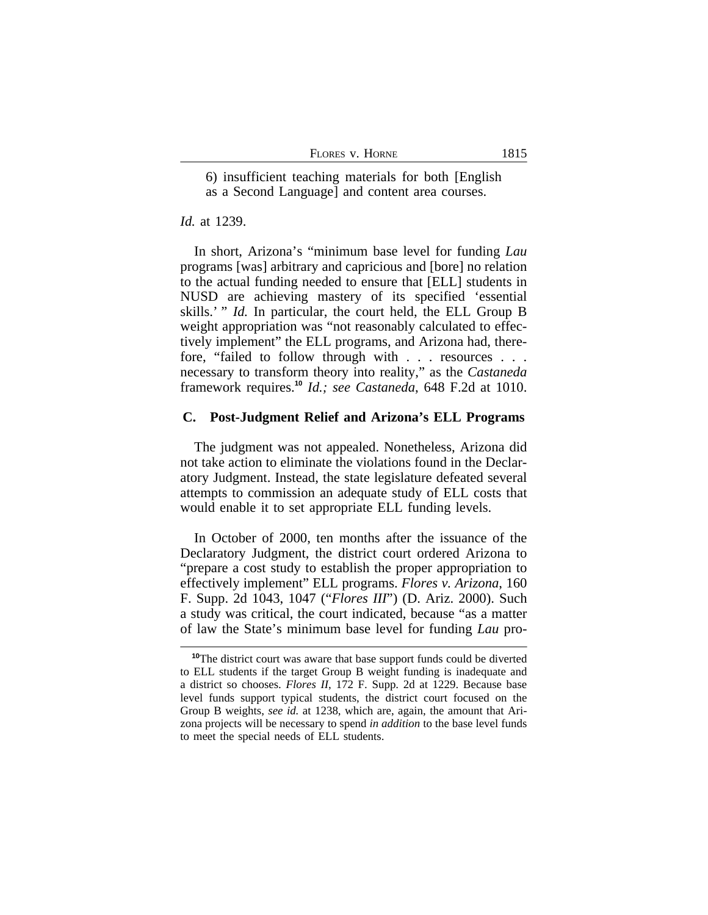6) insufficient teaching materials for both [English as a Second Language] and content area courses.

*Id.* at 1239.

In short, Arizona's "minimum base level for funding *Lau* programs [was] arbitrary and capricious and [bore] no relation to the actual funding needed to ensure that [ELL] students in NUSD are achieving mastery of its specified 'essential skills.' " *Id.* In particular, the court held, the ELL Group B weight appropriation was "not reasonably calculated to effectively implement" the ELL programs, and Arizona had, therefore, "failed to follow through with . . . resources . . . necessary to transform theory into reality," as the *Castaneda* framework requires.[10] *Id.; see Castaneda*, 648 F.2d at 1010.

### C. Post-Judgment Relief and Arizona's ELL Programs

The judgment was not appealed. Nonetheless, Arizona did not take action to eliminate the violations found in the Declaratory Judgment. Instead, the state legislature defeated several attempts to commission an adequate study of ELL costs that would enable it to set appropriate ELL funding levels.

In October of 2000, ten months after the issuance of the Declaratory Judgment, the district court ordered Arizona to "prepare a cost study to establish the proper appropriation to effectively implement" ELL programs. *Flores v. Arizona*, 160 F. Supp. 2d 1043, 1047 ("*Flores III*") (D. Ariz. 2000). Such a study was critical, the court indicated, because "as a matter of law the State's minimum base level for funding *Lau* pro-

[10]The district court was aware that base support funds could be diverted to ELL students if the target Group B weight funding is inadequate and a district so chooses. *Flores II*, 172 F. Supp. 2d at 1229. Because base level funds support typical students, the district court focused on the Group B weights, *see id.* at 1238, which are, again, the amount that Arizona projects will be necessary to spend *in addition* to the base level funds to meet the special needs of ELL students.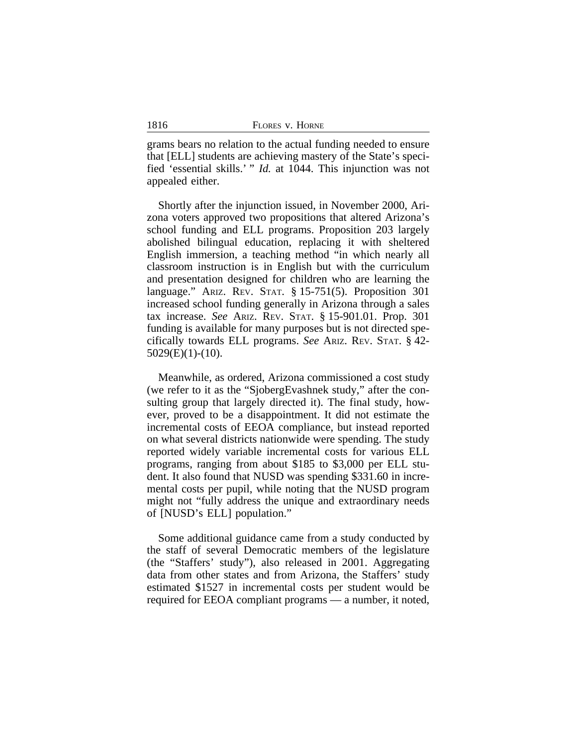grams bears no relation to the actual funding needed to ensure that [ELL] students are achieving mastery of the State's specified 'essential skills.' " *Id.* at 1044. This injunction was not appealed either.

Shortly after the injunction issued, in November 2000, Arizona voters approved two propositions that altered Arizona's school funding and ELL programs. Proposition 203 largely abolished bilingual education, replacing it with sheltered English immersion, a teaching method "in which nearly all classroom instruction is in English but with the curriculum and presentation designed for children who are learning the language." ARIZ. REV. STAT. § 15-751(5). Proposition 301 increased school funding generally in Arizona through a sales tax increase. *See* ARIZ. REV. STAT. § 15-901.01. Prop. 301 funding is available for many purposes but is not directed specifically towards ELL programs. *See* ARIZ. REV. STAT. § 42-5029(E)(1)-(10).

Meanwhile, as ordered, Arizona commissioned a cost study (we refer to it as the "SjobergEvashnek study," after the consulting group that largely directed it). The final study, however, proved to be a disappointment. It did not estimate the incremental costs of EEOA compliance, but instead reported on what several districts nationwide were spending. The study reported widely variable incremental costs for various ELL programs, ranging from about $185 to $3,000 per ELL student. It also found that NUSD was spending $331.60 in incremental costs per pupil, while noting that the NUSD program might not "fully address the unique and extraordinary needs of [NUSD's ELL] population."

Some additional guidance came from a study conducted by the staff of several Democratic members of the legislature (the "Staffers' study"), also released in 2001. Aggregating data from other states and from Arizona, the Staffers' study estimated $1527 in incremental costs per student would be required for EEOA compliant programs — a number, it noted,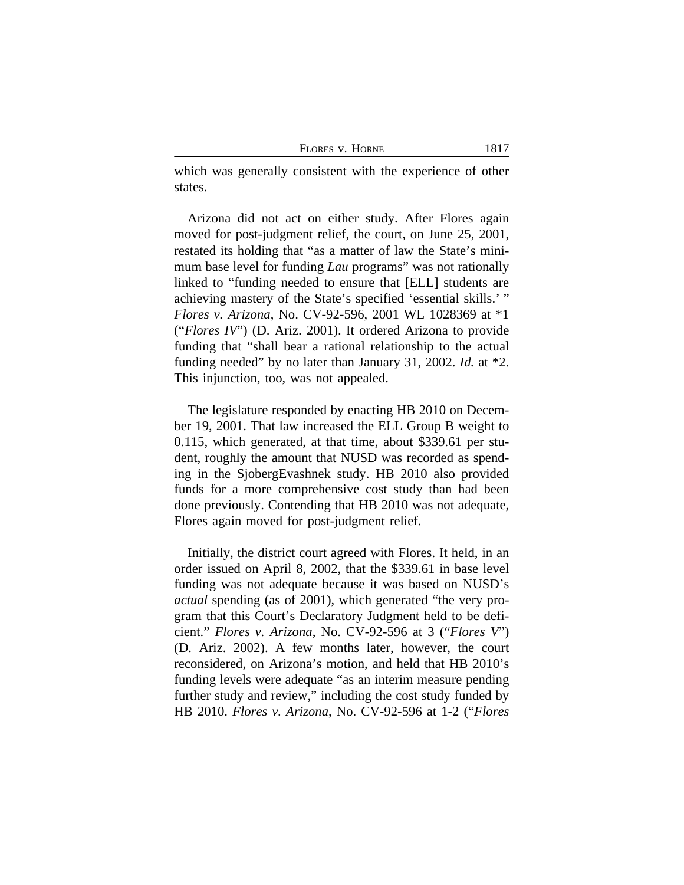which was generally consistent with the experience of other states.

Arizona did not act on either study. After Flores again moved for post-judgment relief, the court, on June 25, 2001, restated its holding that "as a matter of law the State's minimum base level for funding *Lau* programs" was not rationally linked to "funding needed to ensure that [ELL] students are achieving mastery of the State's specified 'essential skills.' " *Flores v. Arizona*, No. CV-92-596, 2001 WL 1028369 at *1 ("*Flores IV*") (D. Ariz. 2001). It ordered Arizona to provide funding that "shall bear a rational relationship to the actual funding needed" by no later than January 31, 2002. *Id.* at *2. This injunction, too, was not appealed.

The legislature responded by enacting HB 2010 on December 19, 2001. That law increased the ELL Group B weight to 0.115, which generated, at that time, about $339.61 per student, roughly the amount that NUSD was recorded as spending in the SjobergEvashnek study. HB 2010 also provided funds for a more comprehensive cost study than had been done previously. Contending that HB 2010 was not adequate, Flores again moved for post-judgment relief.

Initially, the district court agreed with Flores. It held, in an order issued on April 8, 2002, that the $339.61 in base level funding was not adequate because it was based on NUSD's *actual* spending (as of 2001), which generated "the very program that this Court's Declaratory Judgment held to be deficient." *Flores v. Arizona*, No. CV-92-596 at 3 ("*Flores V*") (D. Ariz. 2002). A few months later, however, the court reconsidered, on Arizona's motion, and held that HB 2010's funding levels were adequate "as an interim measure pending further study and review," including the cost study funded by HB 2010. *Flores v. Arizona*, No. CV-92-596 at 1-2 ("*Flores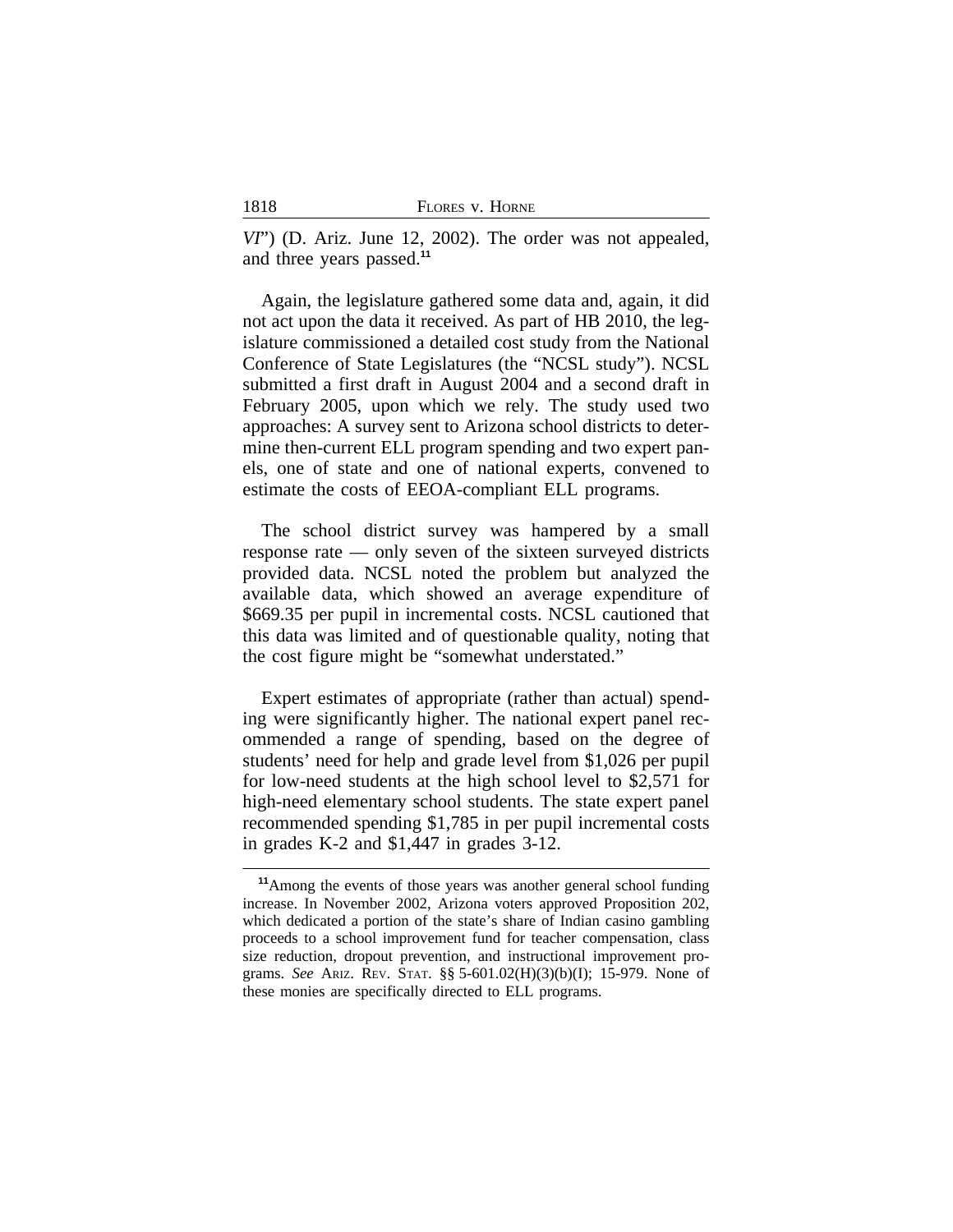*VI*") (D. Ariz. June 12, 2002). The order was not appealed, and three years passed.[11]

Again, the legislature gathered some data and, again, it did not act upon the data it received. As part of HB 2010, the legislature commissioned a detailed cost study from the National Conference of State Legislatures (the "NCSL study"). NCSL submitted a first draft in August 2004 and a second draft in February 2005, upon which we rely. The study used two approaches: A survey sent to Arizona school districts to determine then-current ELL program spending and two expert panels, one of state and one of national experts, convened to estimate the costs of EEOA-compliant ELL programs.

The school district survey was hampered by a small response rate — only seven of the sixteen surveyed districts provided data. NCSL noted the problem but analyzed the available data, which showed an average expenditure of $669.35 per pupil in incremental costs. NCSL cautioned that this data was limited and of questionable quality, noting that the cost figure might be "somewhat understated."

Expert estimates of appropriate (rather than actual) spending were significantly higher. The national expert panel recommended a range of spending, based on the degree of students' need for help and grade level from $1,026 per pupil for low-need students at the high school level to $2,571 for high-need elementary school students. The state expert panel recommended spending $1,785 in per pupil incremental costs in grades K-2 and $1,447 in grades 3-12.

[11]Among the events of those years was another general school funding increase. In November 2002, Arizona voters approved Proposition 202, which dedicated a portion of the state's share of Indian casino gambling proceeds to a school improvement fund for teacher compensation, class size reduction, dropout prevention, and instructional improvement programs. *See* ARIZ. REV. STAT. §§ 5-601.02(H)(3)(b)(I); 15-979. None of these monies are specifically directed to ELL programs.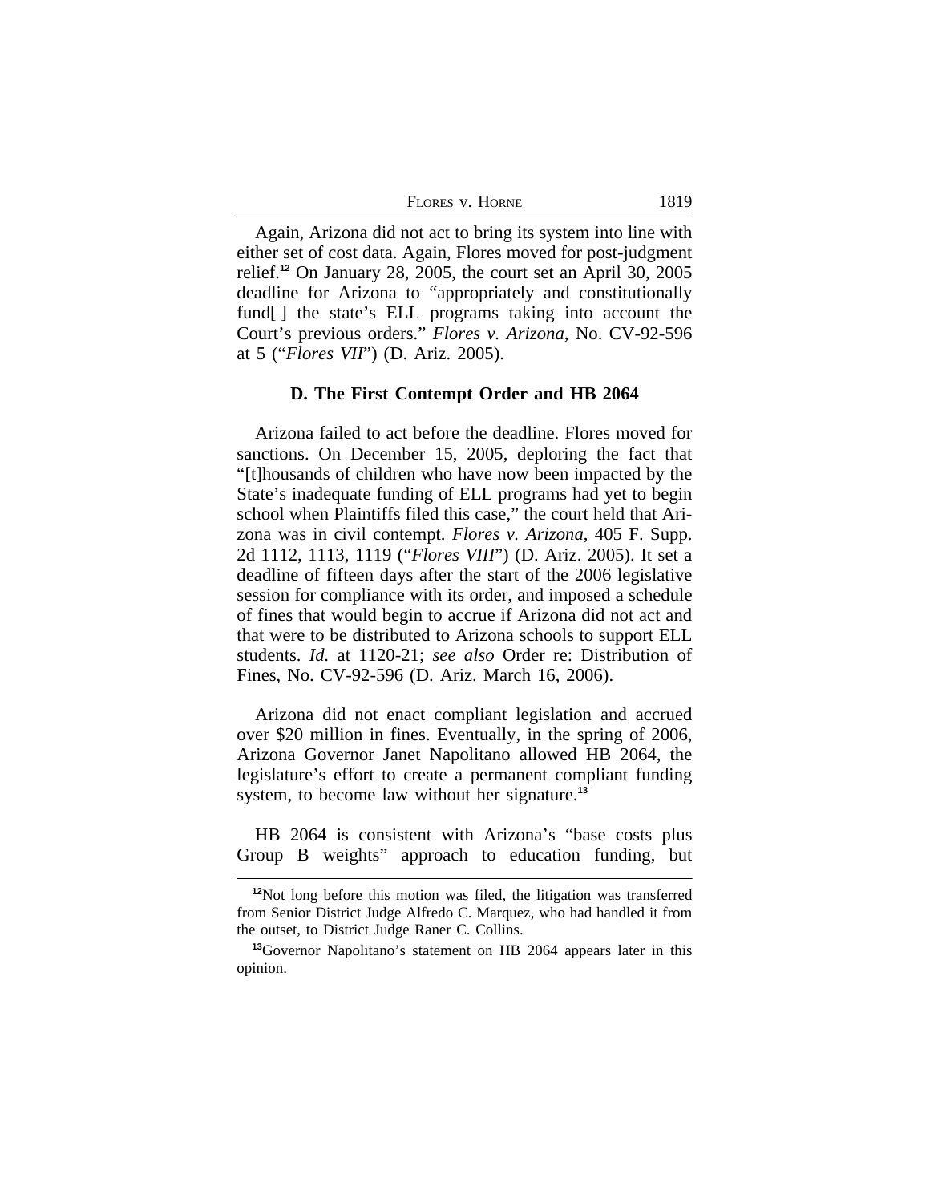Again, Arizona did not act to bring its system into line with either set of cost data. Again, Flores moved for post-judgment relief.[12] On January 28, 2005, the court set an April 30, 2005 deadline for Arizona to "appropriately and constitutionally fund[ ] the state's ELL programs taking into account the Court's previous orders." *Flores v. Arizona*, No. CV-92-596 at 5 ("*Flores VII*") (D. Ariz. 2005).

### D. The First Contempt Order and HB 2064

Arizona failed to act before the deadline. Flores moved for sanctions. On December 15, 2005, deploring the fact that "[t]housands of children who have now been impacted by the State's inadequate funding of ELL programs had yet to begin school when Plaintiffs filed this case," the court held that Arizona was in civil contempt. *Flores v. Arizona*, 405 F. Supp. 2d 1112, 1113, 1119 ("*Flores VIII*") (D. Ariz. 2005). It set a deadline of fifteen days after the start of the 2006 legislative session for compliance with its order, and imposed a schedule of fines that would begin to accrue if Arizona did not act and that were to be distributed to Arizona schools to support ELL students. *Id.* at 1120-21; *see also* Order re: Distribution of Fines, No. CV-92-596 (D. Ariz. March 16, 2006).

Arizona did not enact compliant legislation and accrued over $20 million in fines. Eventually, in the spring of 2006, Arizona Governor Janet Napolitano allowed HB 2064, the legislature's effort to create a permanent compliant funding system, to become law without her signature.[13]

HB 2064 is consistent with Arizona's "base costs plus Group B weights" approach to education funding, but

---

[12] Not long before this motion was filed, the litigation was transferred from Senior District Judge Alfredo C. Marquez, who had handled it from the outset, to District Judge Raner C. Collins.

[13] Governor Napolitano's statement on HB 2064 appears later in this opinion.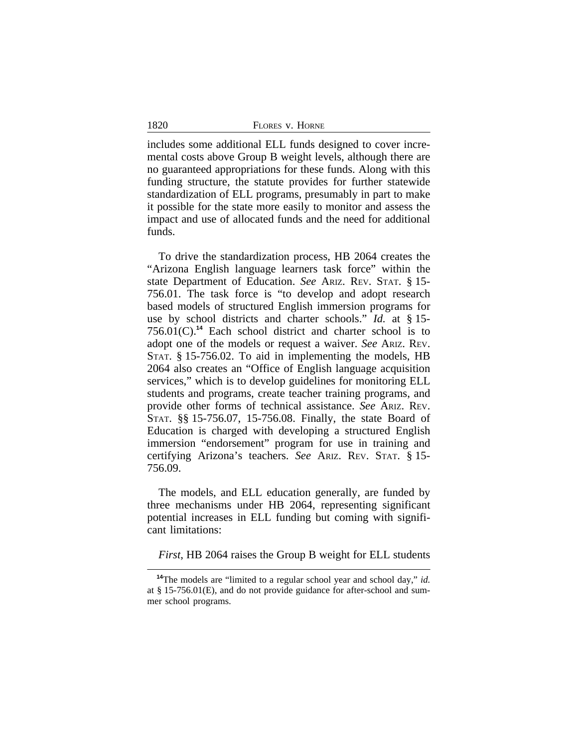includes some additional ELL funds designed to cover incremental costs above Group B weight levels, although there are no guaranteed appropriations for these funds. Along with this funding structure, the statute provides for further statewide standardization of ELL programs, presumably in part to make it possible for the state more easily to monitor and assess the impact and use of allocated funds and the need for additional funds.

To drive the standardization process, HB 2064 creates the "Arizona English language learners task force" within the state Department of Education. *See* ARIZ. REV. STAT. § 15-756.01. The task force is "to develop and adopt research based models of structured English immersion programs for use by school districts and charter schools." *Id.* at § 15-756.01(C).[14] Each school district and charter school is to adopt one of the models or request a waiver. *See* ARIZ. REV. STAT. § 15-756.02. To aid in implementing the models, HB 2064 also creates an "Office of English language acquisition services," which is to develop guidelines for monitoring ELL students and programs, create teacher training programs, and provide other forms of technical assistance. *See* ARIZ. REV. STAT. §§ 15-756.07, 15-756.08. Finally, the state Board of Education is charged with developing a structured English immersion "endorsement" program for use in training and certifying Arizona's teachers. *See* ARIZ. REV. STAT. § 15-756.09.

The models, and ELL education generally, are funded by three mechanisms under HB 2064, representing significant potential increases in ELL funding but coming with significant limitations:

*First*, HB 2064 raises the Group B weight for ELL students

[14]The models are "limited to a regular school year and school day," *id.* at § 15-756.01(E), and do not provide guidance for after-school and summer school programs.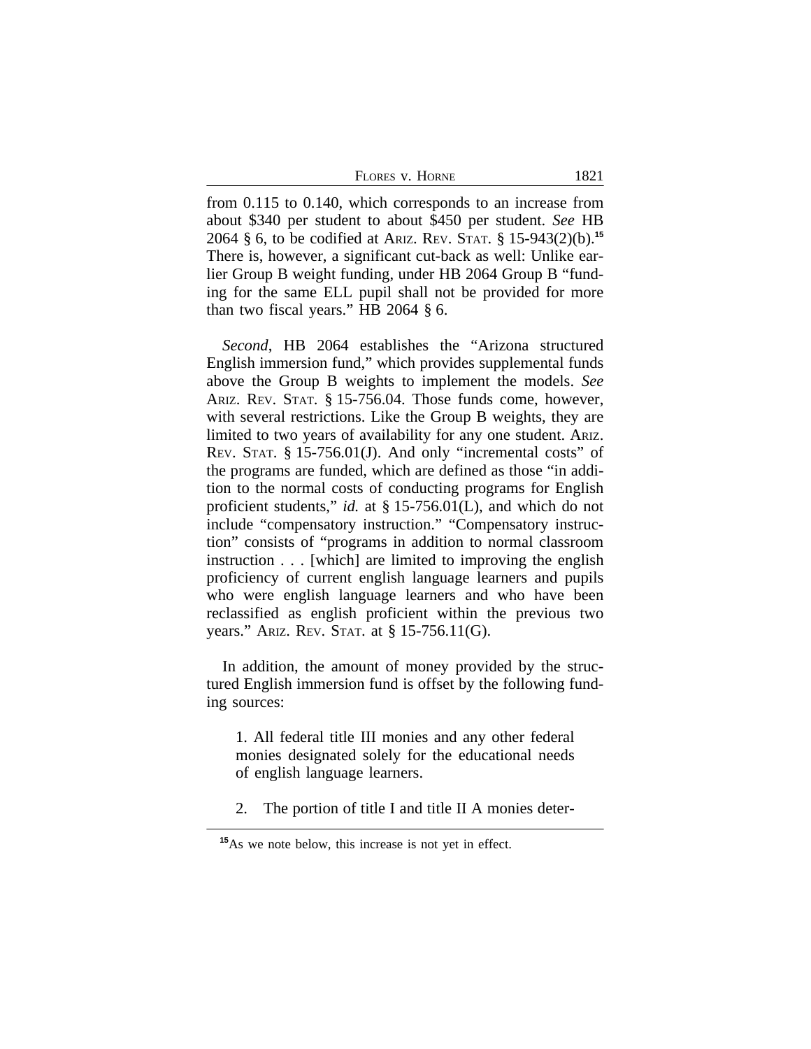from 0.115 to 0.140, which corresponds to an increase from about $340 per student to about $450 per student. *See* HB 2064 § 6, to be codified at ARIZ. REV. STAT. § 15-943(2)(b).[15] There is, however, a significant cut-back as well: Unlike earlier Group B weight funding, under HB 2064 Group B "funding for the same ELL pupil shall not be provided for more than two fiscal years." HB 2064 § 6.

*Second*, HB 2064 establishes the "Arizona structured English immersion fund," which provides supplemental funds above the Group B weights to implement the models. *See* ARIZ. REV. STAT. § 15-756.04. Those funds come, however, with several restrictions. Like the Group B weights, they are limited to two years of availability for any one student. ARIZ. REV. STAT. § 15-756.01(J). And only "incremental costs" of the programs are funded, which are defined as those "in addition to the normal costs of conducting programs for English proficient students," *id.* at § 15-756.01(L), and which do not include "compensatory instruction." "Compensatory instruction" consists of "programs in addition to normal classroom instruction . . . [which] are limited to improving the english proficiency of current english language learners and pupils who were english language learners and who have been reclassified as english proficient within the previous two years." ARIZ. REV. STAT. at § 15-756.11(G).

In addition, the amount of money provided by the structured English immersion fund is offset by the following funding sources:

> 1. All federal title III monies and any other federal monies designated solely for the educational needs of english language learners.
>
> 2. The portion of title I and title II A monies deter-

[15] As we note below, this increase is not yet in effect.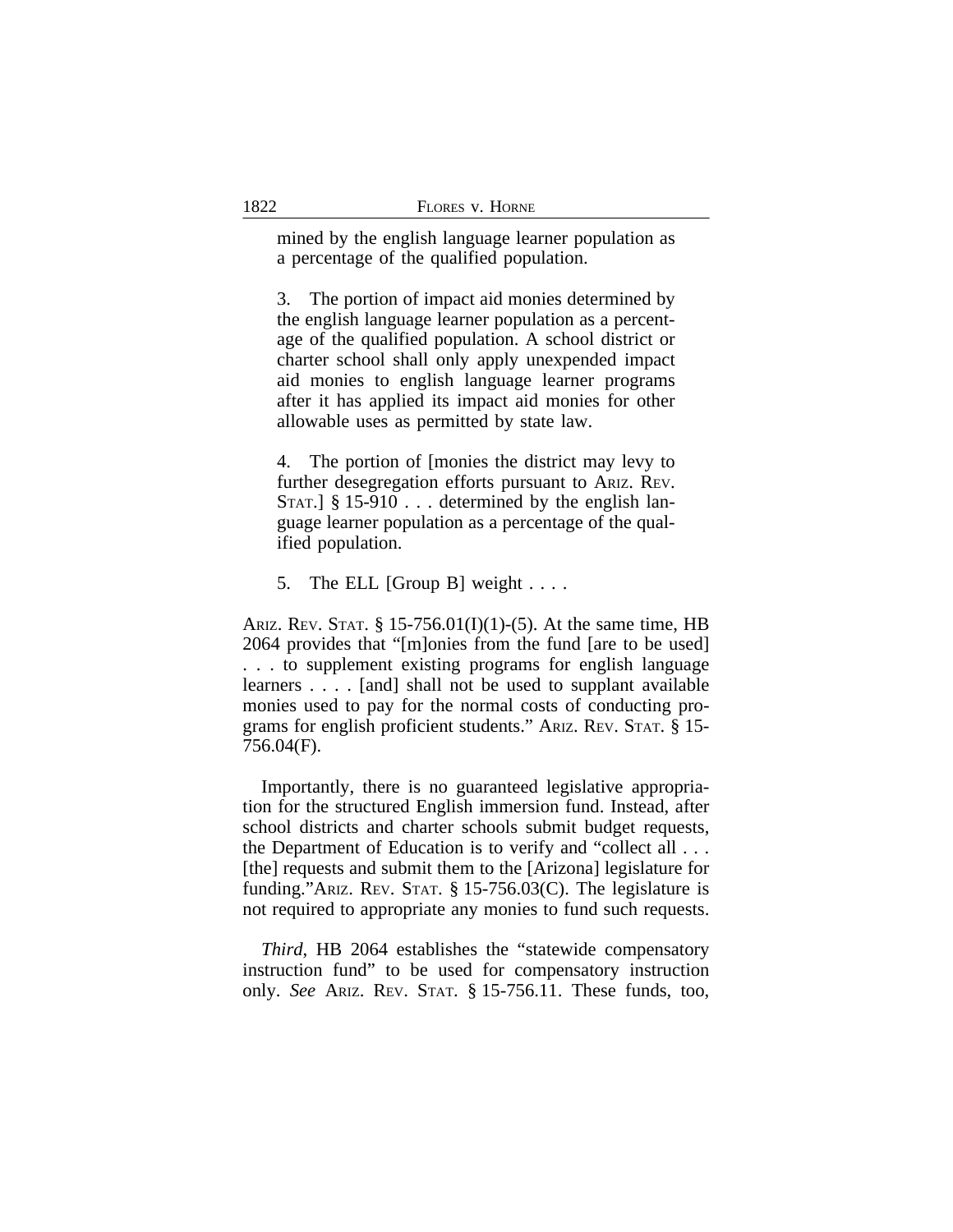> mined by the english language learner population as a percentage of the qualified population.
>
> 3. The portion of impact aid monies determined by the english language learner population as a percentage of the qualified population. A school district or charter school shall only apply unexpended impact aid monies to english language learner programs after it has applied its impact aid monies for other allowable uses as permitted by state law.
>
> 4. The portion of [monies the district may levy to further desegregation efforts pursuant to ARIZ. REV. STAT.] § 15-910 . . . determined by the english language learner population as a percentage of the qualified population.
>
> 5. The ELL [Group B] weight . . . .

ARIZ. REV. STAT. § 15-756.01(I)(1)-(5). At the same time, HB 2064 provides that "[m]onies from the fund [are to be used] . . . to supplement existing programs for english language learners . . . . [and] shall not be used to supplant available monies used to pay for the normal costs of conducting programs for english proficient students." ARIZ. REV. STAT. § 15-756.04(F).

Importantly, there is no guaranteed legislative appropriation for the structured English immersion fund. Instead, after school districts and charter schools submit budget requests, the Department of Education is to verify and "collect all . . . [the] requests and submit them to the [Arizona] legislature for funding."ARIZ. REV. STAT. § 15-756.03(C). The legislature is not required to appropriate any monies to fund such requests.

*Third*, HB 2064 establishes the "statewide compensatory instruction fund" to be used for compensatory instruction only. *See* ARIZ. REV. STAT. § 15-756.11. These funds, too,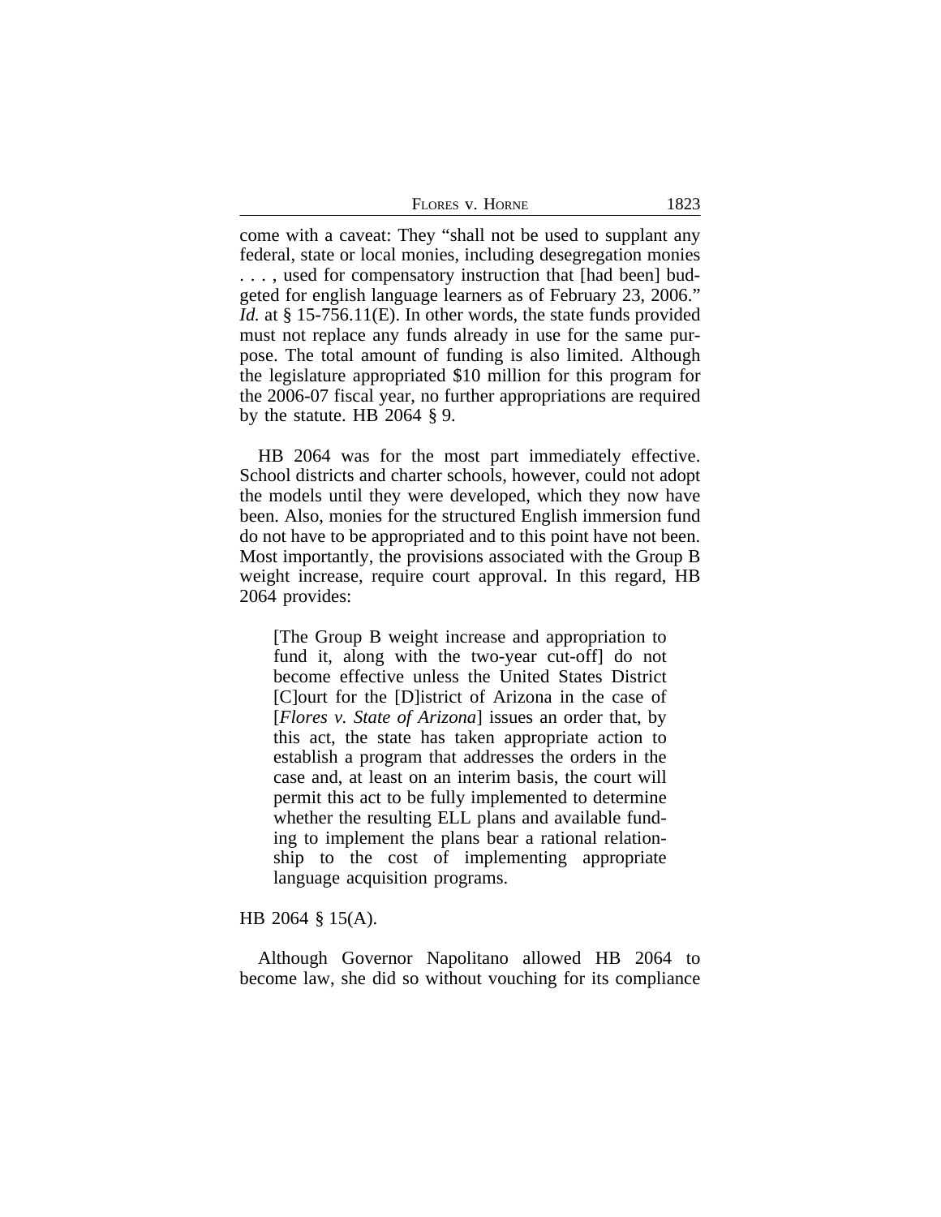come with a caveat: They "shall not be used to supplant any federal, state or local monies, including desegregation monies . . . , used for compensatory instruction that [had been] budgeted for english language learners as of February 23, 2006." *Id.* at § 15-756.11(E). In other words, the state funds provided must not replace any funds already in use for the same purpose. The total amount of funding is also limited. Although the legislature appropriated $10 million for this program for the 2006-07 fiscal year, no further appropriations are required by the statute. HB 2064 § 9.

HB 2064 was for the most part immediately effective. School districts and charter schools, however, could not adopt the models until they were developed, which they now have been. Also, monies for the structured English immersion fund do not have to be appropriated and to this point have not been. Most importantly, the provisions associated with the Group B weight increase, require court approval. In this regard, HB 2064 provides:

> [The Group B weight increase and appropriation to fund it, along with the two-year cut-off] do not become effective unless the United States District [C]ourt for the [D]istrict of Arizona in the case of [*Flores v. State of Arizona*] issues an order that, by this act, the state has taken appropriate action to establish a program that addresses the orders in the case and, at least on an interim basis, the court will permit this act to be fully implemented to determine whether the resulting ELL plans and available funding to implement the plans bear a rational relationship to the cost of implementing appropriate language acquisition programs.

HB 2064 § 15(A).

Although Governor Napolitano allowed HB 2064 to become law, she did so without vouching for its compliance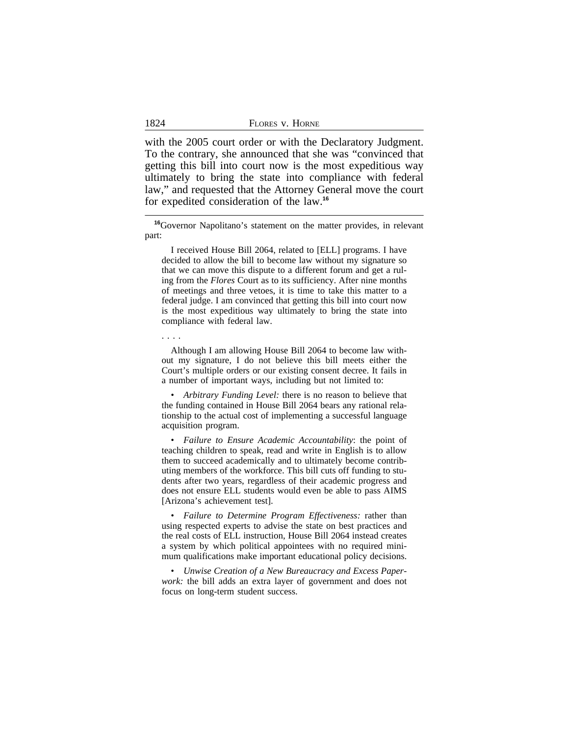with the 2005 court order or with the Declaratory Judgment. To the contrary, she announced that she was "convinced that getting this bill into court now is the most expeditious way ultimately to bring the state into compliance with federal law," and requested that the Attorney General move the court for expedited consideration of the law.[16]

---

[16]Governor Napolitano's statement on the matter provides, in relevant part:

> I received House Bill 2064, related to [ELL] programs. I have decided to allow the bill to become law without my signature so that we can move this dispute to a different forum and get a ruling from the *Flores* Court as to its sufficiency. After nine months of meetings and three vetoes, it is time to take this matter to a federal judge. I am convinced that getting this bill into court now is the most expeditious way ultimately to bring the state into compliance with federal law.
>
> . . . .
>
> Although I am allowing House Bill 2064 to become law without my signature, I do not believe this bill meets either the Court's multiple orders or our existing consent decree. It fails in a number of important ways, including but not limited to:
>
> • *Arbitrary Funding Level:* there is no reason to believe that the funding contained in House Bill 2064 bears any rational relationship to the actual cost of implementing a successful language acquisition program.
>
> • *Failure to Ensure Academic Accountability*: the point of teaching children to speak, read and write in English is to allow them to succeed academically and to ultimately become contributing members of the workforce. This bill cuts off funding to students after two years, regardless of their academic progress and does not ensure ELL students would even be able to pass AIMS [Arizona's achievement test].
>
> • *Failure to Determine Program Effectiveness:* rather than using respected experts to advise the state on best practices and the real costs of ELL instruction, House Bill 2064 instead creates a system by which political appointees with no required minimum qualifications make important educational policy decisions.
>
> • *Unwise Creation of a New Bureaucracy and Excess Paperwork:* the bill adds an extra layer of government and does not focus on long-term student success.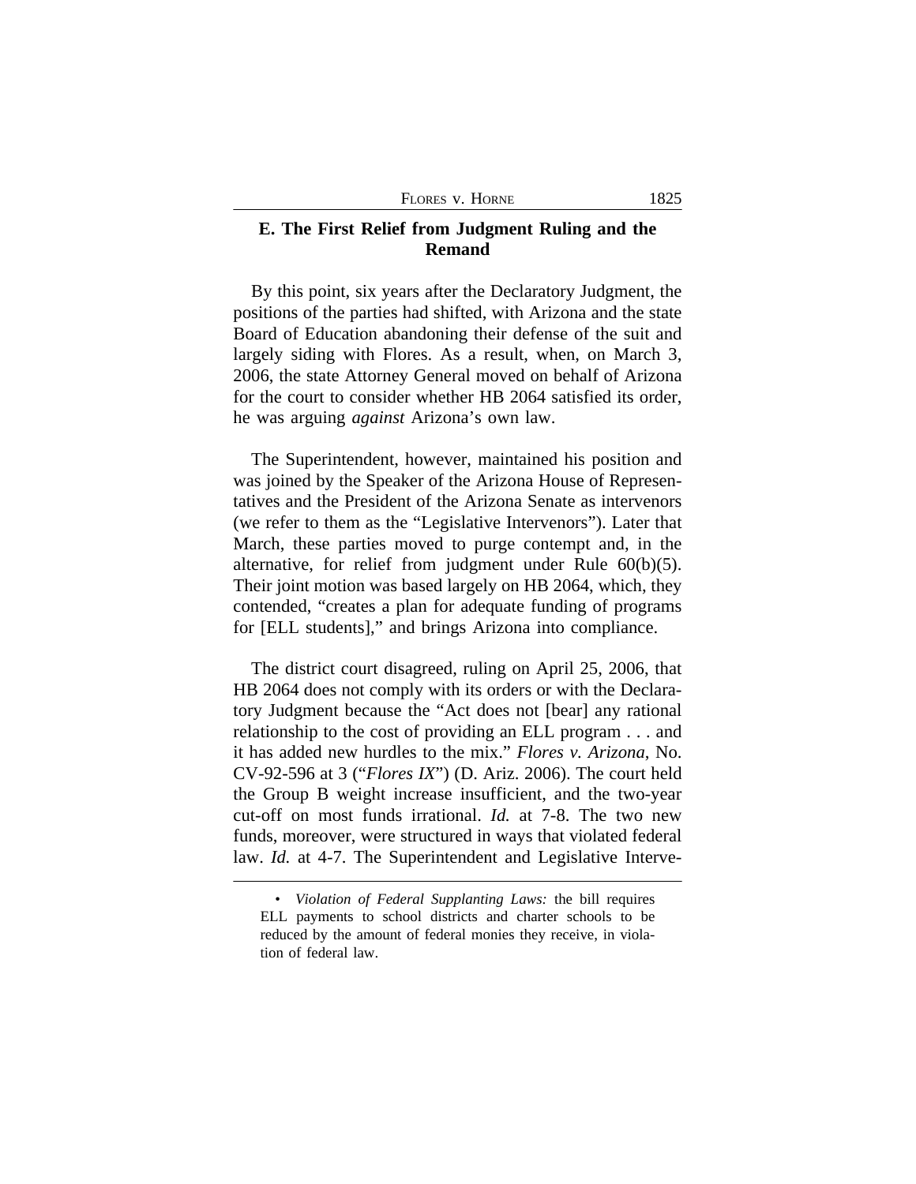### E. The First Relief from Judgment Ruling and the Remand

By this point, six years after the Declaratory Judgment, the positions of the parties had shifted, with Arizona and the state Board of Education abandoning their defense of the suit and largely siding with Flores. As a result, when, on March 3, 2006, the state Attorney General moved on behalf of Arizona for the court to consider whether HB 2064 satisfied its order, he was arguing *against* Arizona's own law.

The Superintendent, however, maintained his position and was joined by the Speaker of the Arizona House of Representatives and the President of the Arizona Senate as intervenors (we refer to them as the "Legislative Intervenors"). Later that March, these parties moved to purge contempt and, in the alternative, for relief from judgment under Rule 60(b)(5). Their joint motion was based largely on HB 2064, which, they contended, "creates a plan for adequate funding of programs for [ELL students]," and brings Arizona into compliance.

The district court disagreed, ruling on April 25, 2006, that HB 2064 does not comply with its orders or with the Declaratory Judgment because the "Act does not [bear] any rational relationship to the cost of providing an ELL program . . . and it has added new hurdles to the mix." *Flores v. Arizona*, No. CV-92-596 at 3 ("*Flores IX*") (D. Ariz. 2006). The court held the Group B weight increase insufficient, and the two-year cut-off on most funds irrational. *Id.* at 7-8. The two new funds, moreover, were structured in ways that violated federal law. *Id.* at 4-7. The Superintendent and Legislative Interve-

- *Violation of Federal Supplanting Laws:* the bill requires ELL payments to school districts and charter schools to be reduced by the amount of federal monies they receive, in violation of federal law.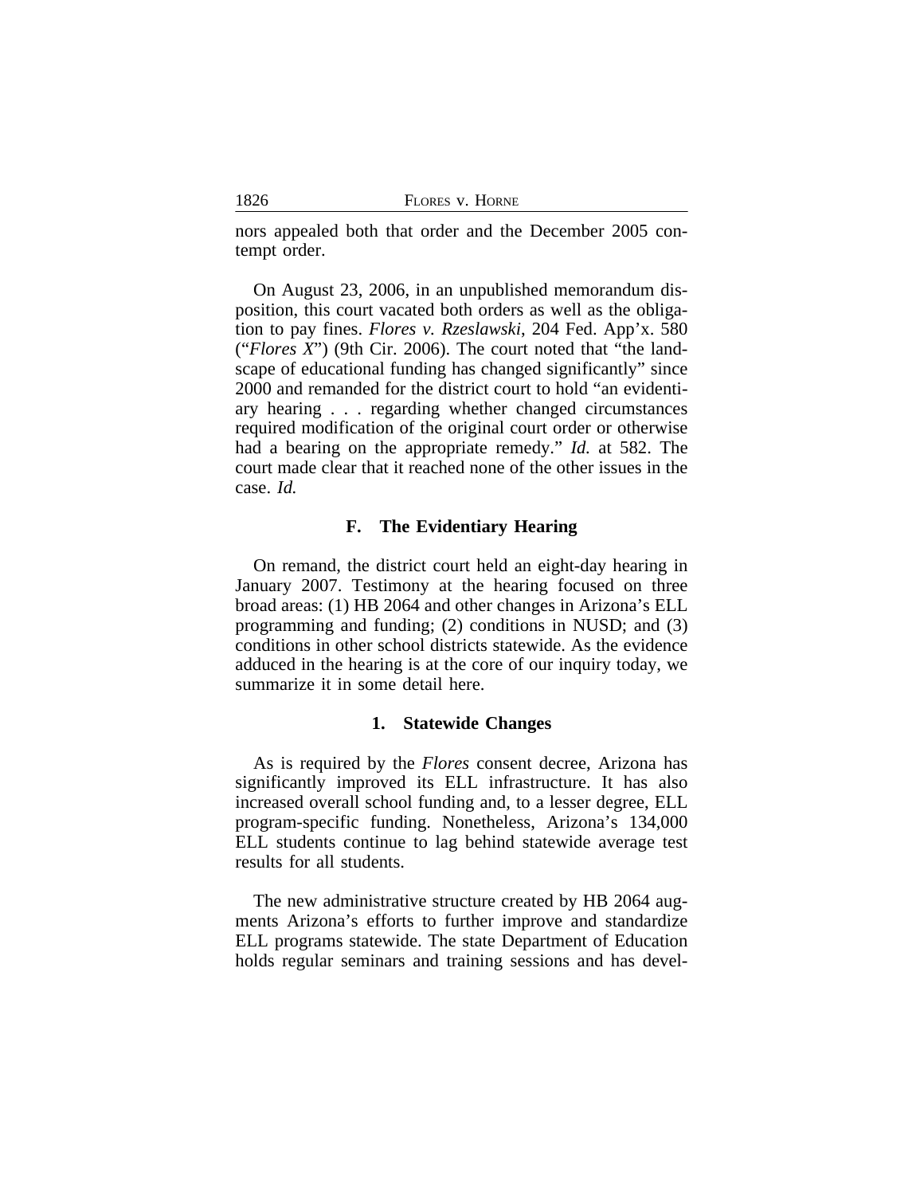nors appealed both that order and the December 2005 contempt order.

On August 23, 2006, in an unpublished memorandum disposition, this court vacated both orders as well as the obligation to pay fines. *Flores v. Rzeslawski*, 204 Fed. App'x. 580 ("*Flores X*") (9th Cir. 2006). The court noted that "the landscape of educational funding has changed significantly" since 2000 and remanded for the district court to hold "an evidentiary hearing . . . regarding whether changed circumstances required modification of the original court order or otherwise had a bearing on the appropriate remedy." *Id.* at 582. The court made clear that it reached none of the other issues in the case. *Id.*

### F. The Evidentiary Hearing

On remand, the district court held an eight-day hearing in January 2007. Testimony at the hearing focused on three broad areas: (1) HB 2064 and other changes in Arizona's ELL programming and funding; (2) conditions in NUSD; and (3) conditions in other school districts statewide. As the evidence adduced in the hearing is at the core of our inquiry today, we summarize it in some detail here.

#### 1. Statewide Changes

As is required by the *Flores* consent decree, Arizona has significantly improved its ELL infrastructure. It has also increased overall school funding and, to a lesser degree, ELL program-specific funding. Nonetheless, Arizona's 134,000 ELL students continue to lag behind statewide average test results for all students.

The new administrative structure created by HB 2064 augments Arizona's efforts to further improve and standardize ELL programs statewide. The state Department of Education holds regular seminars and training sessions and has devel-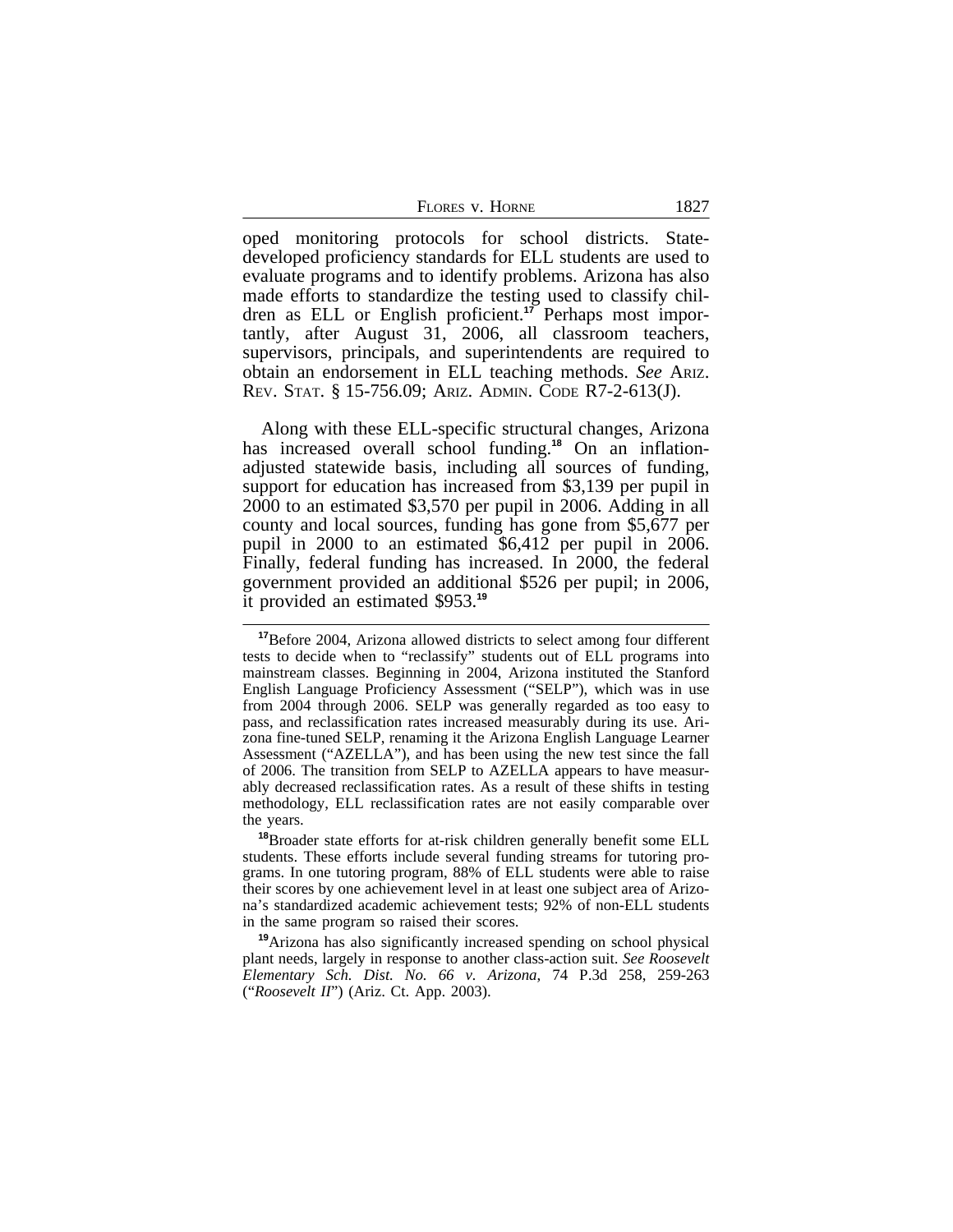oped monitoring protocols for school districts. State-developed proficiency standards for ELL students are used to evaluate programs and to identify problems. Arizona has also made efforts to standardize the testing used to classify children as ELL or English proficient.[17] Perhaps most importantly, after August 31, 2006, all classroom teachers, supervisors, principals, and superintendents are required to obtain an endorsement in ELL teaching methods. *See* ARIZ. REV. STAT. § 15-756.09; ARIZ. ADMIN. CODE R7-2-613(J).

Along with these ELL-specific structural changes, Arizona has increased overall school funding.[18] On an inflation-adjusted statewide basis, including all sources of funding, support for education has increased from $3,139 per pupil in 2000 to an estimated $3,570 per pupil in 2006. Adding in all county and local sources, funding has gone from $5,677 per pupil in 2000 to an estimated $6,412 per pupil in 2006. Finally, federal funding has increased. In 2000, the federal government provided an additional $526 per pupil; in 2006, it provided an estimated $953.[19]

---

[17] Before 2004, Arizona allowed districts to select among four different tests to decide when to "reclassify" students out of ELL programs into mainstream classes. Beginning in 2004, Arizona instituted the Stanford English Language Proficiency Assessment ("SELP"), which was in use from 2004 through 2006. SELP was generally regarded as too easy to pass, and reclassification rates increased measurably during its use. Arizona fine-tuned SELP, renaming it the Arizona English Language Learner Assessment ("AZELLA"), and has been using the new test since the fall of 2006. The transition from SELP to AZELLA appears to have measurably decreased reclassification rates. As a result of these shifts in testing methodology, ELL reclassification rates are not easily comparable over the years.

[18] Broader state efforts for at-risk children generally benefit some ELL students. These efforts include several funding streams for tutoring programs. In one tutoring program, 88% of ELL students were able to raise their scores by one achievement level in at least one subject area of Arizona's standardized academic achievement tests; 92% of non-ELL students in the same program so raised their scores.

[19] Arizona has also significantly increased spending on school physical plant needs, largely in response to another class-action suit. *See Roosevelt Elementary Sch. Dist. No. 66 v. Arizona*, 74 P.3d 258, 259-263 ("*Roosevelt II*") (Ariz. Ct. App. 2003).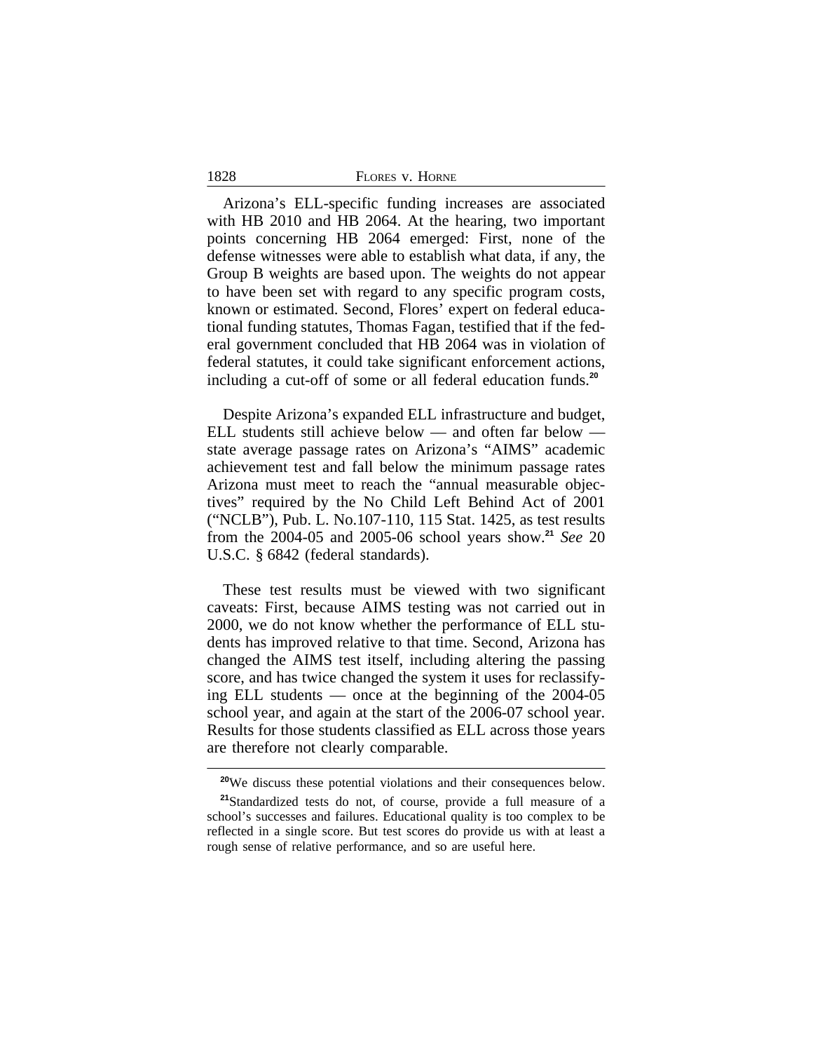Arizona's ELL-specific funding increases are associated with HB 2010 and HB 2064. At the hearing, two important points concerning HB 2064 emerged: First, none of the defense witnesses were able to establish what data, if any, the Group B weights are based upon. The weights do not appear to have been set with regard to any specific program costs, known or estimated. Second, Flores' expert on federal educational funding statutes, Thomas Fagan, testified that if the federal government concluded that HB 2064 was in violation of federal statutes, it could take significant enforcement actions, including a cut-off of some or all federal education funds.[20]

Despite Arizona's expanded ELL infrastructure and budget, ELL students still achieve below — and often far below — state average passage rates on Arizona's "AIMS" academic achievement test and fall below the minimum passage rates Arizona must meet to reach the "annual measurable objectives" required by the No Child Left Behind Act of 2001 ("NCLB"), Pub. L. No.107-110, 115 Stat. 1425, as test results from the 2004-05 and 2005-06 school years show.[21] *See* 20 U.S.C. § 6842 (federal standards).

These test results must be viewed with two significant caveats: First, because AIMS testing was not carried out in 2000, we do not know whether the performance of ELL students has improved relative to that time. Second, Arizona has changed the AIMS test itself, including altering the passing score, and has twice changed the system it uses for reclassifying ELL students — once at the beginning of the 2004-05 school year, and again at the start of the 2006-07 school year. Results for those students classified as ELL across those years are therefore not clearly comparable.

[20]We discuss these potential violations and their consequences below.

[21]Standardized tests do not, of course, provide a full measure of a school's successes and failures. Educational quality is too complex to be reflected in a single score. But test scores do provide us with at least a rough sense of relative performance, and so are useful here.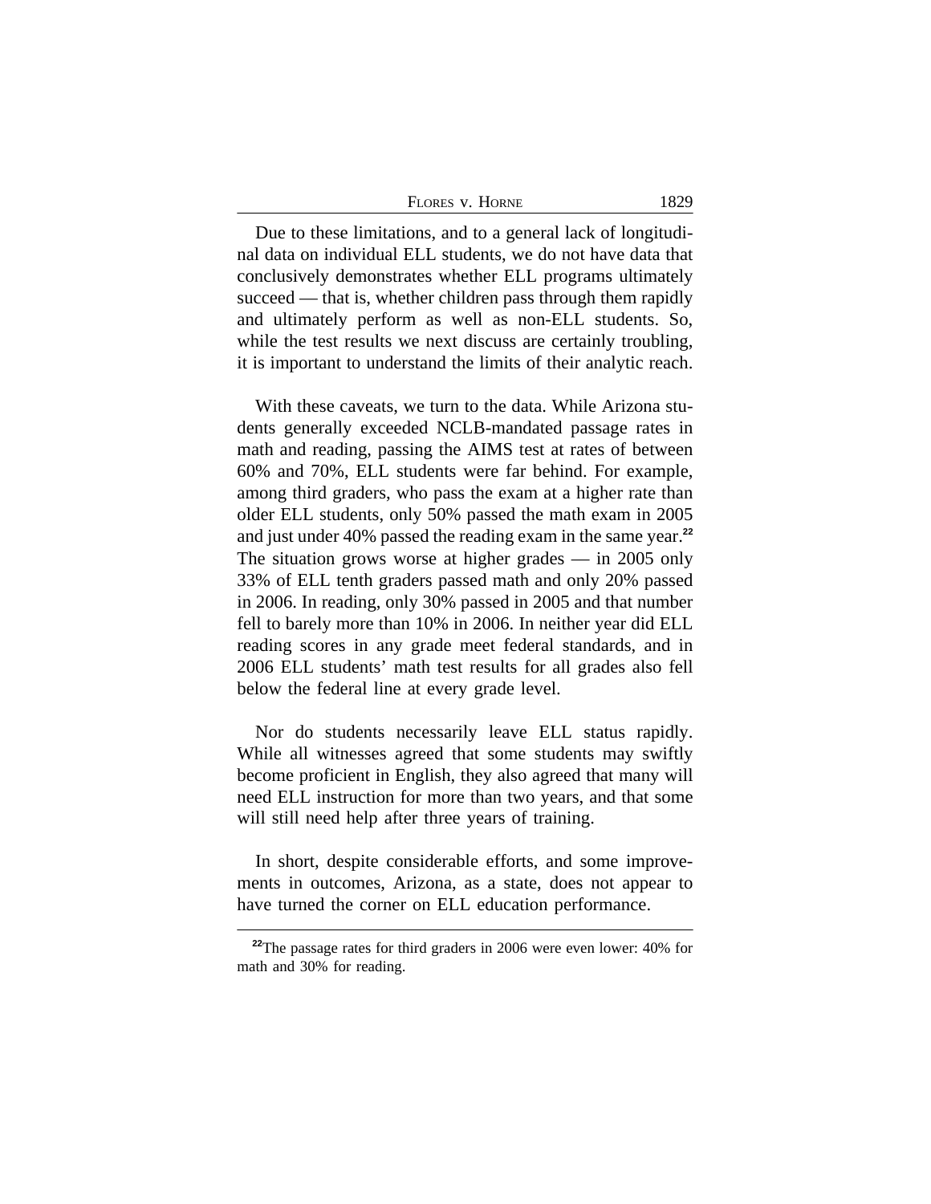Due to these limitations, and to a general lack of longitudinal data on individual ELL students, we do not have data that conclusively demonstrates whether ELL programs ultimately succeed — that is, whether children pass through them rapidly and ultimately perform as well as non-ELL students. So, while the test results we next discuss are certainly troubling, it is important to understand the limits of their analytic reach.

With these caveats, we turn to the data. While Arizona students generally exceeded NCLB-mandated passage rates in math and reading, passing the AIMS test at rates of between 60% and 70%, ELL students were far behind. For example, among third graders, who pass the exam at a higher rate than older ELL students, only 50% passed the math exam in 2005 and just under 40% passed the reading exam in the same year.[22] The situation grows worse at higher grades — in 2005 only 33% of ELL tenth graders passed math and only 20% passed in 2006. In reading, only 30% passed in 2005 and that number fell to barely more than 10% in 2006. In neither year did ELL reading scores in any grade meet federal standards, and in 2006 ELL students' math test results for all grades also fell below the federal line at every grade level.

Nor do students necessarily leave ELL status rapidly. While all witnesses agreed that some students may swiftly become proficient in English, they also agreed that many will need ELL instruction for more than two years, and that some will still need help after three years of training.

In short, despite considerable efforts, and some improvements in outcomes, Arizona, as a state, does not appear to have turned the corner on ELL education performance.

---

[22]The passage rates for third graders in 2006 were even lower: 40% for math and 30% for reading.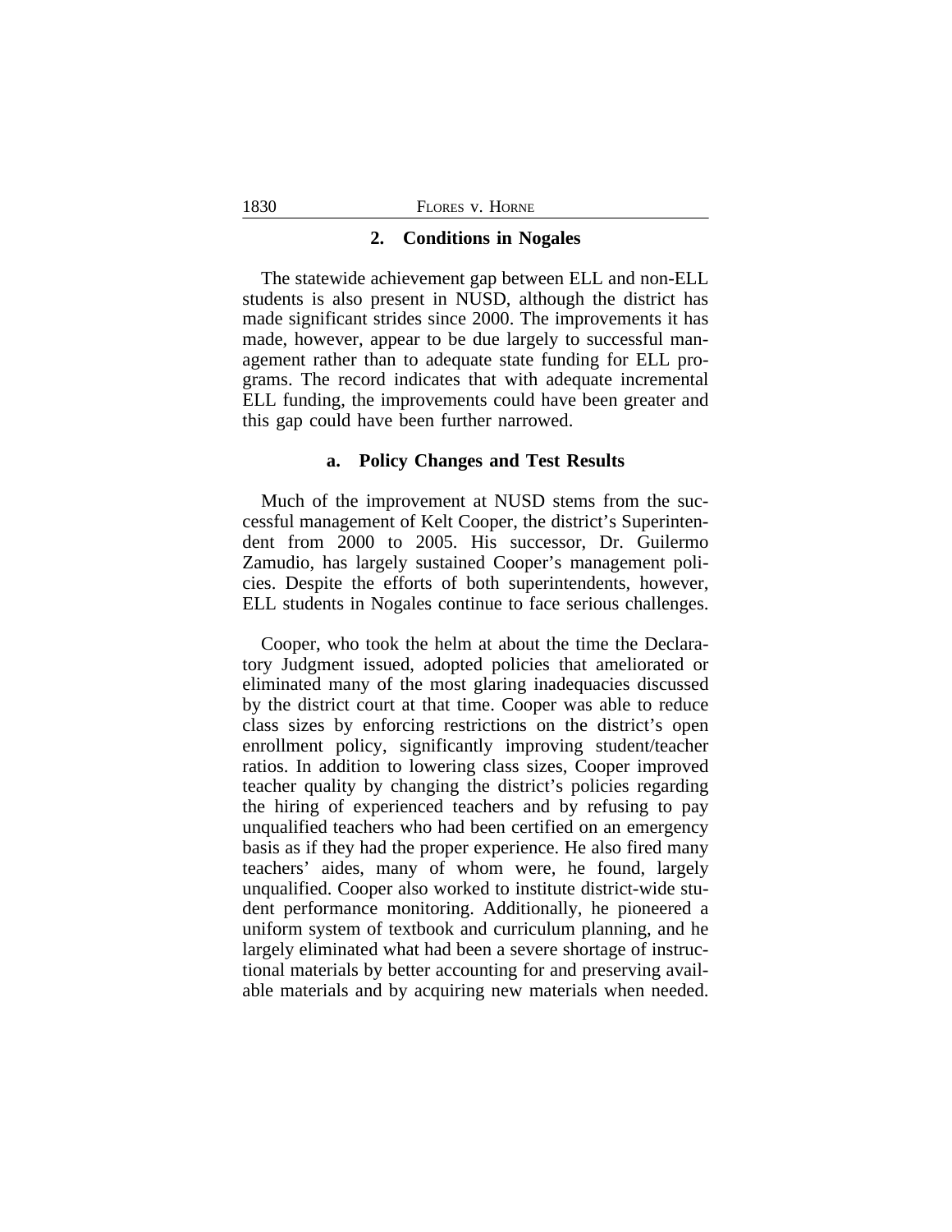### 2. Conditions in Nogales

The statewide achievement gap between ELL and non-ELL students is also present in NUSD, although the district has made significant strides since 2000. The improvements it has made, however, appear to be due largely to successful management rather than to adequate state funding for ELL programs. The record indicates that with adequate incremental ELL funding, the improvements could have been greater and this gap could have been further narrowed.

#### a. Policy Changes and Test Results

Much of the improvement at NUSD stems from the successful management of Kelt Cooper, the district's Superintendent from 2000 to 2005. His successor, Dr. Guilermo Zamudio, has largely sustained Cooper's management policies. Despite the efforts of both superintendents, however, ELL students in Nogales continue to face serious challenges.

Cooper, who took the helm at about the time the Declaratory Judgment issued, adopted policies that ameliorated or eliminated many of the most glaring inadequacies discussed by the district court at that time. Cooper was able to reduce class sizes by enforcing restrictions on the district's open enrollment policy, significantly improving student/teacher ratios. In addition to lowering class sizes, Cooper improved teacher quality by changing the district's policies regarding the hiring of experienced teachers and by refusing to pay unqualified teachers who had been certified on an emergency basis as if they had the proper experience. He also fired many teachers' aides, many of whom were, he found, largely unqualified. Cooper also worked to institute district-wide student performance monitoring. Additionally, he pioneered a uniform system of textbook and curriculum planning, and he largely eliminated what had been a severe shortage of instructional materials by better accounting for and preserving available materials and by acquiring new materials when needed.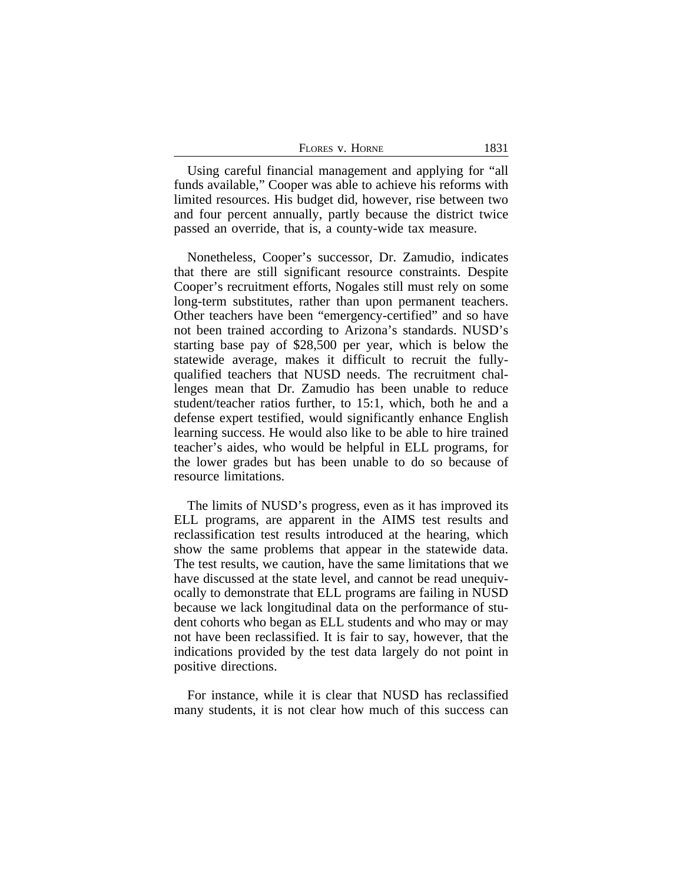Using careful financial management and applying for "all funds available," Cooper was able to achieve his reforms with limited resources. His budget did, however, rise between two and four percent annually, partly because the district twice passed an override, that is, a county-wide tax measure.

Nonetheless, Cooper's successor, Dr. Zamudio, indicates that there are still significant resource constraints. Despite Cooper's recruitment efforts, Nogales still must rely on some long-term substitutes, rather than upon permanent teachers. Other teachers have been "emergency-certified" and so have not been trained according to Arizona's standards. NUSD's starting base pay of $28,500 per year, which is below the statewide average, makes it difficult to recruit the fully-qualified teachers that NUSD needs. The recruitment challenges mean that Dr. Zamudio has been unable to reduce student/teacher ratios further, to 15:1, which, both he and a defense expert testified, would significantly enhance English learning success. He would also like to be able to hire trained teacher's aides, who would be helpful in ELL programs, for the lower grades but has been unable to do so because of resource limitations.

The limits of NUSD's progress, even as it has improved its ELL programs, are apparent in the AIMS test results and reclassification test results introduced at the hearing, which show the same problems that appear in the statewide data. The test results, we caution, have the same limitations that we have discussed at the state level, and cannot be read unequivocally to demonstrate that ELL programs are failing in NUSD because we lack longitudinal data on the performance of student cohorts who began as ELL students and who may or may not have been reclassified. It is fair to say, however, that the indications provided by the test data largely do not point in positive directions.

For instance, while it is clear that NUSD has reclassified many students, it is not clear how much of this success can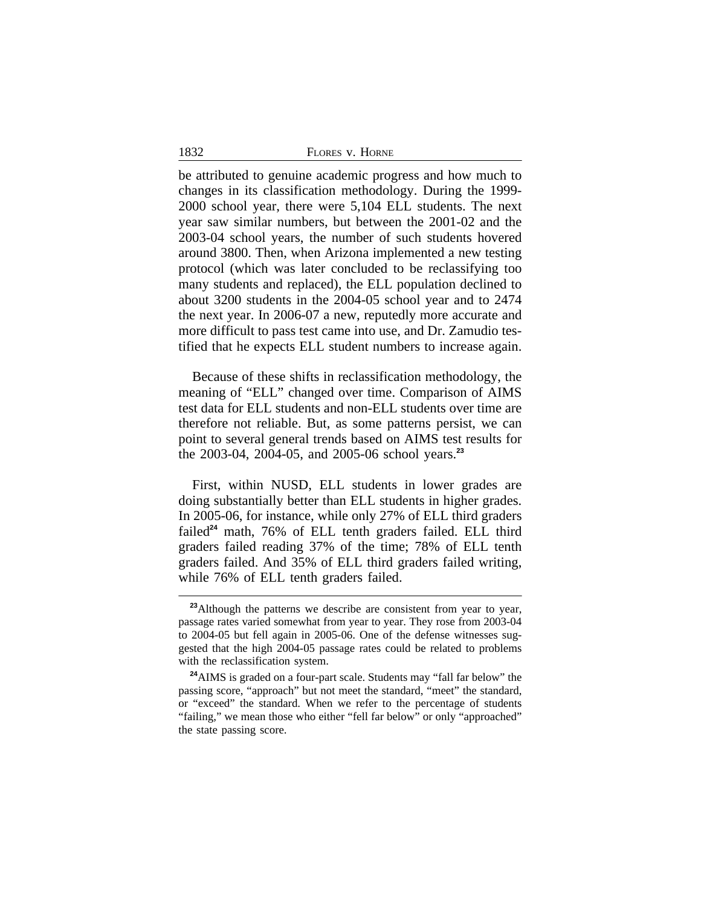be attributed to genuine academic progress and how much to changes in its classification methodology. During the 1999-2000 school year, there were 5,104 ELL students. The next year saw similar numbers, but between the 2001-02 and the 2003-04 school years, the number of such students hovered around 3800. Then, when Arizona implemented a new testing protocol (which was later concluded to be reclassifying too many students and replaced), the ELL population declined to about 3200 students in the 2004-05 school year and to 2474 the next year. In 2006-07 a new, reputedly more accurate and more difficult to pass test came into use, and Dr. Zamudio testified that he expects ELL student numbers to increase again.

Because of these shifts in reclassification methodology, the meaning of "ELL" changed over time. Comparison of AIMS test data for ELL students and non-ELL students over time are therefore not reliable. But, as some patterns persist, we can point to several general trends based on AIMS test results for the 2003-04, 2004-05, and 2005-06 school years.[23]

First, within NUSD, ELL students in lower grades are doing substantially better than ELL students in higher grades. In 2005-06, for instance, while only 27% of ELL third graders failed[24] math, 76% of ELL tenth graders failed. ELL third graders failed reading 37% of the time; 78% of ELL tenth graders failed. And 35% of ELL third graders failed writing, while 76% of ELL tenth graders failed.

---

[23] Although the patterns we describe are consistent from year to year, passage rates varied somewhat from year to year. They rose from 2003-04 to 2004-05 but fell again in 2005-06. One of the defense witnesses suggested that the high 2004-05 passage rates could be related to problems with the reclassification system.

[24] AIMS is graded on a four-part scale. Students may "fall far below" the passing score, "approach" but not meet the standard, "meet" the standard, or "exceed" the standard. When we refer to the percentage of students "failing," we mean those who either "fell far below" or only "approached" the state passing score.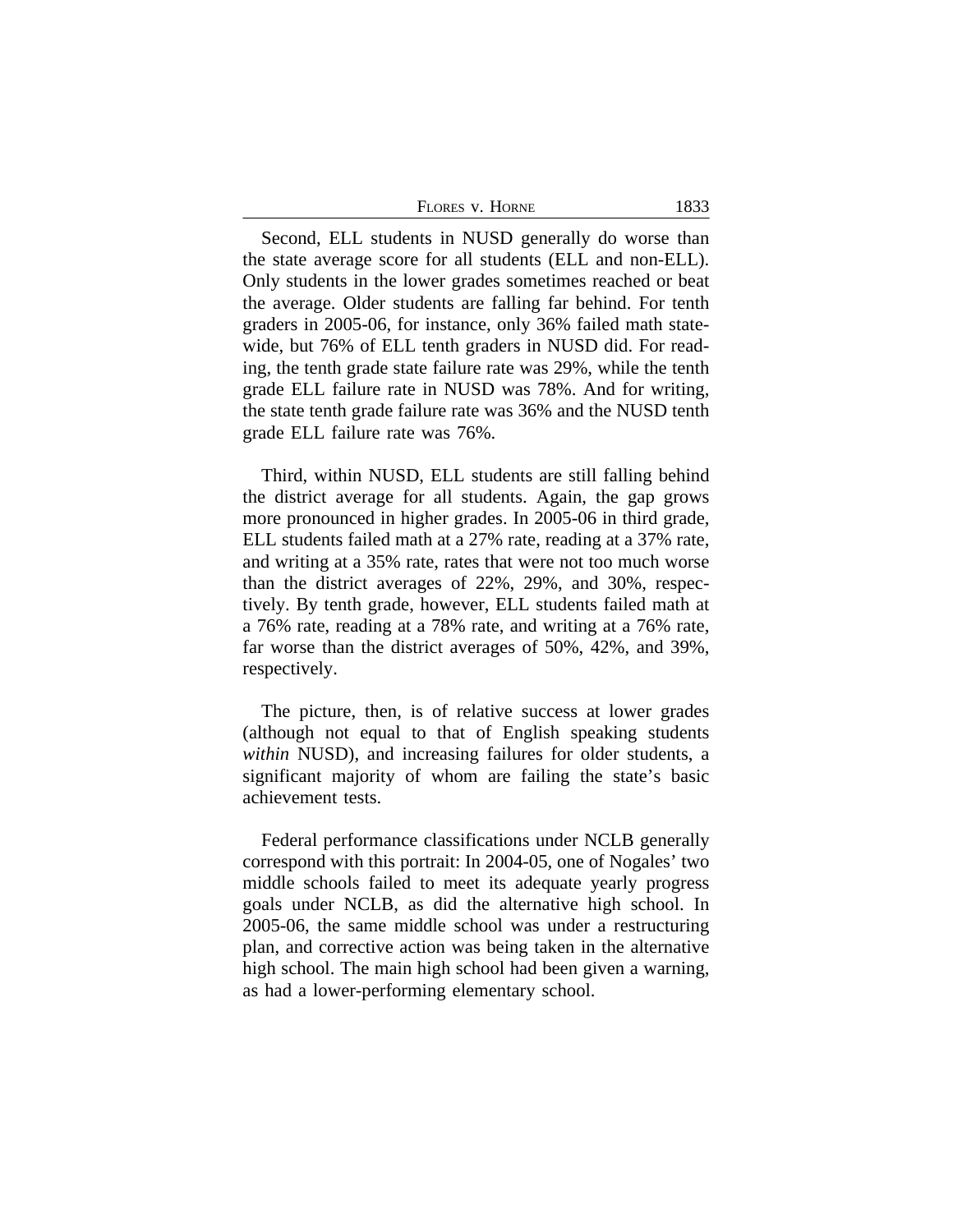Second, ELL students in NUSD generally do worse than the state average score for all students (ELL and non-ELL). Only students in the lower grades sometimes reached or beat the average. Older students are falling far behind. For tenth graders in 2005-06, for instance, only 36% failed math statewide, but 76% of ELL tenth graders in NUSD did. For reading, the tenth grade state failure rate was 29%, while the tenth grade ELL failure rate in NUSD was 78%. And for writing, the state tenth grade failure rate was 36% and the NUSD tenth grade ELL failure rate was 76%.

Third, within NUSD, ELL students are still falling behind the district average for all students. Again, the gap grows more pronounced in higher grades. In 2005-06 in third grade, ELL students failed math at a 27% rate, reading at a 37% rate, and writing at a 35% rate, rates that were not too much worse than the district averages of 22%, 29%, and 30%, respectively. By tenth grade, however, ELL students failed math at a 76% rate, reading at a 78% rate, and writing at a 76% rate, far worse than the district averages of 50%, 42%, and 39%, respectively.

The picture, then, is of relative success at lower grades (although not equal to that of English speaking students *within* NUSD), and increasing failures for older students, a significant majority of whom are failing the state's basic achievement tests.

Federal performance classifications under NCLB generally correspond with this portrait: In 2004-05, one of Nogales' two middle schools failed to meet its adequate yearly progress goals under NCLB, as did the alternative high school. In 2005-06, the same middle school was under a restructuring plan, and corrective action was being taken in the alternative high school. The main high school had been given a warning, as had a lower-performing elementary school.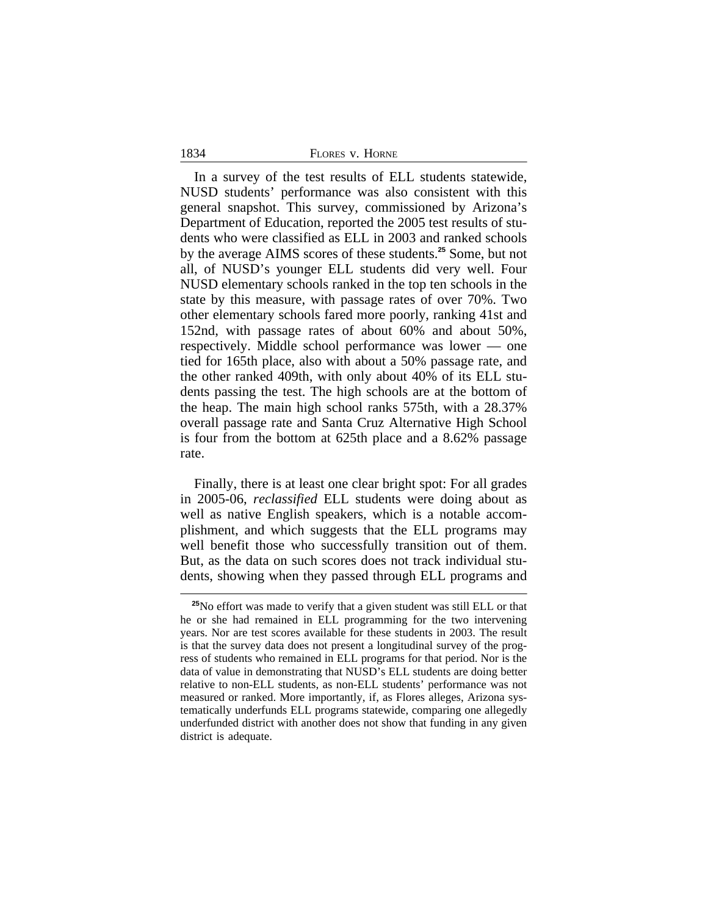In a survey of the test results of ELL students statewide, NUSD students' performance was also consistent with this general snapshot. This survey, commissioned by Arizona's Department of Education, reported the 2005 test results of students who were classified as ELL in 2003 and ranked schools by the average AIMS scores of these students.[25] Some, but not all, of NUSD's younger ELL students did very well. Four NUSD elementary schools ranked in the top ten schools in the state by this measure, with passage rates of over 70%. Two other elementary schools fared more poorly, ranking 41st and 152nd, with passage rates of about 60% and about 50%, respectively. Middle school performance was lower — one tied for 165th place, also with about a 50% passage rate, and the other ranked 409th, with only about 40% of its ELL students passing the test. The high schools are at the bottom of the heap. The main high school ranks 575th, with a 28.37% overall passage rate and Santa Cruz Alternative High School is four from the bottom at 625th place and a 8.62% passage rate.

Finally, there is at least one clear bright spot: For all grades in 2005-06, *reclassified* ELL students were doing about as well as native English speakers, which is a notable accomplishment, and which suggests that the ELL programs may well benefit those who successfully transition out of them. But, as the data on such scores does not track individual students, showing when they passed through ELL programs and

[25] No effort was made to verify that a given student was still ELL or that he or she had remained in ELL programming for the two intervening years. Nor are test scores available for these students in 2003. The result is that the survey data does not present a longitudinal survey of the progress of students who remained in ELL programs for that period. Nor is the data of value in demonstrating that NUSD's ELL students are doing better relative to non-ELL students, as non-ELL students' performance was not measured or ranked. More importantly, if, as Flores alleges, Arizona systematically underfunds ELL programs statewide, comparing one allegedly underfunded district with another does not show that funding in any given district is adequate.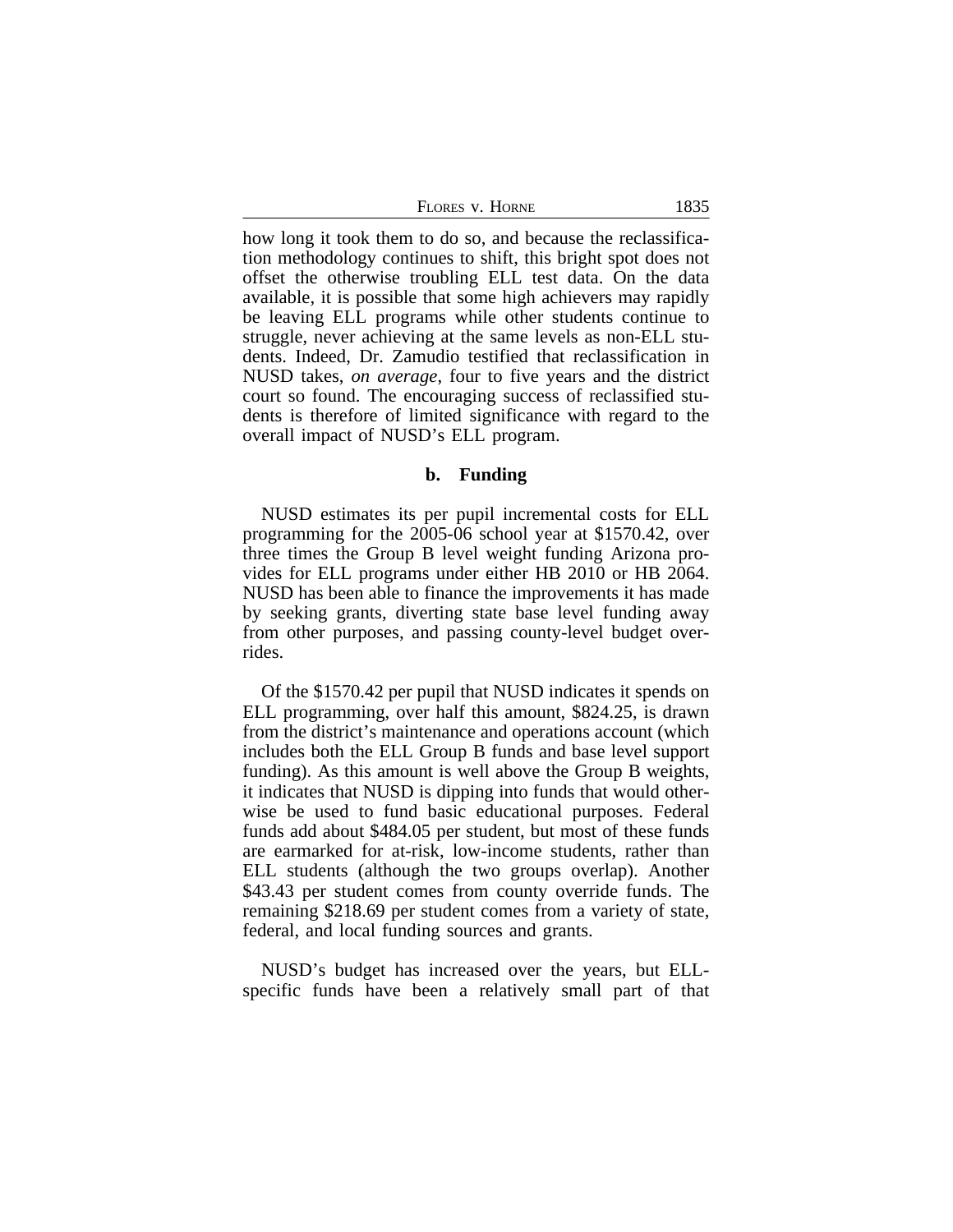how long it took them to do so, and because the reclassification methodology continues to shift, this bright spot does not offset the otherwise troubling ELL test data. On the data available, it is possible that some high achievers may rapidly be leaving ELL programs while other students continue to struggle, never achieving at the same levels as non-ELL students. Indeed, Dr. Zamudio testified that reclassification in NUSD takes, *on average*, four to five years and the district court so found. The encouraging success of reclassified students is therefore of limited significance with regard to the overall impact of NUSD's ELL program.

### b. Funding

NUSD estimates its per pupil incremental costs for ELL programming for the 2005-06 school year at $1570.42, over three times the Group B level weight funding Arizona provides for ELL programs under either HB 2010 or HB 2064. NUSD has been able to finance the improvements it has made by seeking grants, diverting state base level funding away from other purposes, and passing county-level budget overrides.

Of the $1570.42 per pupil that NUSD indicates it spends on ELL programming, over half this amount, $824.25, is drawn from the district's maintenance and operations account (which includes both the ELL Group B funds and base level support funding). As this amount is well above the Group B weights, it indicates that NUSD is dipping into funds that would otherwise be used to fund basic educational purposes. Federal funds add about $484.05 per student, but most of these funds are earmarked for at-risk, low-income students, rather than ELL students (although the two groups overlap). Another $43.43 per student comes from county override funds. The remaining $218.69 per student comes from a variety of state, federal, and local funding sources and grants.

NUSD's budget has increased over the years, but ELL-specific funds have been a relatively small part of that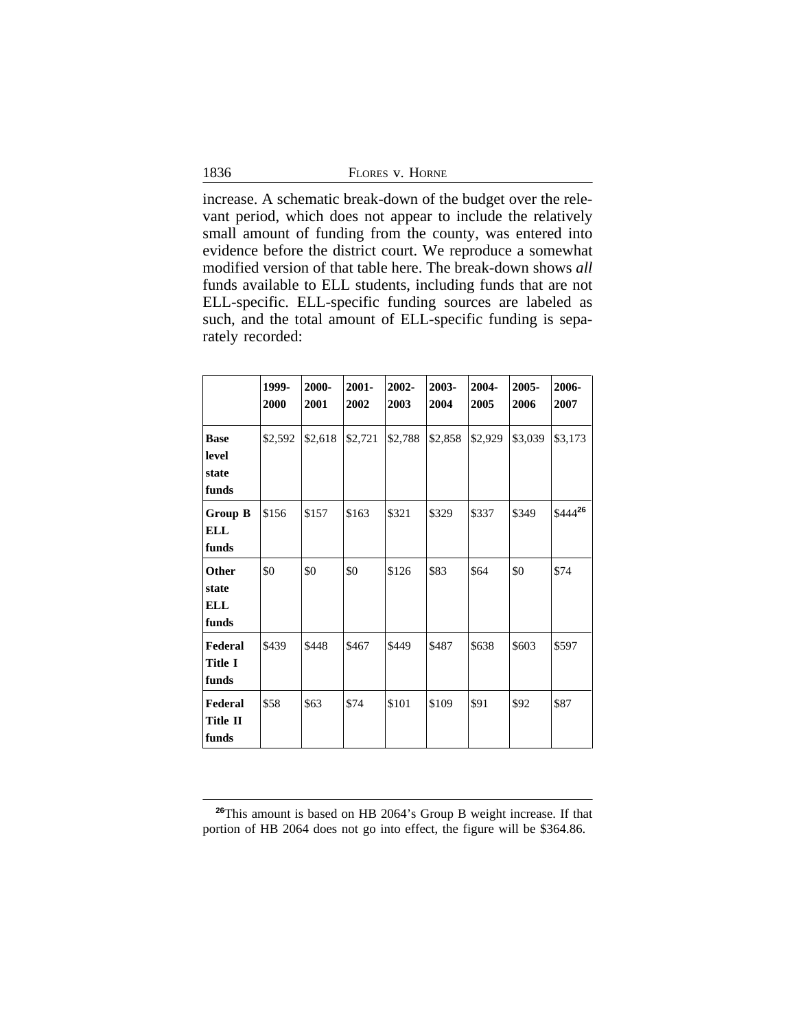increase. A schematic break-down of the budget over the relevant period, which does not appear to include the relatively small amount of funding from the county, was entered into evidence before the district court. We reproduce a somewhat modified version of that table here. The break-down shows *all* funds available to ELL students, including funds that are not ELL-specific. ELL-specific funding sources are labeled as such, and the total amount of ELL-specific funding is separately recorded:

| | 1999-2000 | 2000-2001 | 2001-2002 | 2002-2003 | 2003-2004 | 2004-2005 | 2005-2006 | 2006-2007 |
|---|---|---|---|---|---|---|---|---|
| **Base level state funds** | $2,592 | $2,618 | $2,721 | $2,788 | $2,858 | $2,929 | $3,039 | $3,173 |
| **Group B ELL funds** | $156 | $157 | $163 | $321 | $329 | $337 | $349 | $444[26] |
| **Other state ELL funds** | $0 | $0 | $0 | $126 | $83 | $64 | $0 | $74 |
| **Federal Title I funds** | $439 | $448 | $467 | $449 | $487 | $638 | $603 | $597 |
| **Federal Title II funds** | $58 | $63 | $74 | $101 | $109 | $91 | $92 | $87 |

[26]This amount is based on HB 2064's Group B weight increase. If that portion of HB 2064 does not go into effect, the figure will be $364.86.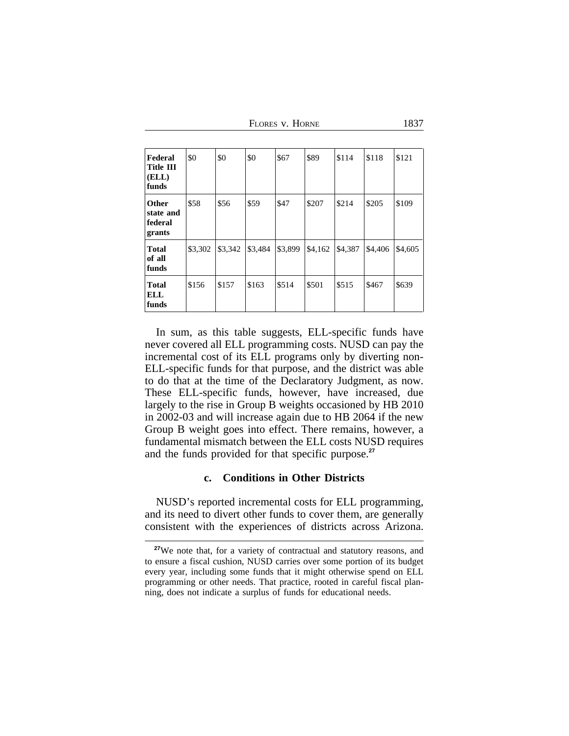| | | | | | | | | |
|---|---|---|---|---|---|---|---|---|
| **Federal Title III (ELL) funds** | $0 | $0 | $0 | $67 | $89 | $114 | $118 | $121 |
| **Other state and federal grants** | $58 | $56 | $59 | $47 | $207 | $214 | $205 | $109 |
| **Total of all funds** | $3,302 | $3,342 | $3,484 | $3,899 | $4,162 | $4,387 | $4,406 | $4,605 |
| **Total ELL funds** | $156 | $157 | $163 | $514 | $501 | $515 | $467 | $639 |

In sum, as this table suggests, ELL-specific funds have never covered all ELL programming costs. NUSD can pay the incremental cost of its ELL programs only by diverting non-ELL-specific funds for that purpose, and the district was able to do that at the time of the Declaratory Judgment, as now. These ELL-specific funds, however, have increased, due largely to the rise in Group B weights occasioned by HB 2010 in 2002-03 and will increase again due to HB 2064 if the new Group B weight goes into effect. There remains, however, a fundamental mismatch between the ELL costs NUSD requires and the funds provided for that specific purpose.[27]

### c. Conditions in Other Districts

NUSD's reported incremental costs for ELL programming, and its need to divert other funds to cover them, are generally consistent with the experiences of districts across Arizona.

[27]We note that, for a variety of contractual and statutory reasons, and to ensure a fiscal cushion, NUSD carries over some portion of its budget every year, including some funds that it might otherwise spend on ELL programming or other needs. That practice, rooted in careful fiscal planning, does not indicate a surplus of funds for educational needs.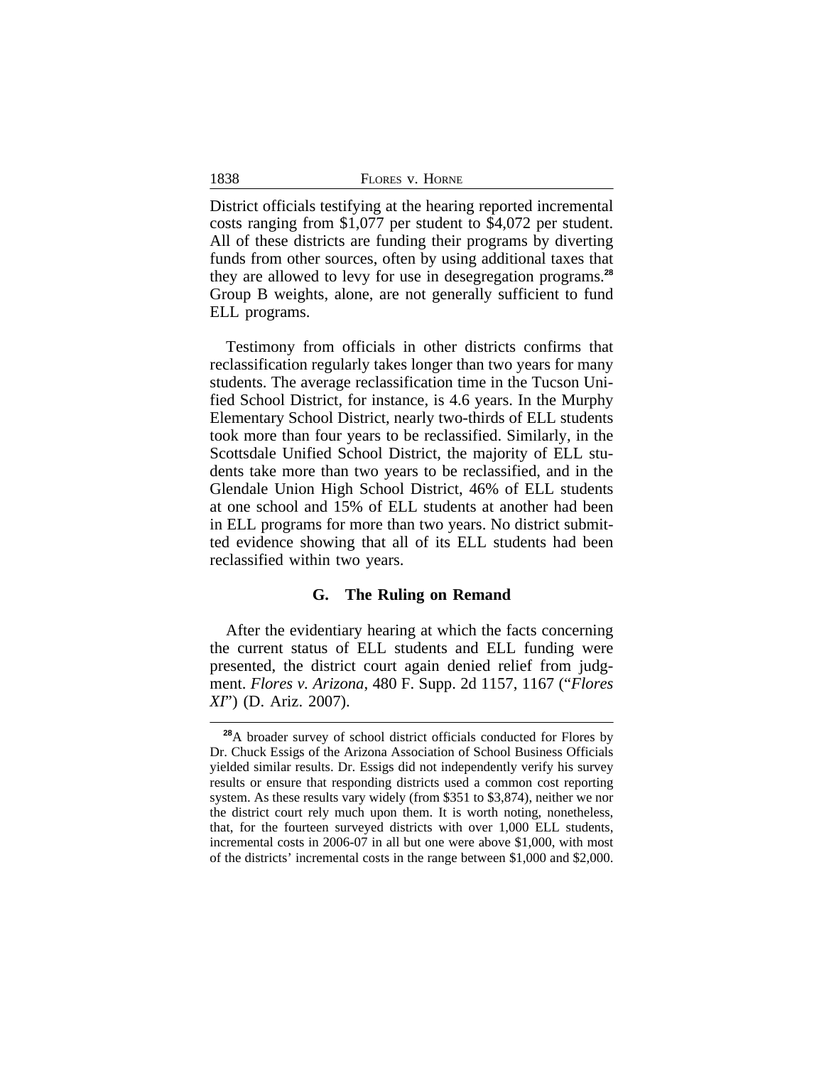District officials testifying at the hearing reported incremental costs ranging from $1,077 per student to $4,072 per student. All of these districts are funding their programs by diverting funds from other sources, often by using additional taxes that they are allowed to levy for use in desegregation programs.[28] Group B weights, alone, are not generally sufficient to fund ELL programs.

Testimony from officials in other districts confirms that reclassification regularly takes longer than two years for many students. The average reclassification time in the Tucson Unified School District, for instance, is 4.6 years. In the Murphy Elementary School District, nearly two-thirds of ELL students took more than four years to be reclassified. Similarly, in the Scottsdale Unified School District, the majority of ELL students take more than two years to be reclassified, and in the Glendale Union High School District, 46% of ELL students at one school and 15% of ELL students at another had been in ELL programs for more than two years. No district submitted evidence showing that all of its ELL students had been reclassified within two years.

### G. The Ruling on Remand

After the evidentiary hearing at which the facts concerning the current status of ELL students and ELL funding were presented, the district court again denied relief from judgment. *Flores v. Arizona*, 480 F. Supp. 2d 1157, 1167 ("*Flores XI*") (D. Ariz. 2007).

---

[28] A broader survey of school district officials conducted for Flores by Dr. Chuck Essigs of the Arizona Association of School Business Officials yielded similar results. Dr. Essigs did not independently verify his survey results or ensure that responding districts used a common cost reporting system. As these results vary widely (from $351 to $3,874), neither we nor the district court rely much upon them. It is worth noting, nonetheless, that, for the fourteen surveyed districts with over 1,000 ELL students, incremental costs in 2006-07 in all but one were above $1,000, with most of the districts' incremental costs in the range between $1,000 and $2,000.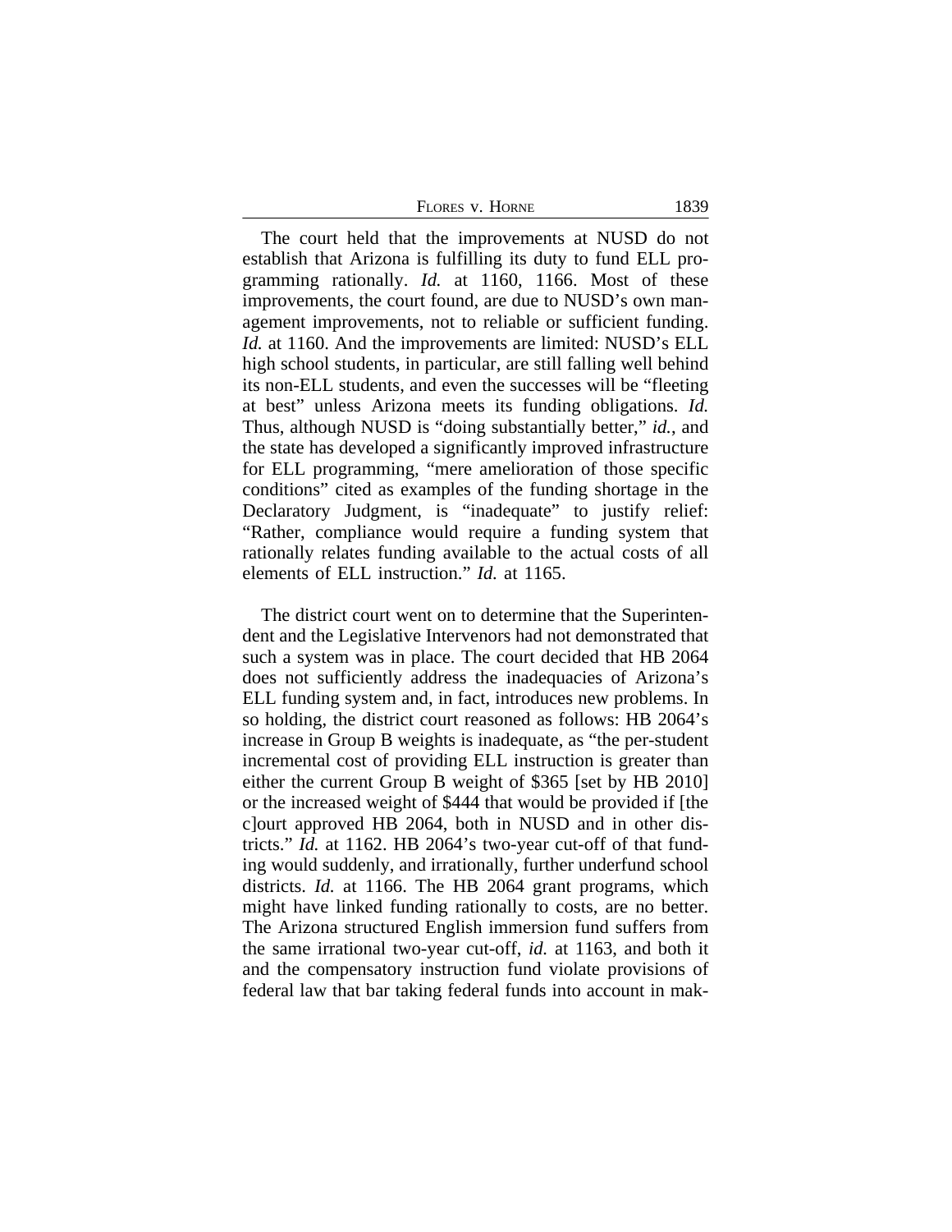The court held that the improvements at NUSD do not establish that Arizona is fulfilling its duty to fund ELL programming rationally. *Id.* at 1160, 1166. Most of these improvements, the court found, are due to NUSD's own management improvements, not to reliable or sufficient funding. *Id.* at 1160. And the improvements are limited: NUSD's ELL high school students, in particular, are still falling well behind its non-ELL students, and even the successes will be "fleeting at best" unless Arizona meets its funding obligations. *Id.* Thus, although NUSD is "doing substantially better," *id.*, and the state has developed a significantly improved infrastructure for ELL programming, "mere amelioration of those specific conditions" cited as examples of the funding shortage in the Declaratory Judgment, is "inadequate" to justify relief: "Rather, compliance would require a funding system that rationally relates funding available to the actual costs of all elements of ELL instruction." *Id.* at 1165.

The district court went on to determine that the Superintendent and the Legislative Intervenors had not demonstrated that such a system was in place. The court decided that HB 2064 does not sufficiently address the inadequacies of Arizona's ELL funding system and, in fact, introduces new problems. In so holding, the district court reasoned as follows: HB 2064's increase in Group B weights is inadequate, as "the per-student incremental cost of providing ELL instruction is greater than either the current Group B weight of $365 [set by HB 2010] or the increased weight of $444 that would be provided if [the c]ourt approved HB 2064, both in NUSD and in other districts." *Id.* at 1162. HB 2064's two-year cut-off of that funding would suddenly, and irrationally, further underfund school districts. *Id.* at 1166. The HB 2064 grant programs, which might have linked funding rationally to costs, are no better. The Arizona structured English immersion fund suffers from the same irrational two-year cut-off, *id.* at 1163, and both it and the compensatory instruction fund violate provisions of federal law that bar taking federal funds into account in mak-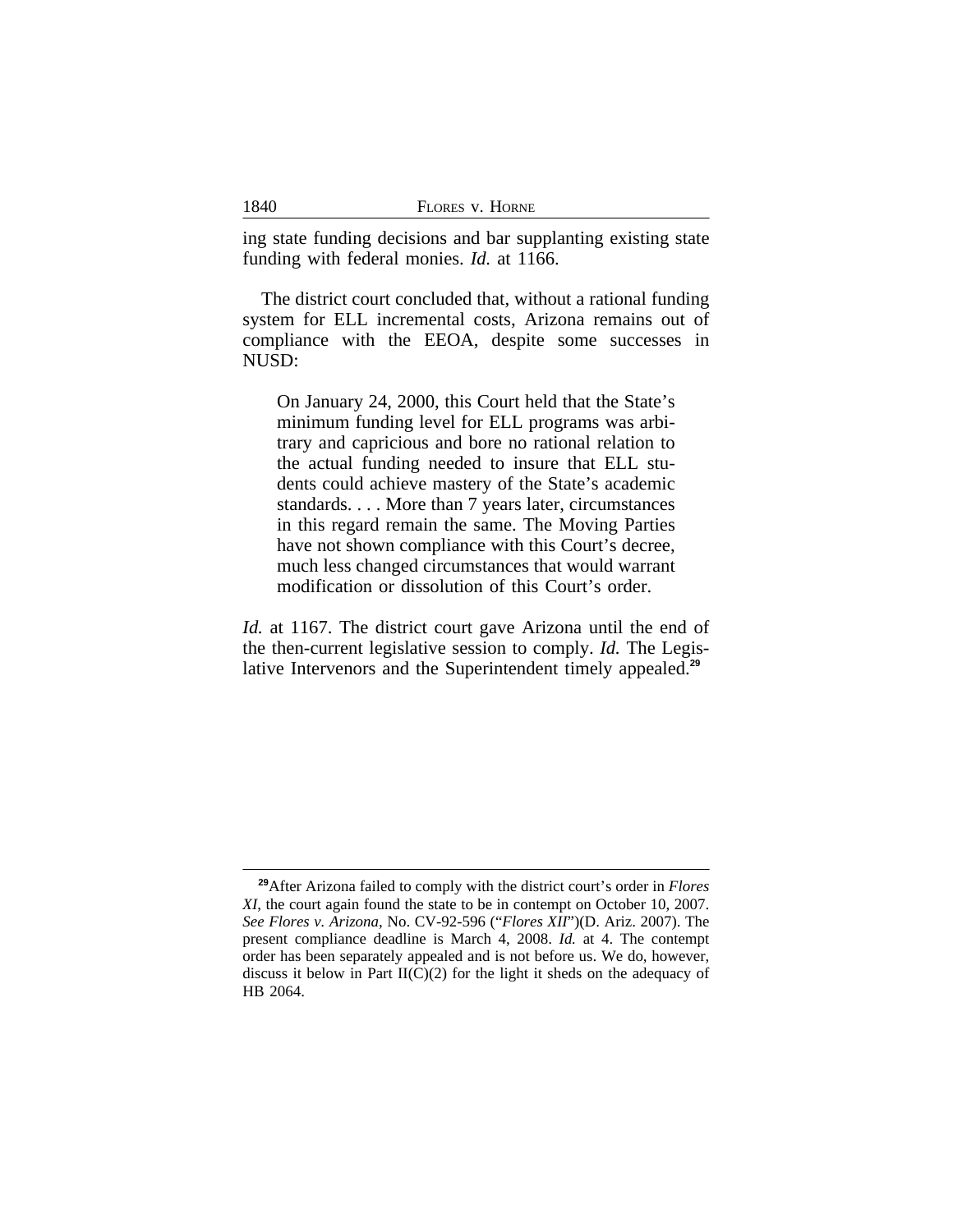ing state funding decisions and bar supplanting existing state funding with federal monies. *Id.* at 1166.

The district court concluded that, without a rational funding system for ELL incremental costs, Arizona remains out of compliance with the EEOA, despite some successes in NUSD:

> On January 24, 2000, this Court held that the State's minimum funding level for ELL programs was arbitrary and capricious and bore no rational relation to the actual funding needed to insure that ELL students could achieve mastery of the State's academic standards. . . . More than 7 years later, circumstances in this regard remain the same. The Moving Parties have not shown compliance with this Court's decree, much less changed circumstances that would warrant modification or dissolution of this Court's order.

*Id.* at 1167. The district court gave Arizona until the end of the then-current legislative session to comply. *Id.* The Legislative Intervenors and the Superintendent timely appealed.[29]

---

[29] After Arizona failed to comply with the district court's order in *Flores XI*, the court again found the state to be in contempt on October 10, 2007. *See Flores v. Arizona*, No. CV-92-596 ("*Flores XII*")(D. Ariz. 2007). The present compliance deadline is March 4, 2008. *Id.* at 4. The contempt order has been separately appealed and is not before us. We do, however, discuss it below in Part II(C)(2) for the light it sheds on the adequacy of HB 2064.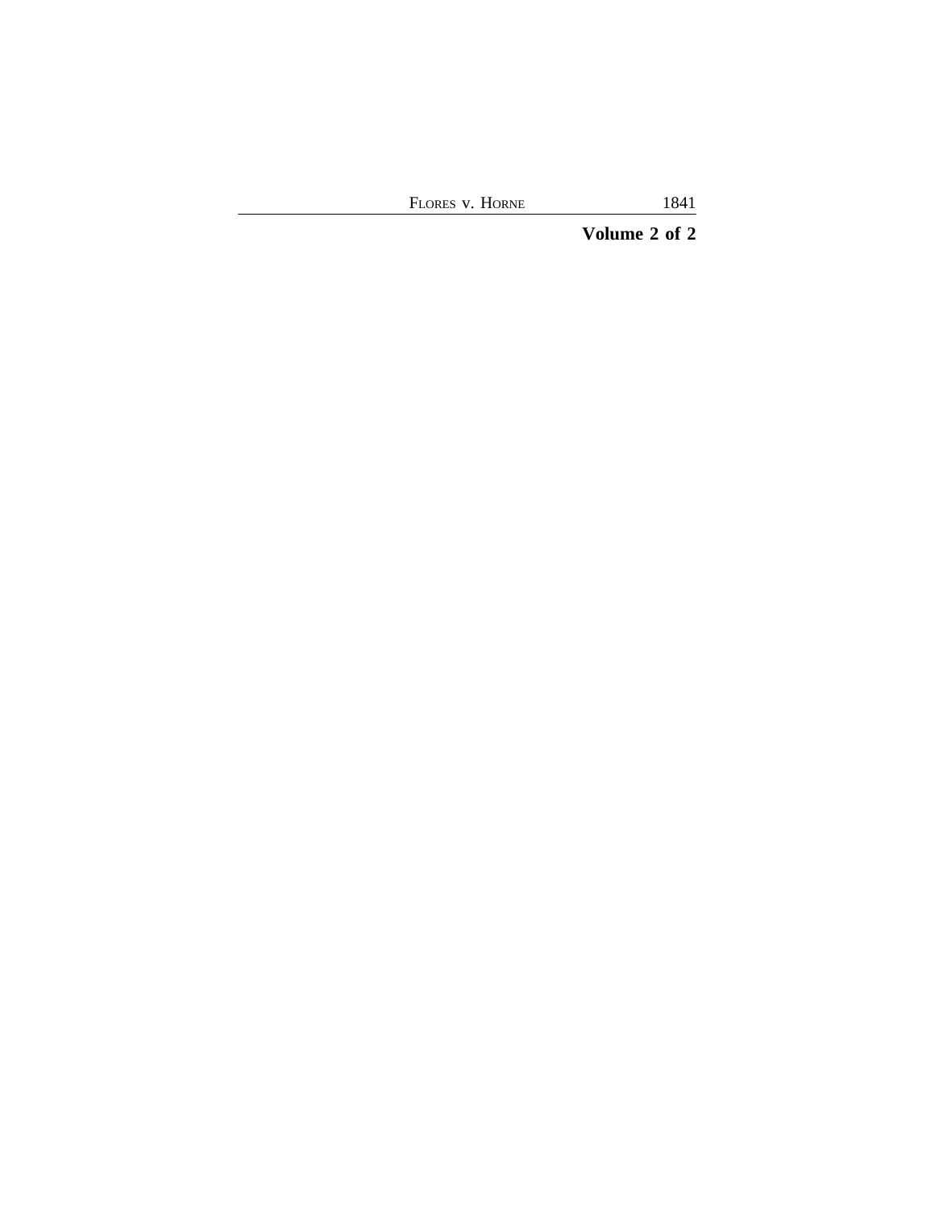**Volume 2 of 2**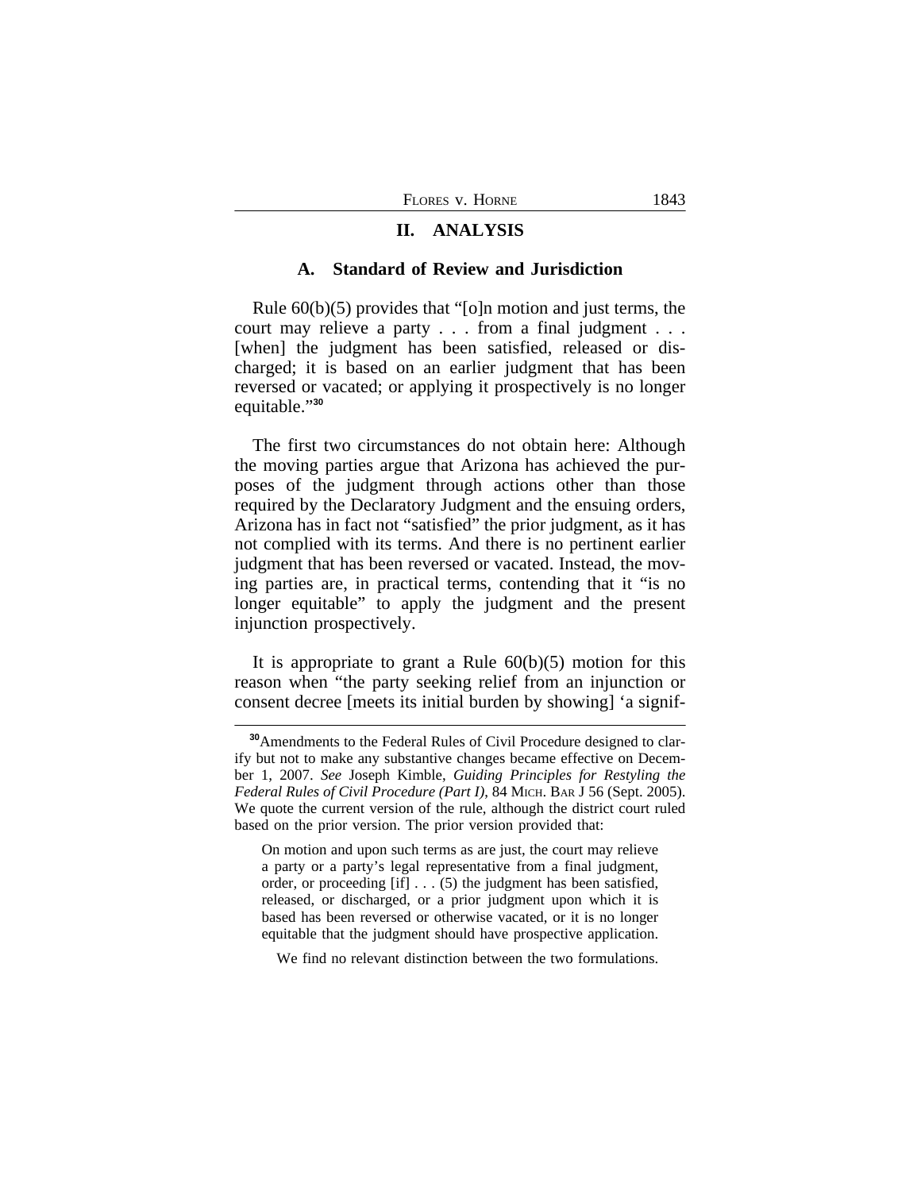## II. ANALYSIS

### A. Standard of Review and Jurisdiction

Rule 60(b)(5) provides that "[o]n motion and just terms, the court may relieve a party . . . from a final judgment . . . [when] the judgment has been satisfied, released or discharged; it is based on an earlier judgment that has been reversed or vacated; or applying it prospectively is no longer equitable."[30]

The first two circumstances do not obtain here: Although the moving parties argue that Arizona has achieved the purposes of the judgment through actions other than those required by the Declaratory Judgment and the ensuing orders, Arizona has in fact not "satisfied" the prior judgment, as it has not complied with its terms. And there is no pertinent earlier judgment that has been reversed or vacated. Instead, the moving parties are, in practical terms, contending that it "is no longer equitable" to apply the judgment and the present injunction prospectively.

It is appropriate to grant a Rule 60(b)(5) motion for this reason when "the party seeking relief from an injunction or consent decree [meets its initial burden by showing] 'a signif-

---

[30]Amendments to the Federal Rules of Civil Procedure designed to clarify but not to make any substantive changes became effective on December 1, 2007. *See* Joseph Kimble, *Guiding Principles for Restyling the Federal Rules of Civil Procedure (Part I)*, 84 MICH. BAR J 56 (Sept. 2005). We quote the current version of the rule, although the district court ruled based on the prior version. The prior version provided that:

> On motion and upon such terms as are just, the court may relieve a party or a party's legal representative from a final judgment, order, or proceeding [if] . . . (5) the judgment has been satisfied, released, or discharged, or a prior judgment upon which it is based has been reversed or otherwise vacated, or it is no longer equitable that the judgment should have prospective application.

We find no relevant distinction between the two formulations.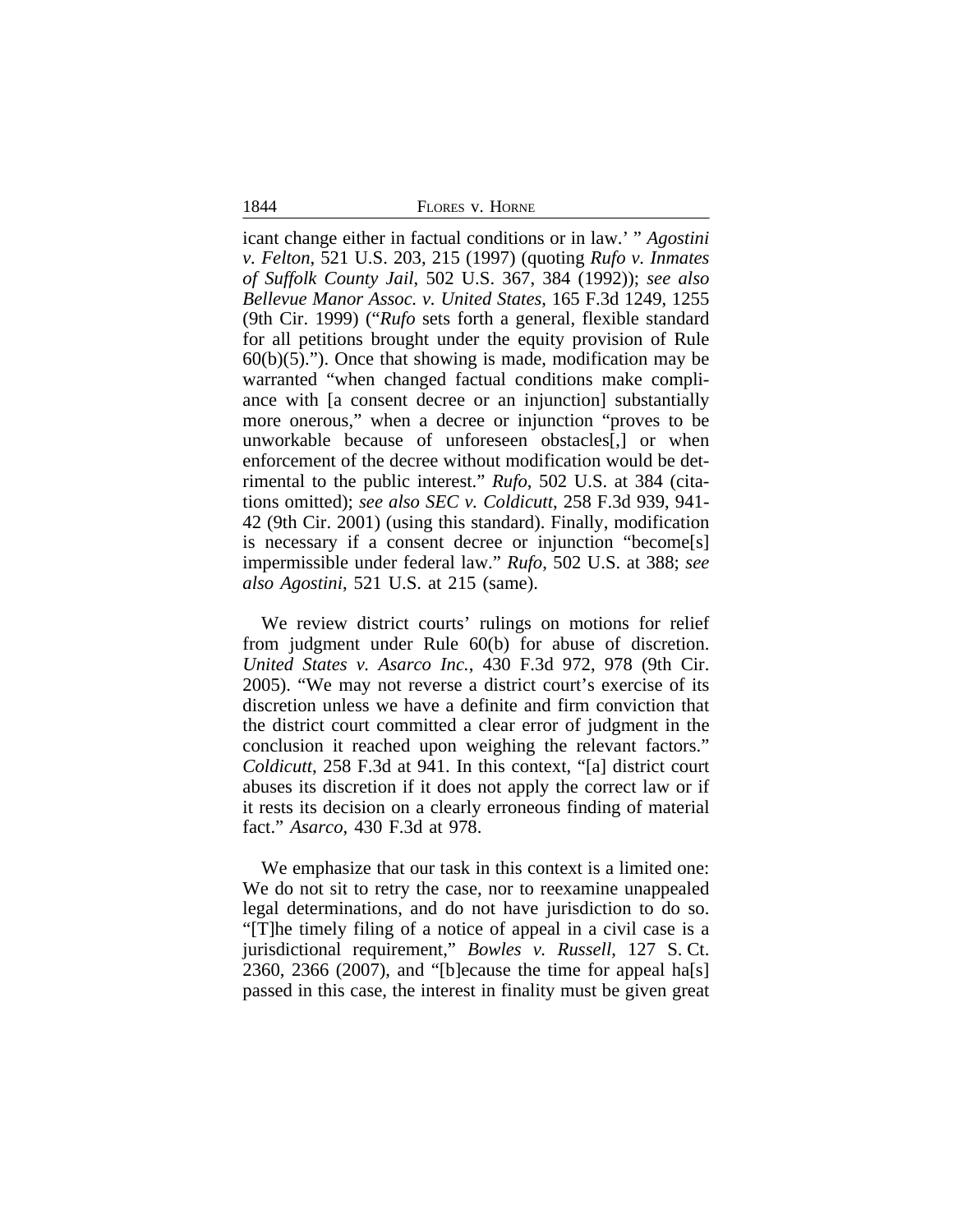icant change either in factual conditions or in law.' " *Agostini v. Felton*, 521 U.S. 203, 215 (1997) (quoting *Rufo v. Inmates of Suffolk County Jail*, 502 U.S. 367, 384 (1992)); *see also Bellevue Manor Assoc. v. United States*, 165 F.3d 1249, 1255 (9th Cir. 1999) ("*Rufo* sets forth a general, flexible standard for all petitions brought under the equity provision of Rule 60(b)(5)."). Once that showing is made, modification may be warranted "when changed factual conditions make compliance with [a consent decree or an injunction] substantially more onerous," when a decree or injunction "proves to be unworkable because of unforeseen obstacles[,] or when enforcement of the decree without modification would be detrimental to the public interest." *Rufo*, 502 U.S. at 384 (citations omitted); *see also SEC v. Coldicutt*, 258 F.3d 939, 941-42 (9th Cir. 2001) (using this standard). Finally, modification is necessary if a consent decree or injunction "become[s] impermissible under federal law." *Rufo*, 502 U.S. at 388; *see also Agostini*, 521 U.S. at 215 (same).

We review district courts' rulings on motions for relief from judgment under Rule 60(b) for abuse of discretion. *United States v. Asarco Inc.*, 430 F.3d 972, 978 (9th Cir. 2005). "We may not reverse a district court's exercise of its discretion unless we have a definite and firm conviction that the district court committed a clear error of judgment in the conclusion it reached upon weighing the relevant factors." *Coldicutt*, 258 F.3d at 941. In this context, "[a] district court abuses its discretion if it does not apply the correct law or if it rests its decision on a clearly erroneous finding of material fact." *Asarco*, 430 F.3d at 978.

We emphasize that our task in this context is a limited one: We do not sit to retry the case, nor to reexamine unappealed legal determinations, and do not have jurisdiction to do so. "[T]he timely filing of a notice of appeal in a civil case is a jurisdictional requirement," *Bowles v. Russell*, 127 S. Ct. 2360, 2366 (2007), and "[b]ecause the time for appeal ha[s] passed in this case, the interest in finality must be given great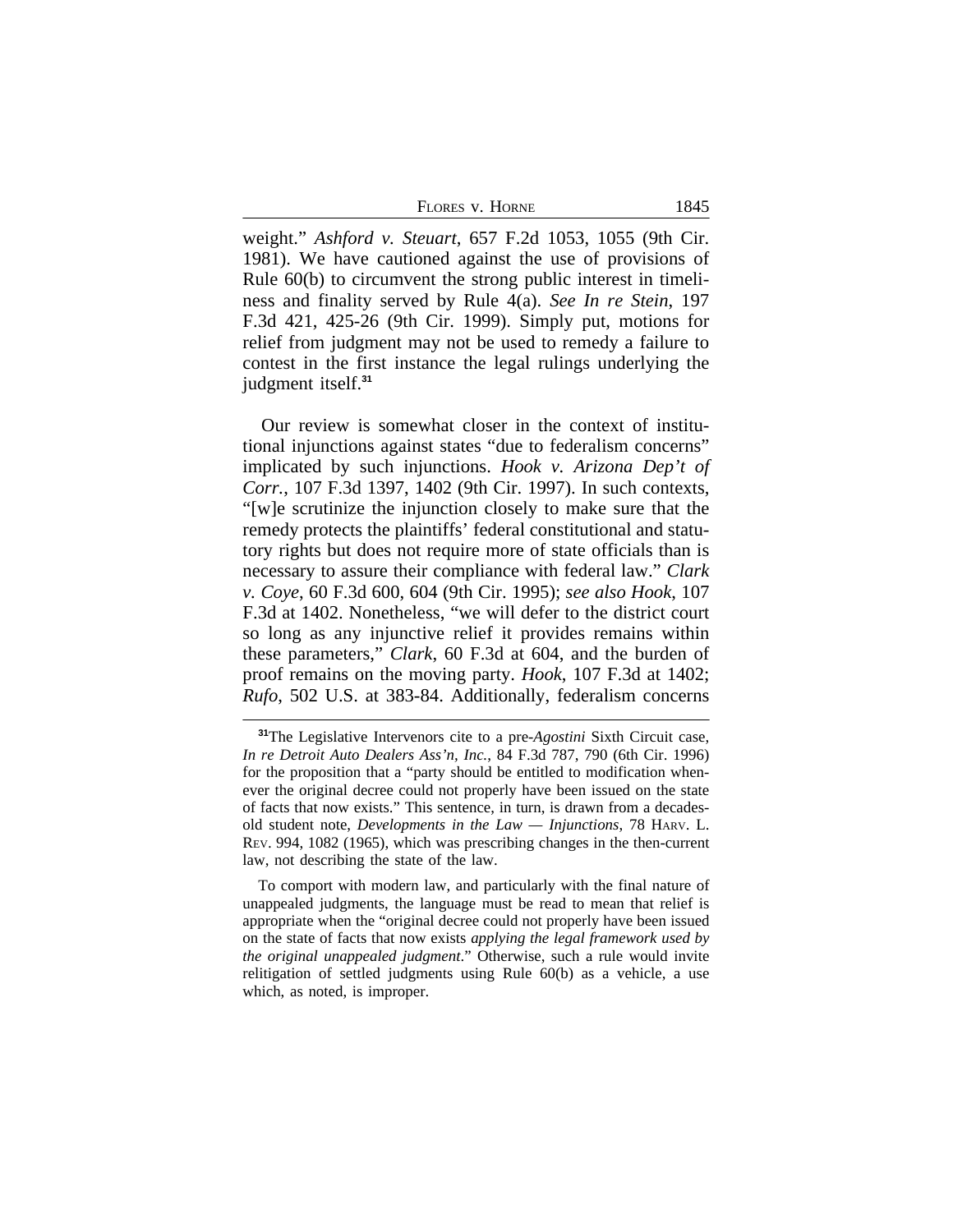weight." *Ashford v. Steuart*, 657 F.2d 1053, 1055 (9th Cir. 1981). We have cautioned against the use of provisions of Rule 60(b) to circumvent the strong public interest in timeliness and finality served by Rule 4(a). *See In re Stein*, 197 F.3d 421, 425-26 (9th Cir. 1999). Simply put, motions for relief from judgment may not be used to remedy a failure to contest in the first instance the legal rulings underlying the judgment itself.[31]

Our review is somewhat closer in the context of institutional injunctions against states "due to federalism concerns" implicated by such injunctions. *Hook v. Arizona Dep't of Corr.*, 107 F.3d 1397, 1402 (9th Cir. 1997). In such contexts, "[w]e scrutinize the injunction closely to make sure that the remedy protects the plaintiffs' federal constitutional and statutory rights but does not require more of state officials than is necessary to assure their compliance with federal law." *Clark v. Coye*, 60 F.3d 600, 604 (9th Cir. 1995); *see also Hook*, 107 F.3d at 1402. Nonetheless, "we will defer to the district court so long as any injunctive relief it provides remains within these parameters," *Clark*, 60 F.3d at 604, and the burden of proof remains on the moving party. *Hook*, 107 F.3d at 1402; *Rufo*, 502 U.S. at 383-84. Additionally, federalism concerns

---

[31]The Legislative Intervenors cite to a pre-*Agostini* Sixth Circuit case, *In re Detroit Auto Dealers Ass'n, Inc.*, 84 F.3d 787, 790 (6th Cir. 1996) for the proposition that a "party should be entitled to modification whenever the original decree could not properly have been issued on the state of facts that now exists." This sentence, in turn, is drawn from a decades-old student note, *Developments in the Law — Injunctions*, 78 HARV. L. REV. 994, 1082 (1965), which was prescribing changes in the then-current law, not describing the state of the law.

To comport with modern law, and particularly with the final nature of unappealed judgments, the language must be read to mean that relief is appropriate when the "original decree could not properly have been issued on the state of facts that now exists *applying the legal framework used by the original unappealed judgment*." Otherwise, such a rule would invite relitigation of settled judgments using Rule 60(b) as a vehicle, a use which, as noted, is improper.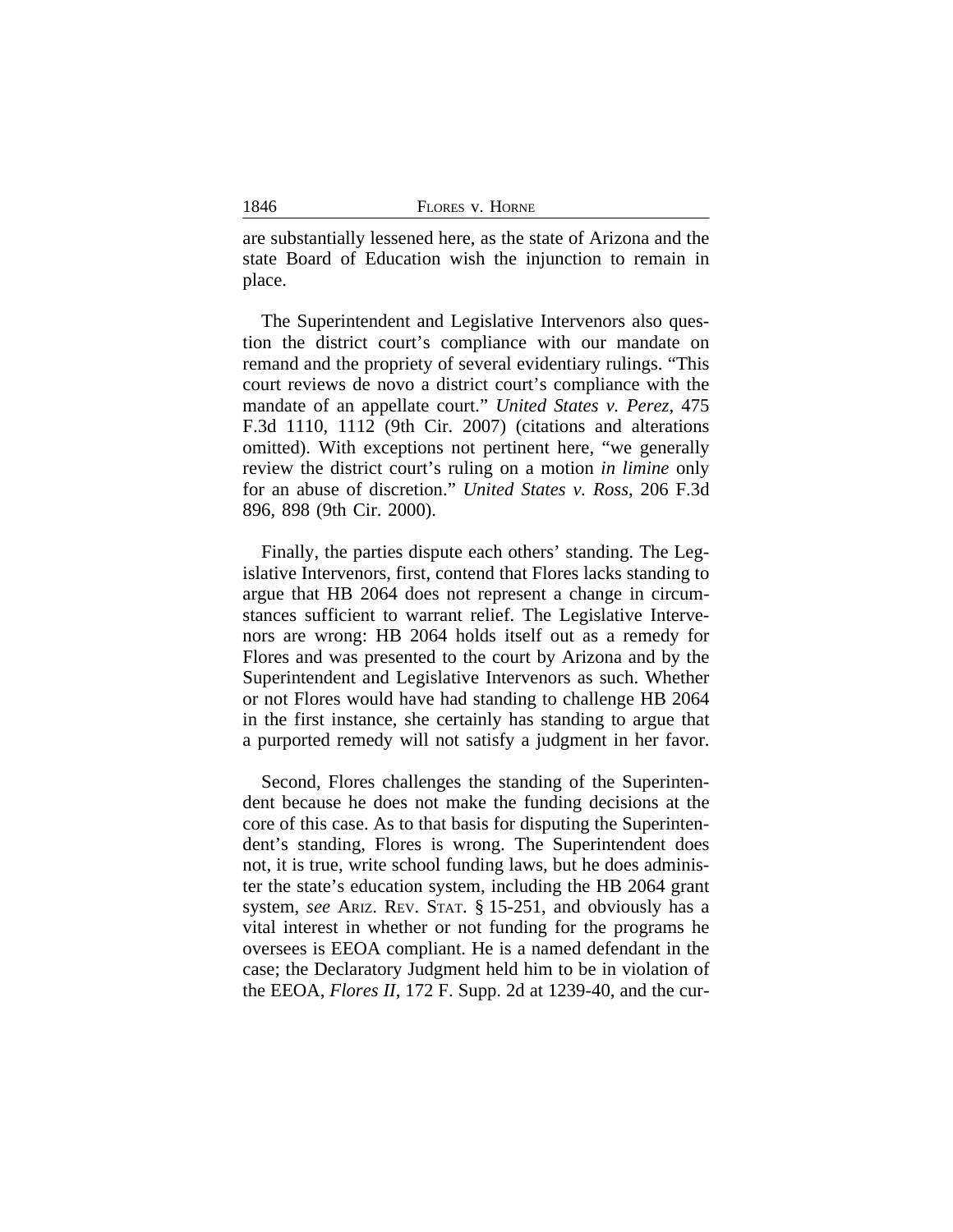are substantially lessened here, as the state of Arizona and the state Board of Education wish the injunction to remain in place.

The Superintendent and Legislative Intervenors also question the district court's compliance with our mandate on remand and the propriety of several evidentiary rulings. "This court reviews de novo a district court's compliance with the mandate of an appellate court." *United States v. Perez*, 475 F.3d 1110, 1112 (9th Cir. 2007) (citations and alterations omitted). With exceptions not pertinent here, "we generally review the district court's ruling on a motion *in limine* only for an abuse of discretion." *United States v. Ross*, 206 F.3d 896, 898 (9th Cir. 2000).

Finally, the parties dispute each others' standing. The Legislative Intervenors, first, contend that Flores lacks standing to argue that HB 2064 does not represent a change in circumstances sufficient to warrant relief. The Legislative Intervenors are wrong: HB 2064 holds itself out as a remedy for Flores and was presented to the court by Arizona and by the Superintendent and Legislative Intervenors as such. Whether or not Flores would have had standing to challenge HB 2064 in the first instance, she certainly has standing to argue that a purported remedy will not satisfy a judgment in her favor.

Second, Flores challenges the standing of the Superintendent because he does not make the funding decisions at the core of this case. As to that basis for disputing the Superintendent's standing, Flores is wrong. The Superintendent does not, it is true, write school funding laws, but he does administer the state's education system, including the HB 2064 grant system, *see* ARIZ. REV. STAT. § 15-251, and obviously has a vital interest in whether or not funding for the programs he oversees is EEOA compliant. He is a named defendant in the case; the Declaratory Judgment held him to be in violation of the EEOA, *Flores II*, 172 F. Supp. 2d at 1239-40, and the cur-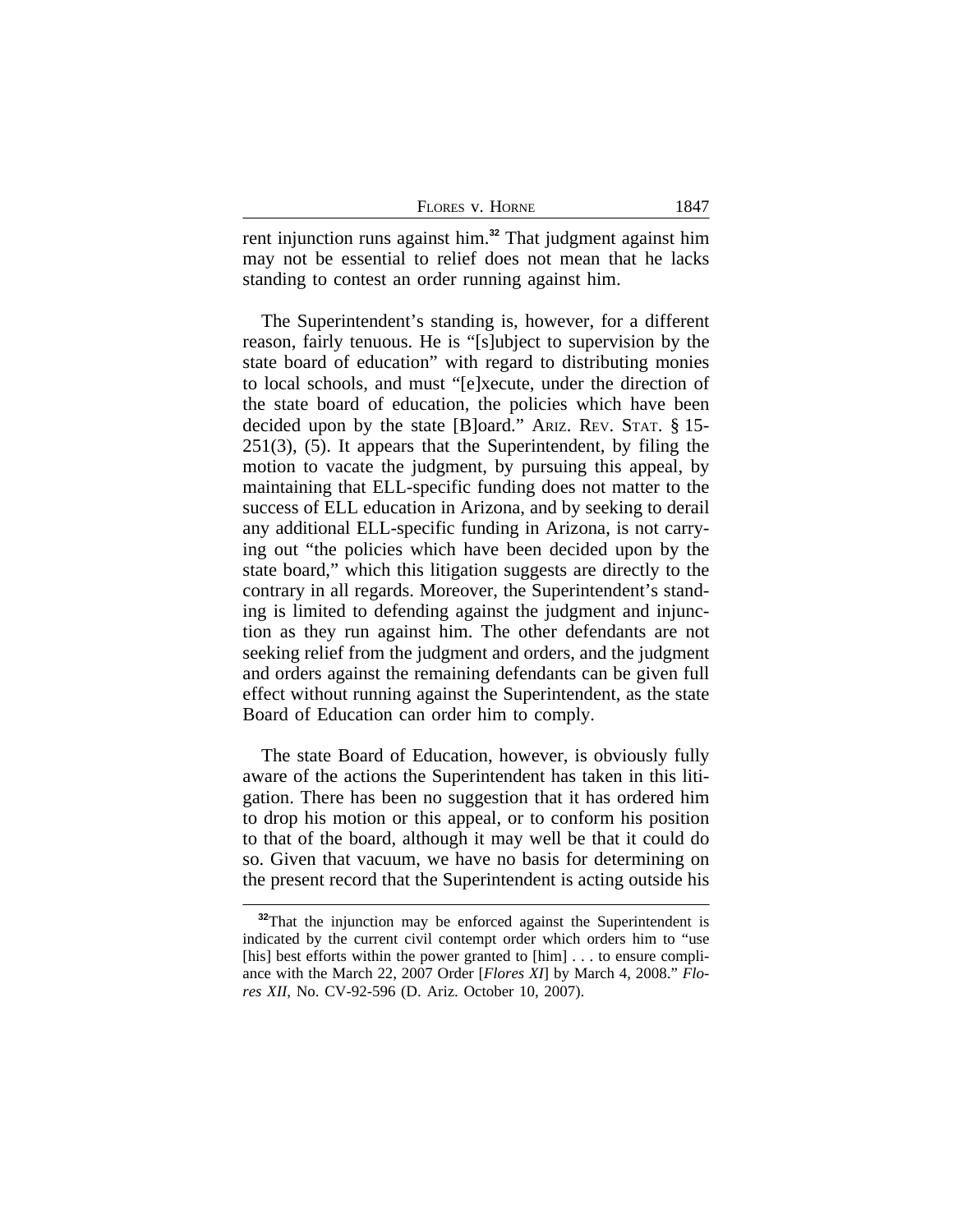rent injunction runs against him.[32] That judgment against him may not be essential to relief does not mean that he lacks standing to contest an order running against him.

The Superintendent's standing is, however, for a different reason, fairly tenuous. He is "[s]ubject to supervision by the state board of education" with regard to distributing monies to local schools, and must "[e]xecute, under the direction of the state board of education, the policies which have been decided upon by the state [B]oard." ARIZ. REV. STAT. § 15-251(3), (5). It appears that the Superintendent, by filing the motion to vacate the judgment, by pursuing this appeal, by maintaining that ELL-specific funding does not matter to the success of ELL education in Arizona, and by seeking to derail any additional ELL-specific funding in Arizona, is not carrying out "the policies which have been decided upon by the state board," which this litigation suggests are directly to the contrary in all regards. Moreover, the Superintendent's standing is limited to defending against the judgment and injunction as they run against him. The other defendants are not seeking relief from the judgment and orders, and the judgment and orders against the remaining defendants can be given full effect without running against the Superintendent, as the state Board of Education can order him to comply.

The state Board of Education, however, is obviously fully aware of the actions the Superintendent has taken in this litigation. There has been no suggestion that it has ordered him to drop his motion or this appeal, or to conform his position to that of the board, although it may well be that it could do so. Given that vacuum, we have no basis for determining on the present record that the Superintendent is acting outside his

[32]That the injunction may be enforced against the Superintendent is indicated by the current civil contempt order which orders him to "use [his] best efforts within the power granted to [him] . . . to ensure compliance with the March 22, 2007 Order [*Flores XI*] by March 4, 2008." *Flores XII*, No. CV-92-596 (D. Ariz. October 10, 2007).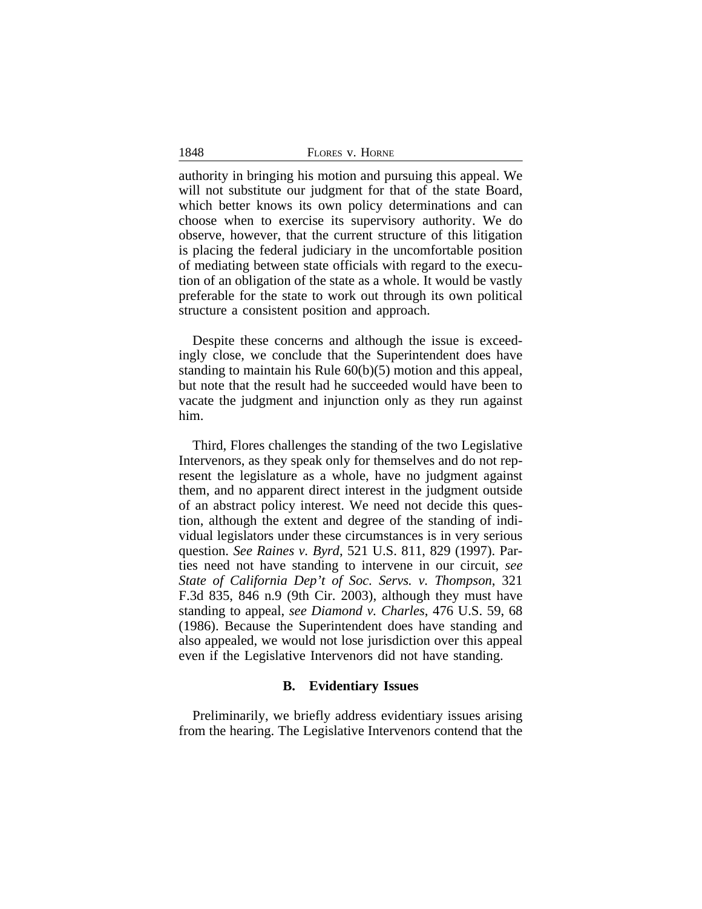authority in bringing his motion and pursuing this appeal. We will not substitute our judgment for that of the state Board, which better knows its own policy determinations and can choose when to exercise its supervisory authority. We do observe, however, that the current structure of this litigation is placing the federal judiciary in the uncomfortable position of mediating between state officials with regard to the execution of an obligation of the state as a whole. It would be vastly preferable for the state to work out through its own political structure a consistent position and approach.

Despite these concerns and although the issue is exceedingly close, we conclude that the Superintendent does have standing to maintain his Rule 60(b)(5) motion and this appeal, but note that the result had he succeeded would have been to vacate the judgment and injunction only as they run against him.

Third, Flores challenges the standing of the two Legislative Intervenors, as they speak only for themselves and do not represent the legislature as a whole, have no judgment against them, and no apparent direct interest in the judgment outside of an abstract policy interest. We need not decide this question, although the extent and degree of the standing of individual legislators under these circumstances is in very serious question. *See Raines v. Byrd*, 521 U.S. 811, 829 (1997). Parties need not have standing to intervene in our circuit, *see State of California Dep't of Soc. Servs. v. Thompson*, 321 F.3d 835, 846 n.9 (9th Cir. 2003), although they must have standing to appeal, *see Diamond v. Charles*, 476 U.S. 59, 68 (1986). Because the Superintendent does have standing and also appealed, we would not lose jurisdiction over this appeal even if the Legislative Intervenors did not have standing.

### B. Evidentiary Issues

Preliminarily, we briefly address evidentiary issues arising from the hearing. The Legislative Intervenors contend that the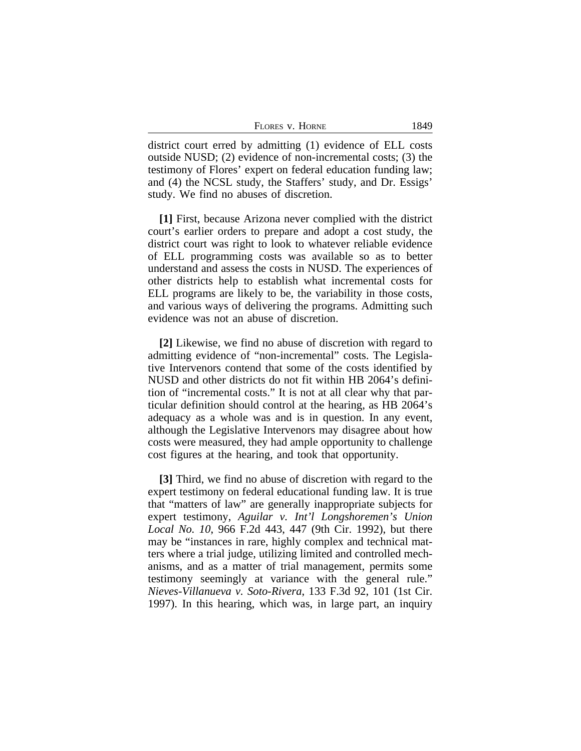district court erred by admitting (1) evidence of ELL costs outside NUSD; (2) evidence of non-incremental costs; (3) the testimony of Flores' expert on federal education funding law; and (4) the NCSL study, the Staffers' study, and Dr. Essigs' study. We find no abuses of discretion.

**[1]** First, because Arizona never complied with the district court's earlier orders to prepare and adopt a cost study, the district court was right to look to whatever reliable evidence of ELL programming costs was available so as to better understand and assess the costs in NUSD. The experiences of other districts help to establish what incremental costs for ELL programs are likely to be, the variability in those costs, and various ways of delivering the programs. Admitting such evidence was not an abuse of discretion.

**[2]** Likewise, we find no abuse of discretion with regard to admitting evidence of "non-incremental" costs. The Legislative Intervenors contend that some of the costs identified by NUSD and other districts do not fit within HB 2064's definition of "incremental costs." It is not at all clear why that particular definition should control at the hearing, as HB 2064's adequacy as a whole was and is in question. In any event, although the Legislative Intervenors may disagree about how costs were measured, they had ample opportunity to challenge cost figures at the hearing, and took that opportunity.

**[3]** Third, we find no abuse of discretion with regard to the expert testimony on federal educational funding law. It is true that "matters of law" are generally inappropriate subjects for expert testimony, *Aguilar v. Int'l Longshoremen's Union Local No. 10*, 966 F.2d 443, 447 (9th Cir. 1992), but there may be "instances in rare, highly complex and technical matters where a trial judge, utilizing limited and controlled mechanisms, and as a matter of trial management, permits some testimony seemingly at variance with the general rule." *Nieves-Villanueva v. Soto-Rivera*, 133 F.3d 92, 101 (1st Cir. 1997). In this hearing, which was, in large part, an inquiry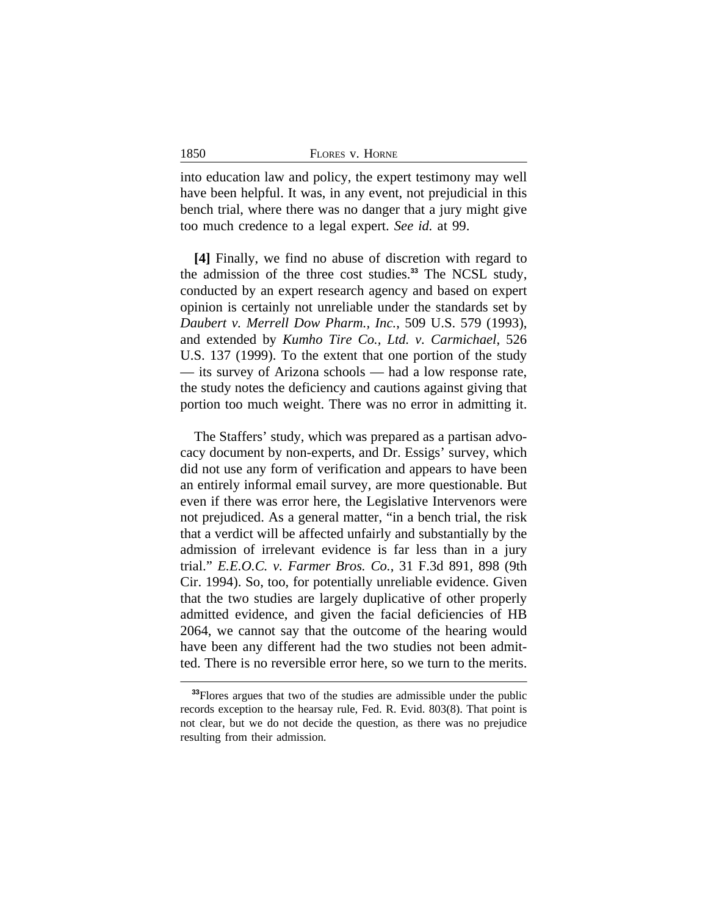into education law and policy, the expert testimony may well have been helpful. It was, in any event, not prejudicial in this bench trial, where there was no danger that a jury might give too much credence to a legal expert. *See id.* at 99.

**[4]** Finally, we find no abuse of discretion with regard to the admission of the three cost studies.[33] The NCSL study, conducted by an expert research agency and based on expert opinion is certainly not unreliable under the standards set by *Daubert v. Merrell Dow Pharm., Inc.*, 509 U.S. 579 (1993), and extended by *Kumho Tire Co., Ltd. v. Carmichael*, 526 U.S. 137 (1999). To the extent that one portion of the study — its survey of Arizona schools — had a low response rate, the study notes the deficiency and cautions against giving that portion too much weight. There was no error in admitting it.

The Staffers' study, which was prepared as a partisan advocacy document by non-experts, and Dr. Essigs' survey, which did not use any form of verification and appears to have been an entirely informal email survey, are more questionable. But even if there was error here, the Legislative Intervenors were not prejudiced. As a general matter, "in a bench trial, the risk that a verdict will be affected unfairly and substantially by the admission of irrelevant evidence is far less than in a jury trial." *E.E.O.C. v. Farmer Bros. Co.*, 31 F.3d 891, 898 (9th Cir. 1994). So, too, for potentially unreliable evidence. Given that the two studies are largely duplicative of other properly admitted evidence, and given the facial deficiencies of HB 2064, we cannot say that the outcome of the hearing would have been any different had the two studies not been admitted. There is no reversible error here, so we turn to the merits.

---

[33]Flores argues that two of the studies are admissible under the public records exception to the hearsay rule, Fed. R. Evid. 803(8). That point is not clear, but we do not decide the question, as there was no prejudice resulting from their admission.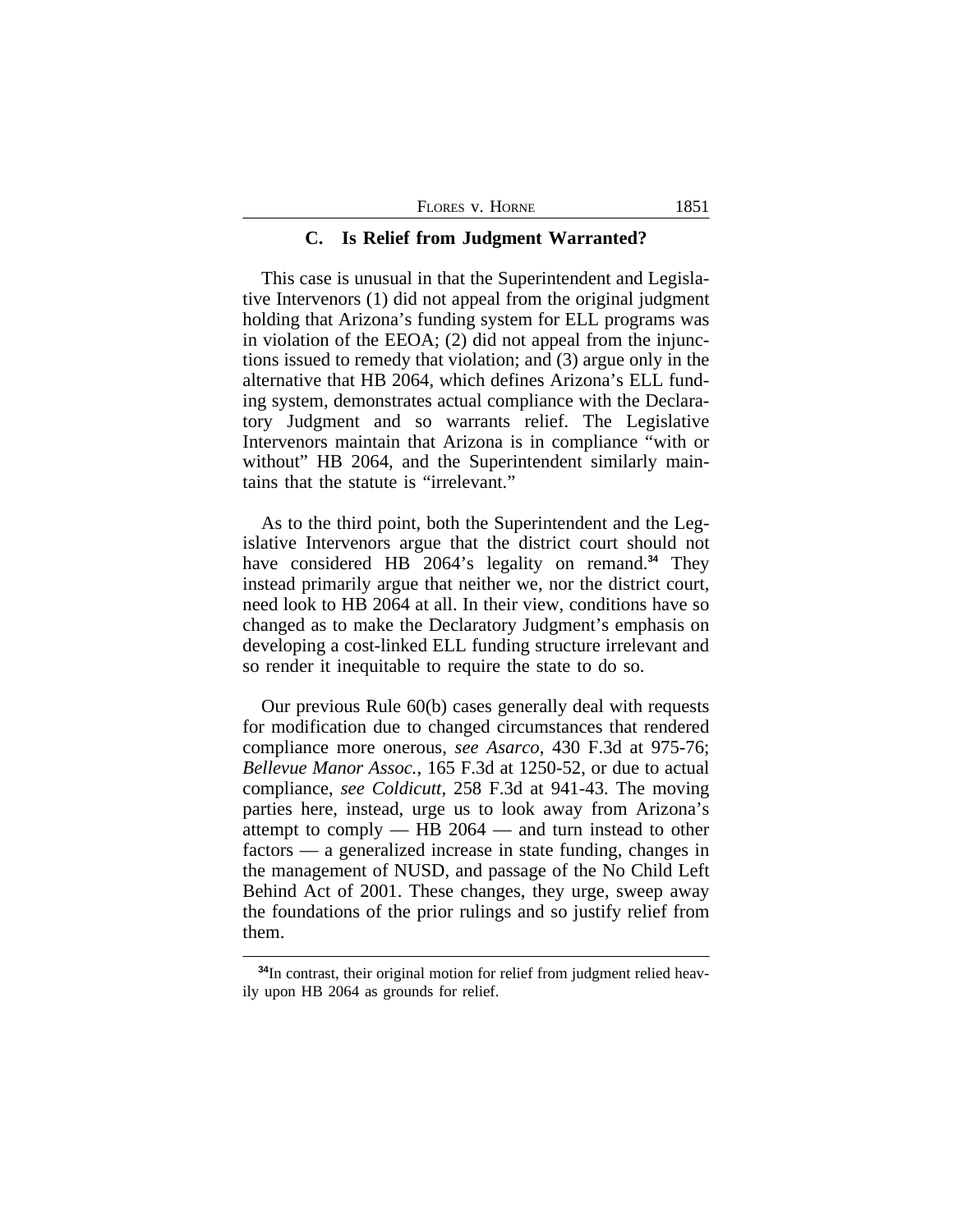### C. Is Relief from Judgment Warranted?

This case is unusual in that the Superintendent and Legislative Intervenors (1) did not appeal from the original judgment holding that Arizona's funding system for ELL programs was in violation of the EEOA; (2) did not appeal from the injunctions issued to remedy that violation; and (3) argue only in the alternative that HB 2064, which defines Arizona's ELL funding system, demonstrates actual compliance with the Declaratory Judgment and so warrants relief. The Legislative Intervenors maintain that Arizona is in compliance "with or without" HB 2064, and the Superintendent similarly maintains that the statute is "irrelevant."

As to the third point, both the Superintendent and the Legislative Intervenors argue that the district court should not have considered HB 2064's legality on remand.[34] They instead primarily argue that neither we, nor the district court, need look to HB 2064 at all. In their view, conditions have so changed as to make the Declaratory Judgment's emphasis on developing a cost-linked ELL funding structure irrelevant and so render it inequitable to require the state to do so.

Our previous Rule 60(b) cases generally deal with requests for modification due to changed circumstances that rendered compliance more onerous, *see Asarco*, 430 F.3d at 975-76; *Bellevue Manor Assoc.*, 165 F.3d at 1250-52, or due to actual compliance, *see Coldicutt*, 258 F.3d at 941-43. The moving parties here, instead, urge us to look away from Arizona's attempt to comply — HB 2064 — and turn instead to other factors — a generalized increase in state funding, changes in the management of NUSD, and passage of the No Child Left Behind Act of 2001. These changes, they urge, sweep away the foundations of the prior rulings and so justify relief from them.

[34] In contrast, their original motion for relief from judgment relied heavily upon HB 2064 as grounds for relief.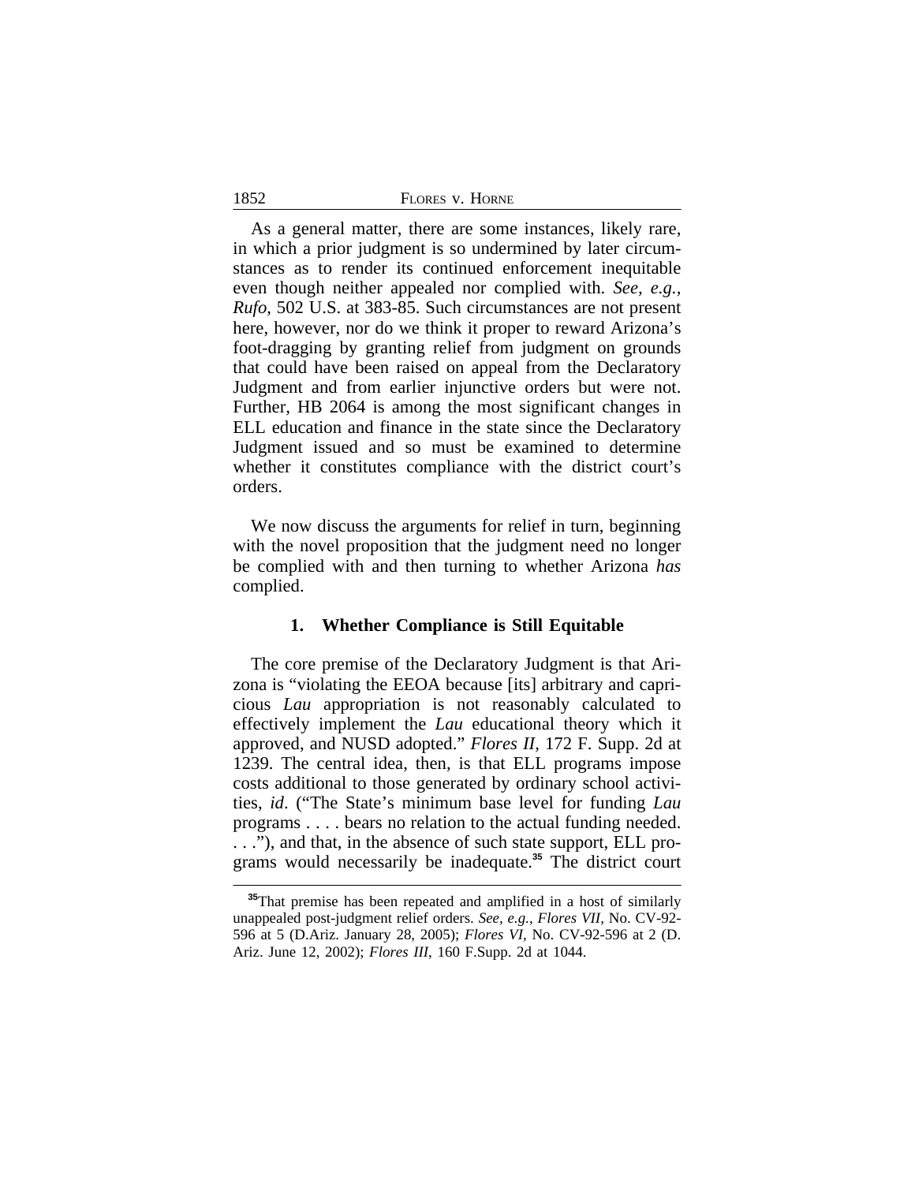As a general matter, there are some instances, likely rare, in which a prior judgment is so undermined by later circumstances as to render its continued enforcement inequitable even though neither appealed nor complied with. *See, e.g.*, *Rufo*, 502 U.S. at 383-85. Such circumstances are not present here, however, nor do we think it proper to reward Arizona's foot-dragging by granting relief from judgment on grounds that could have been raised on appeal from the Declaratory Judgment and from earlier injunctive orders but were not. Further, HB 2064 is among the most significant changes in ELL education and finance in the state since the Declaratory Judgment issued and so must be examined to determine whether it constitutes compliance with the district court's orders.

We now discuss the arguments for relief in turn, beginning with the novel proposition that the judgment need no longer be complied with and then turning to whether Arizona *has* complied.

### 1. Whether Compliance is Still Equitable

The core premise of the Declaratory Judgment is that Arizona is "violating the EEOA because [its] arbitrary and capricious *Lau* appropriation is not reasonably calculated to effectively implement the *Lau* educational theory which it approved, and NUSD adopted." *Flores II*, 172 F. Supp. 2d at 1239. The central idea, then, is that ELL programs impose costs additional to those generated by ordinary school activities, *id*. ("The State's minimum base level for funding *Lau* programs . . . . bears no relation to the actual funding needed. . . ."), and that, in the absence of such state support, ELL programs would necessarily be inadequate.[35] The district court

---

[35]That premise has been repeated and amplified in a host of similarly unappealed post-judgment relief orders. *See, e.g.*, *Flores VII*, No. CV-92-596 at 5 (D.Ariz. January 28, 2005); *Flores VI*, No. CV-92-596 at 2 (D. Ariz. June 12, 2002); *Flores III*, 160 F.Supp. 2d at 1044.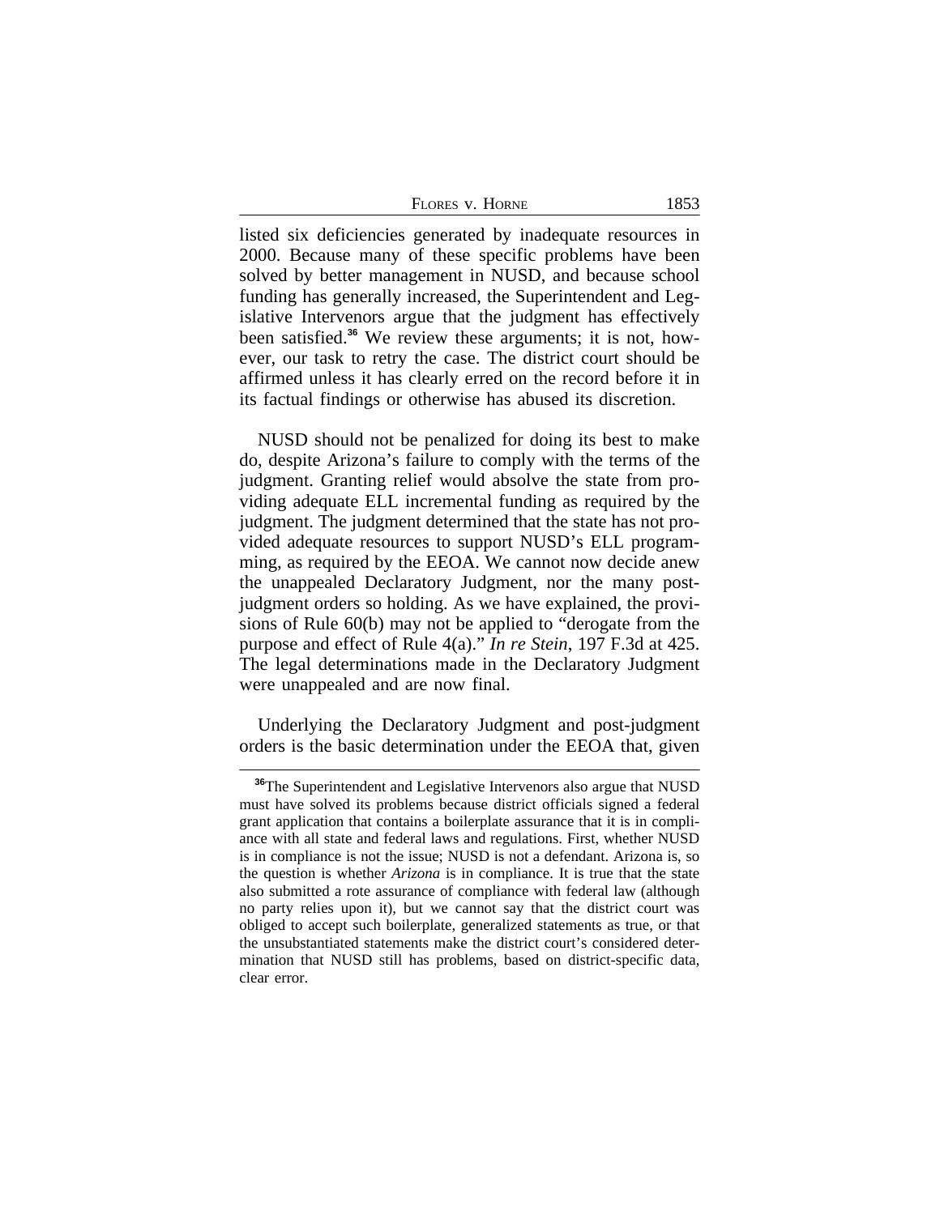listed six deficiencies generated by inadequate resources in 2000. Because many of these specific problems have been solved by better management in NUSD, and because school funding has generally increased, the Superintendent and Legislative Intervenors argue that the judgment has effectively been satisfied.[36] We review these arguments; it is not, however, our task to retry the case. The district court should be affirmed unless it has clearly erred on the record before it in its factual findings or otherwise has abused its discretion.

NUSD should not be penalized for doing its best to make do, despite Arizona's failure to comply with the terms of the judgment. Granting relief would absolve the state from providing adequate ELL incremental funding as required by the judgment. The judgment determined that the state has not provided adequate resources to support NUSD's ELL programming, as required by the EEOA. We cannot now decide anew the unappealed Declaratory Judgment, nor the many post-judgment orders so holding. As we have explained, the provisions of Rule 60(b) may not be applied to "derogate from the purpose and effect of Rule 4(a)." *In re Stein*, 197 F.3d at 425. The legal determinations made in the Declaratory Judgment were unappealed and are now final.

Underlying the Declaratory Judgment and post-judgment orders is the basic determination under the EEOA that, given

---

[36]The Superintendent and Legislative Intervenors also argue that NUSD must have solved its problems because district officials signed a federal grant application that contains a boilerplate assurance that it is in compliance with all state and federal laws and regulations. First, whether NUSD is in compliance is not the issue; NUSD is not a defendant. Arizona is, so the question is whether *Arizona* is in compliance. It is true that the state also submitted a rote assurance of compliance with federal law (although no party relies upon it), but we cannot say that the district court was obliged to accept such boilerplate, generalized statements as true, or that the unsubstantiated statements make the district court's considered determination that NUSD still has problems, based on district-specific data, clear error.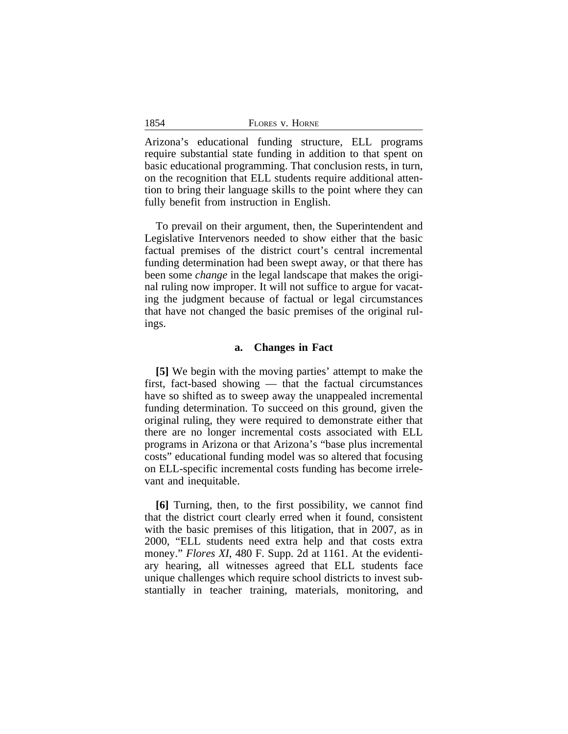Arizona's educational funding structure, ELL programs require substantial state funding in addition to that spent on basic educational programming. That conclusion rests, in turn, on the recognition that ELL students require additional attention to bring their language skills to the point where they can fully benefit from instruction in English.

To prevail on their argument, then, the Superintendent and Legislative Intervenors needed to show either that the basic factual premises of the district court's central incremental funding determination had been swept away, or that there has been some *change* in the legal landscape that makes the original ruling now improper. It will not suffice to argue for vacating the judgment because of factual or legal circumstances that have not changed the basic premises of the original rulings.

#### a. Changes in Fact

**[5]** We begin with the moving parties' attempt to make the first, fact-based showing — that the factual circumstances have so shifted as to sweep away the unappealed incremental funding determination. To succeed on this ground, given the original ruling, they were required to demonstrate either that there are no longer incremental costs associated with ELL programs in Arizona or that Arizona's "base plus incremental costs" educational funding model was so altered that focusing on ELL-specific incremental costs funding has become irrelevant and inequitable.

**[6]** Turning, then, to the first possibility, we cannot find that the district court clearly erred when it found, consistent with the basic premises of this litigation, that in 2007, as in 2000, "ELL students need extra help and that costs extra money." *Flores XI*, 480 F. Supp. 2d at 1161. At the evidentiary hearing, all witnesses agreed that ELL students face unique challenges which require school districts to invest substantially in teacher training, materials, monitoring, and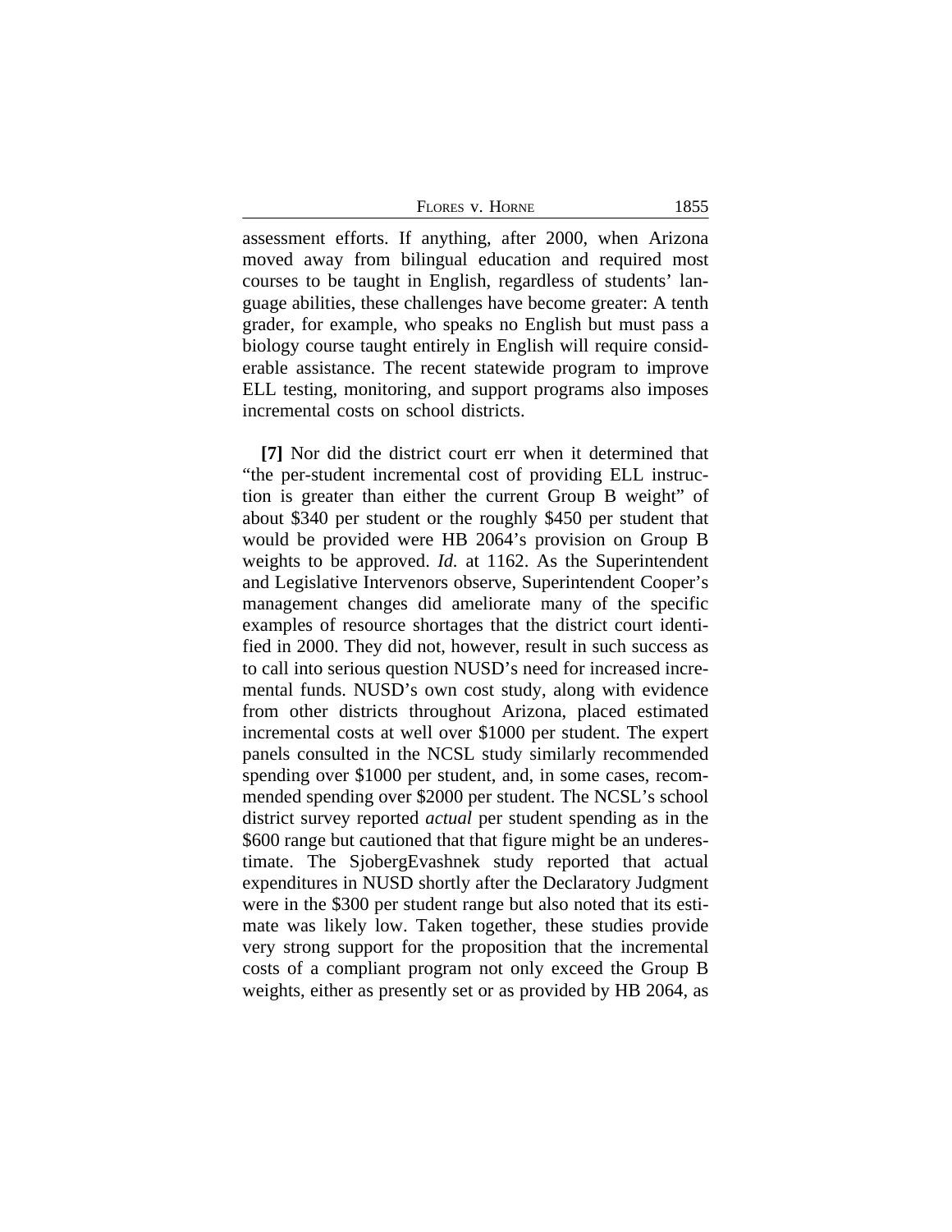assessment efforts. If anything, after 2000, when Arizona moved away from bilingual education and required most courses to be taught in English, regardless of students' language abilities, these challenges have become greater: A tenth grader, for example, who speaks no English but must pass a biology course taught entirely in English will require considerable assistance. The recent statewide program to improve ELL testing, monitoring, and support programs also imposes incremental costs on school districts.

**[7]** Nor did the district court err when it determined that "the per-student incremental cost of providing ELL instruction is greater than either the current Group B weight" of about $340 per student or the roughly $450 per student that would be provided were HB 2064's provision on Group B weights to be approved. *Id.* at 1162. As the Superintendent and Legislative Intervenors observe, Superintendent Cooper's management changes did ameliorate many of the specific examples of resource shortages that the district court identified in 2000. They did not, however, result in such success as to call into serious question NUSD's need for increased incremental funds. NUSD's own cost study, along with evidence from other districts throughout Arizona, placed estimated incremental costs at well over $1000 per student. The expert panels consulted in the NCSL study similarly recommended spending over $1000 per student, and, in some cases, recommended spending over $2000 per student. The NCSL's school district survey reported *actual* per student spending as in the $600 range but cautioned that that figure might be an underestimate. The SjobergEvashnek study reported that actual expenditures in NUSD shortly after the Declaratory Judgment were in the $300 per student range but also noted that its estimate was likely low. Taken together, these studies provide very strong support for the proposition that the incremental costs of a compliant program not only exceed the Group B weights, either as presently set or as provided by HB 2064, as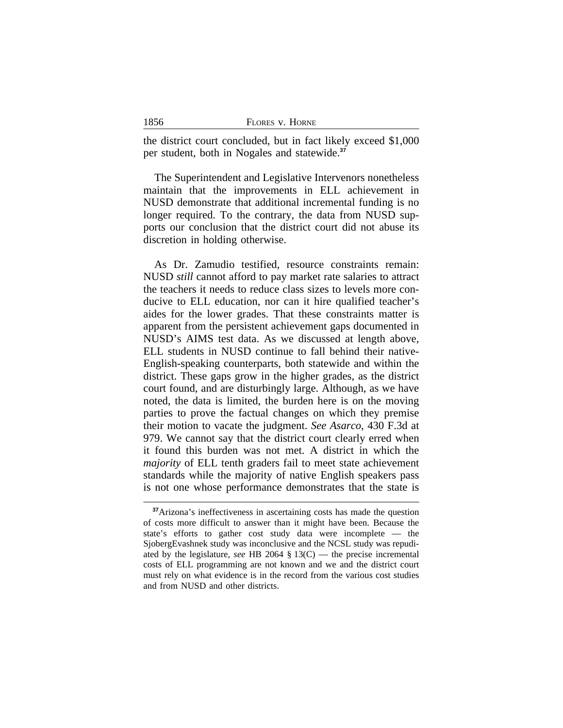the district court concluded, but in fact likely exceed $1,000 per student, both in Nogales and statewide.[37]

The Superintendent and Legislative Intervenors nonetheless maintain that the improvements in ELL achievement in NUSD demonstrate that additional incremental funding is no longer required. To the contrary, the data from NUSD supports our conclusion that the district court did not abuse its discretion in holding otherwise.

As Dr. Zamudio testified, resource constraints remain: NUSD *still* cannot afford to pay market rate salaries to attract the teachers it needs to reduce class sizes to levels more conducive to ELL education, nor can it hire qualified teacher's aides for the lower grades. That these constraints matter is apparent from the persistent achievement gaps documented in NUSD's AIMS test data. As we discussed at length above, ELL students in NUSD continue to fall behind their native-English-speaking counterparts, both statewide and within the district. These gaps grow in the higher grades, as the district court found, and are disturbingly large. Although, as we have noted, the data is limited, the burden here is on the moving parties to prove the factual changes on which they premise their motion to vacate the judgment. *See Asarco*, 430 F.3d at 979. We cannot say that the district court clearly erred when it found this burden was not met. A district in which the *majority* of ELL tenth graders fail to meet state achievement standards while the majority of native English speakers pass is not one whose performance demonstrates that the state is

---

[37] Arizona's ineffectiveness in ascertaining costs has made the question of costs more difficult to answer than it might have been. Because the state's efforts to gather cost study data were incomplete — the SjobergEvashnek study was inconclusive and the NCSL study was repudiated by the legislature, *see* HB 2064 § 13(C) — the precise incremental costs of ELL programming are not known and we and the district court must rely on what evidence is in the record from the various cost studies and from NUSD and other districts.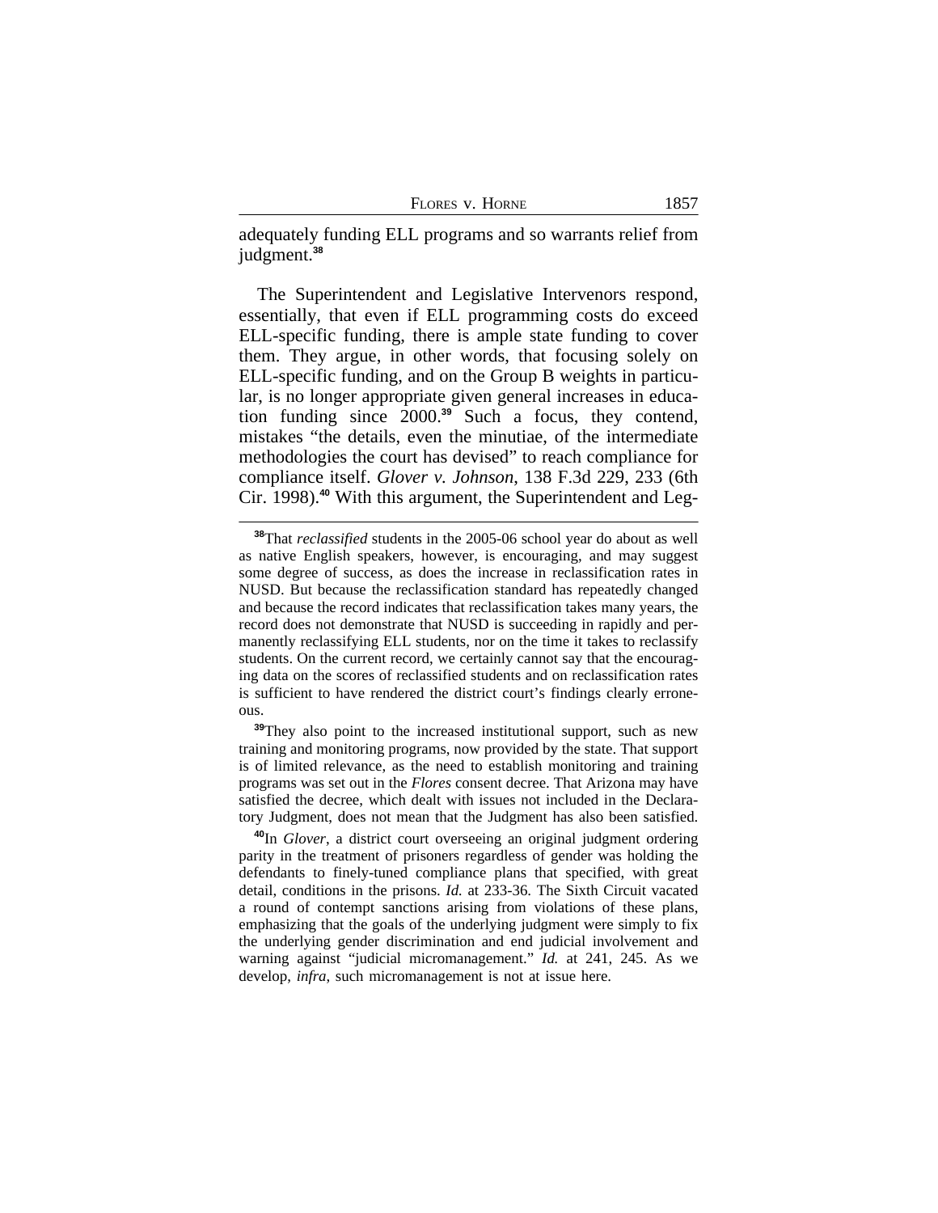adequately funding ELL programs and so warrants relief from judgment.[38]

The Superintendent and Legislative Intervenors respond, essentially, that even if ELL programming costs do exceed ELL-specific funding, there is ample state funding to cover them. They argue, in other words, that focusing solely on ELL-specific funding, and on the Group B weights in particular, is no longer appropriate given general increases in education funding since 2000.[39] Such a focus, they contend, mistakes "the details, even the minutiae, of the intermediate methodologies the court has devised" to reach compliance for compliance itself. *Glover v. Johnson*, 138 F.3d 229, 233 (6th Cir. 1998).[40] With this argument, the Superintendent and Leg-

---

[38]That *reclassified* students in the 2005-06 school year do about as well as native English speakers, however, is encouraging, and may suggest some degree of success, as does the increase in reclassification rates in NUSD. But because the reclassification standard has repeatedly changed and because the record indicates that reclassification takes many years, the record does not demonstrate that NUSD is succeeding in rapidly and permanently reclassifying ELL students, nor on the time it takes to reclassify students. On the current record, we certainly cannot say that the encouraging data on the scores of reclassified students and on reclassification rates is sufficient to have rendered the district court's findings clearly erroneous.

[39]They also point to the increased institutional support, such as new training and monitoring programs, now provided by the state. That support is of limited relevance, as the need to establish monitoring and training programs was set out in the *Flores* consent decree. That Arizona may have satisfied the decree, which dealt with issues not included in the Declaratory Judgment, does not mean that the Judgment has also been satisfied.

[40]In *Glover*, a district court overseeing an original judgment ordering parity in the treatment of prisoners regardless of gender was holding the defendants to finely-tuned compliance plans that specified, with great detail, conditions in the prisons. *Id.* at 233-36. The Sixth Circuit vacated a round of contempt sanctions arising from violations of these plans, emphasizing that the goals of the underlying judgment were simply to fix the underlying gender discrimination and end judicial involvement and warning against "judicial micromanagement." *Id.* at 241, 245. As we develop, *infra*, such micromanagement is not at issue here.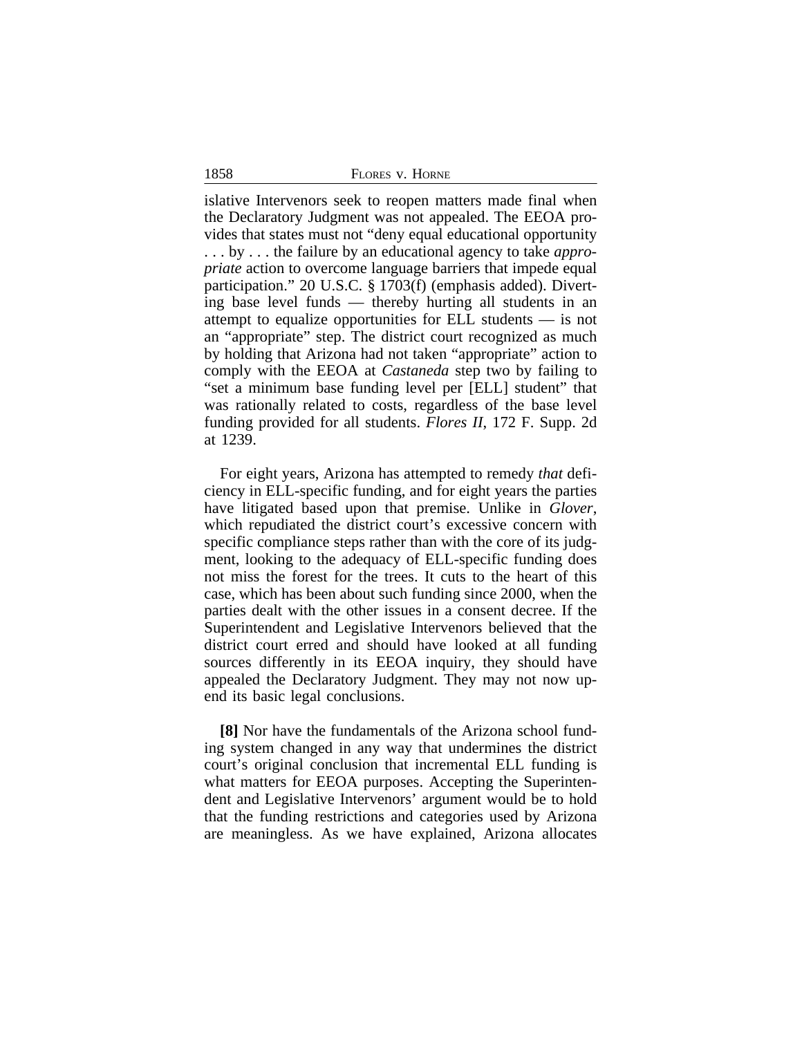islative Intervenors seek to reopen matters made final when the Declaratory Judgment was not appealed. The EEOA provides that states must not "deny equal educational opportunity . . . by . . . the failure by an educational agency to take *appropriate* action to overcome language barriers that impede equal participation." 20 U.S.C. § 1703(f) (emphasis added). Diverting base level funds — thereby hurting all students in an attempt to equalize opportunities for ELL students — is not an "appropriate" step. The district court recognized as much by holding that Arizona had not taken "appropriate" action to comply with the EEOA at *Castaneda* step two by failing to "set a minimum base funding level per [ELL] student" that was rationally related to costs, regardless of the base level funding provided for all students. *Flores II*, 172 F. Supp. 2d at 1239.

For eight years, Arizona has attempted to remedy *that* deficiency in ELL-specific funding, and for eight years the parties have litigated based upon that premise. Unlike in *Glover*, which repudiated the district court's excessive concern with specific compliance steps rather than with the core of its judgment, looking to the adequacy of ELL-specific funding does not miss the forest for the trees. It cuts to the heart of this case, which has been about such funding since 2000, when the parties dealt with the other issues in a consent decree. If the Superintendent and Legislative Intervenors believed that the district court erred and should have looked at all funding sources differently in its EEOA inquiry, they should have appealed the Declaratory Judgment. They may not now upend its basic legal conclusions.

**[8]** Nor have the fundamentals of the Arizona school funding system changed in any way that undermines the district court's original conclusion that incremental ELL funding is what matters for EEOA purposes. Accepting the Superintendent and Legislative Intervenors' argument would be to hold that the funding restrictions and categories used by Arizona are meaningless. As we have explained, Arizona allocates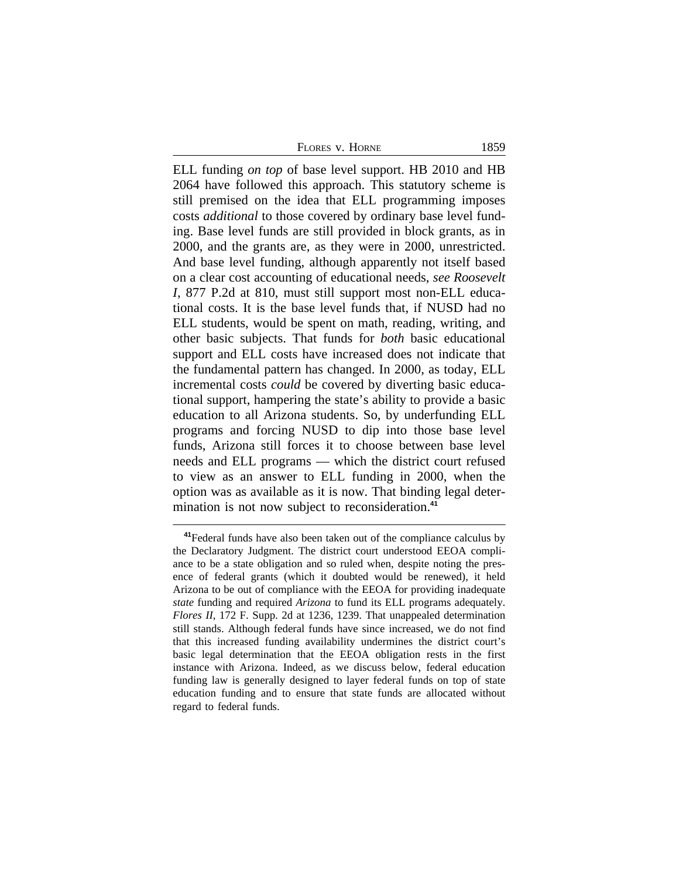ELL funding *on top* of base level support. HB 2010 and HB 2064 have followed this approach. This statutory scheme is still premised on the idea that ELL programming imposes costs *additional* to those covered by ordinary base level funding. Base level funds are still provided in block grants, as in 2000, and the grants are, as they were in 2000, unrestricted. And base level funding, although apparently not itself based on a clear cost accounting of educational needs, *see Roosevelt I*, 877 P.2d at 810, must still support most non-ELL educational costs. It is the base level funds that, if NUSD had no ELL students, would be spent on math, reading, writing, and other basic subjects. That funds for *both* basic educational support and ELL costs have increased does not indicate that the fundamental pattern has changed. In 2000, as today, ELL incremental costs *could* be covered by diverting basic educational support, hampering the state's ability to provide a basic education to all Arizona students. So, by underfunding ELL programs and forcing NUSD to dip into those base level funds, Arizona still forces it to choose between base level needs and ELL programs — which the district court refused to view as an answer to ELL funding in 2000, when the option was as available as it is now. That binding legal determination is not now subject to reconsideration.[41]

---

[41]Federal funds have also been taken out of the compliance calculus by the Declaratory Judgment. The district court understood EEOA compliance to be a state obligation and so ruled when, despite noting the presence of federal grants (which it doubted would be renewed), it held Arizona to be out of compliance with the EEOA for providing inadequate *state* funding and required *Arizona* to fund its ELL programs adequately. *Flores II*, 172 F. Supp. 2d at 1236, 1239. That unappealed determination still stands. Although federal funds have since increased, we do not find that this increased funding availability undermines the district court's basic legal determination that the EEOA obligation rests in the first instance with Arizona. Indeed, as we discuss below, federal education funding law is generally designed to layer federal funds on top of state education funding and to ensure that state funds are allocated without regard to federal funds.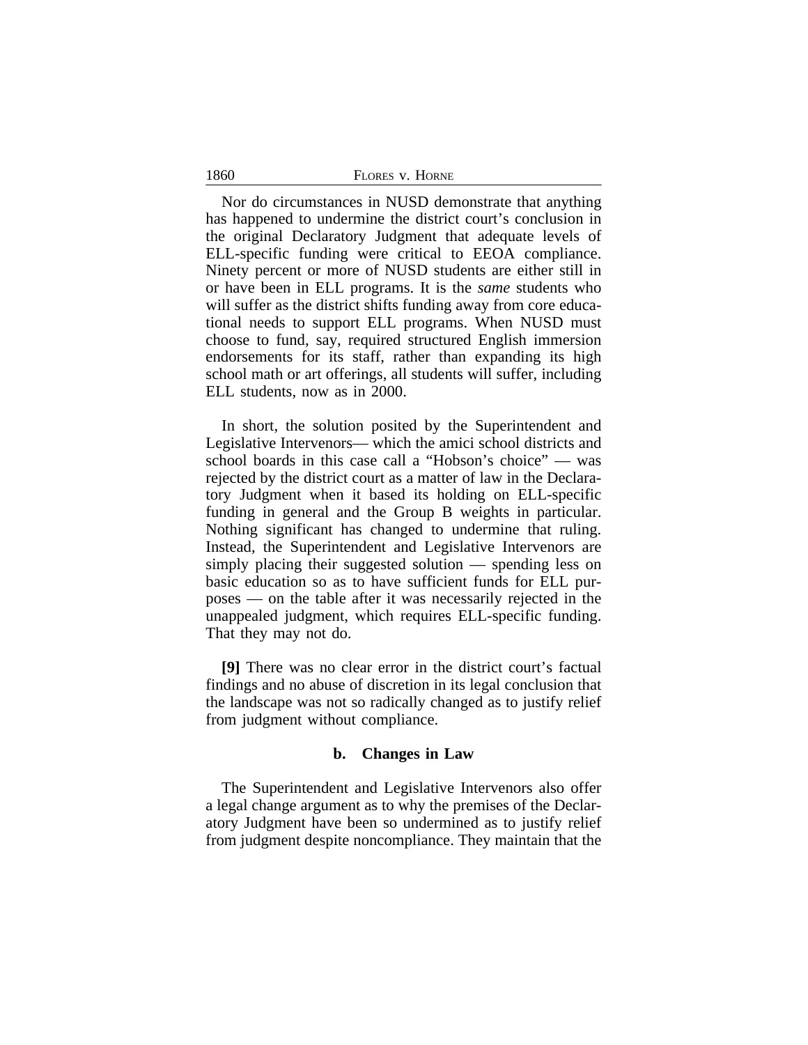Nor do circumstances in NUSD demonstrate that anything has happened to undermine the district court's conclusion in the original Declaratory Judgment that adequate levels of ELL-specific funding were critical to EEOA compliance. Ninety percent or more of NUSD students are either still in or have been in ELL programs. It is the *same* students who will suffer as the district shifts funding away from core educational needs to support ELL programs. When NUSD must choose to fund, say, required structured English immersion endorsements for its staff, rather than expanding its high school math or art offerings, all students will suffer, including ELL students, now as in 2000.

In short, the solution posited by the Superintendent and Legislative Intervenors— which the amici school districts and school boards in this case call a "Hobson's choice" — was rejected by the district court as a matter of law in the Declaratory Judgment when it based its holding on ELL-specific funding in general and the Group B weights in particular. Nothing significant has changed to undermine that ruling. Instead, the Superintendent and Legislative Intervenors are simply placing their suggested solution — spending less on basic education so as to have sufficient funds for ELL purposes — on the table after it was necessarily rejected in the unappealed judgment, which requires ELL-specific funding. That they may not do.

**[9]** There was no clear error in the district court's factual findings and no abuse of discretion in its legal conclusion that the landscape was not so radically changed as to justify relief from judgment without compliance.

#### b. Changes in Law

The Superintendent and Legislative Intervenors also offer a legal change argument as to why the premises of the Declaratory Judgment have been so undermined as to justify relief from judgment despite noncompliance. They maintain that the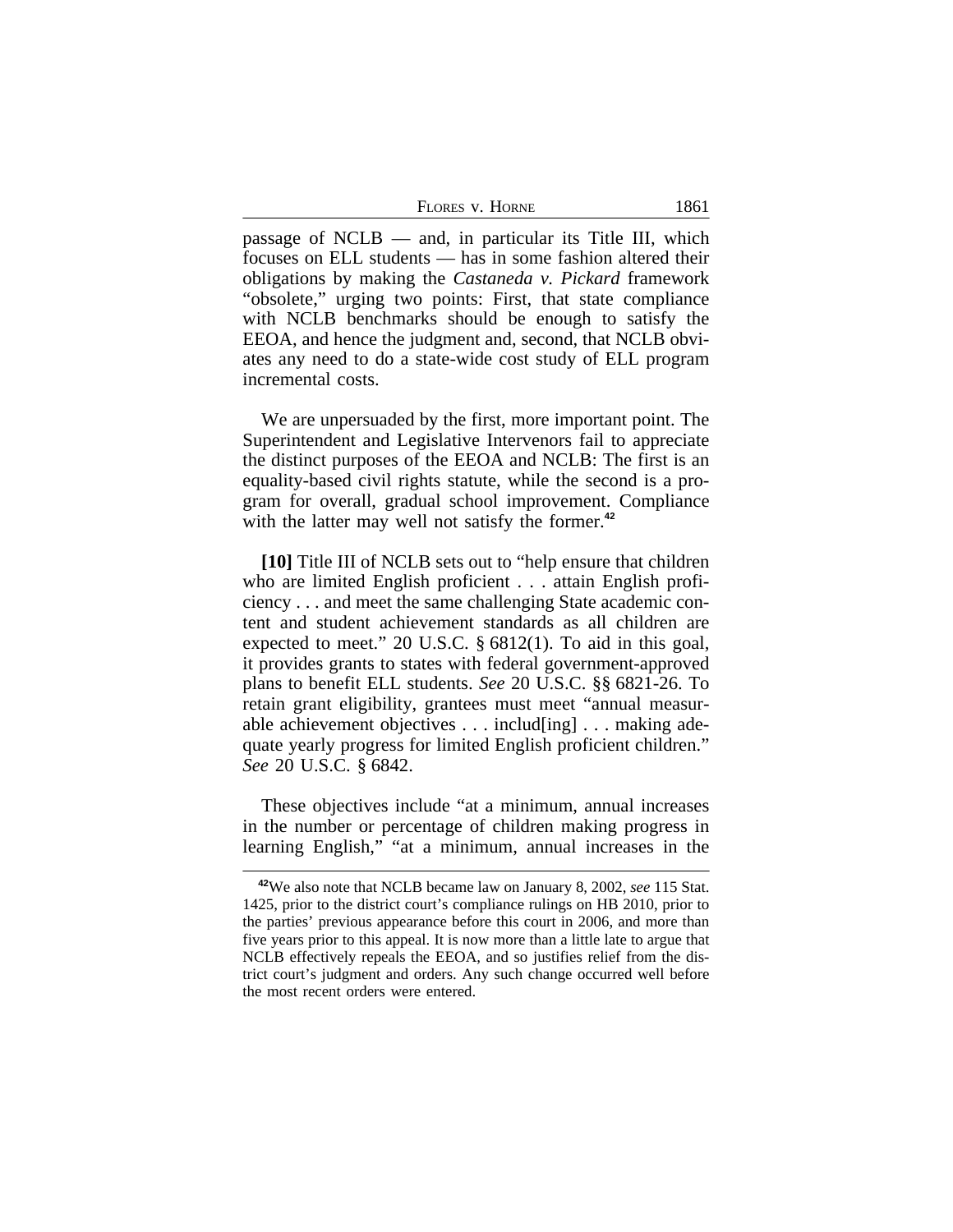passage of NCLB — and, in particular its Title III, which focuses on ELL students — has in some fashion altered their obligations by making the *Castaneda v. Pickard* framework "obsolete," urging two points: First, that state compliance with NCLB benchmarks should be enough to satisfy the EEOA, and hence the judgment and, second, that NCLB obviates any need to do a state-wide cost study of ELL program incremental costs.

We are unpersuaded by the first, more important point. The Superintendent and Legislative Intervenors fail to appreciate the distinct purposes of the EEOA and NCLB: The first is an equality-based civil rights statute, while the second is a program for overall, gradual school improvement. Compliance with the latter may well not satisfy the former.[42]

**[10]** Title III of NCLB sets out to "help ensure that children who are limited English proficient . . . attain English proficiency . . . and meet the same challenging State academic content and student achievement standards as all children are expected to meet." 20 U.S.C. § 6812(1). To aid in this goal, it provides grants to states with federal government-approved plans to benefit ELL students. *See* 20 U.S.C. §§ 6821-26. To retain grant eligibility, grantees must meet "annual measurable achievement objectives . . . includ[ing] . . . making adequate yearly progress for limited English proficient children." *See* 20 U.S.C. § 6842.

These objectives include "at a minimum, annual increases in the number or percentage of children making progress in learning English," "at a minimum, annual increases in the

[42]We also note that NCLB became law on January 8, 2002, *see* 115 Stat. 1425, prior to the district court's compliance rulings on HB 2010, prior to the parties' previous appearance before this court in 2006, and more than five years prior to this appeal. It is now more than a little late to argue that NCLB effectively repeals the EEOA, and so justifies relief from the district court's judgment and orders. Any such change occurred well before the most recent orders were entered.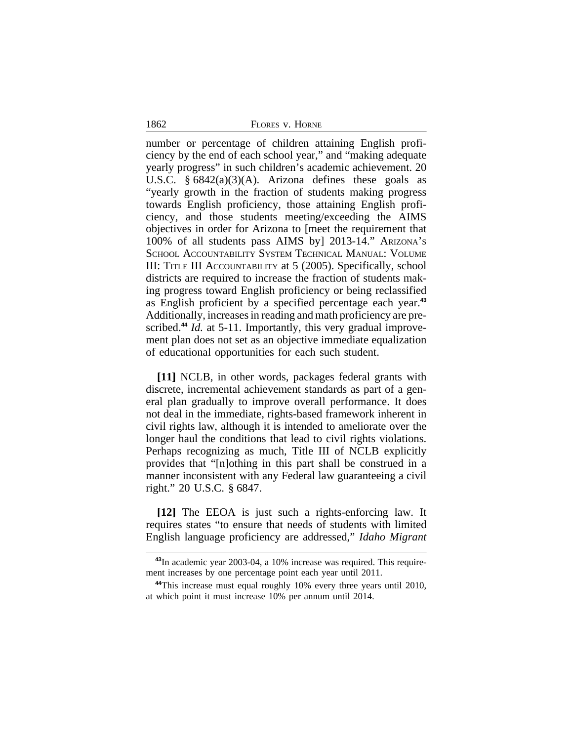number or percentage of children attaining English proficiency by the end of each school year," and "making adequate yearly progress" in such children's academic achievement. 20 U.S.C. § 6842(a)(3)(A). Arizona defines these goals as "yearly growth in the fraction of students making progress towards English proficiency, those attaining English proficiency, and those students meeting/exceeding the AIMS objectives in order for Arizona to [meet the requirement that 100% of all students pass AIMS by] 2013-14." ARIZONA'S SCHOOL ACCOUNTABILITY SYSTEM TECHNICAL MANUAL: VOLUME III: TITLE III ACCOUNTABILITY at 5 (2005). Specifically, school districts are required to increase the fraction of students making progress toward English proficiency or being reclassified as English proficient by a specified percentage each year.[43] Additionally, increases in reading and math proficiency are prescribed.[44] *Id.* at 5-11. Importantly, this very gradual improvement plan does not set as an objective immediate equalization of educational opportunities for each such student.

**[11]** NCLB, in other words, packages federal grants with discrete, incremental achievement standards as part of a general plan gradually to improve overall performance. It does not deal in the immediate, rights-based framework inherent in civil rights law, although it is intended to ameliorate over the longer haul the conditions that lead to civil rights violations. Perhaps recognizing as much, Title III of NCLB explicitly provides that "[n]othing in this part shall be construed in a manner inconsistent with any Federal law guaranteeing a civil right." 20 U.S.C. § 6847.

**[12]** The EEOA is just such a rights-enforcing law. It requires states "to ensure that needs of students with limited English language proficiency are addressed," *Idaho Migrant*

---

[43] In academic year 2003-04, a 10% increase was required. This requirement increases by one percentage point each year until 2011.

[44] This increase must equal roughly 10% every three years until 2010, at which point it must increase 10% per annum until 2014.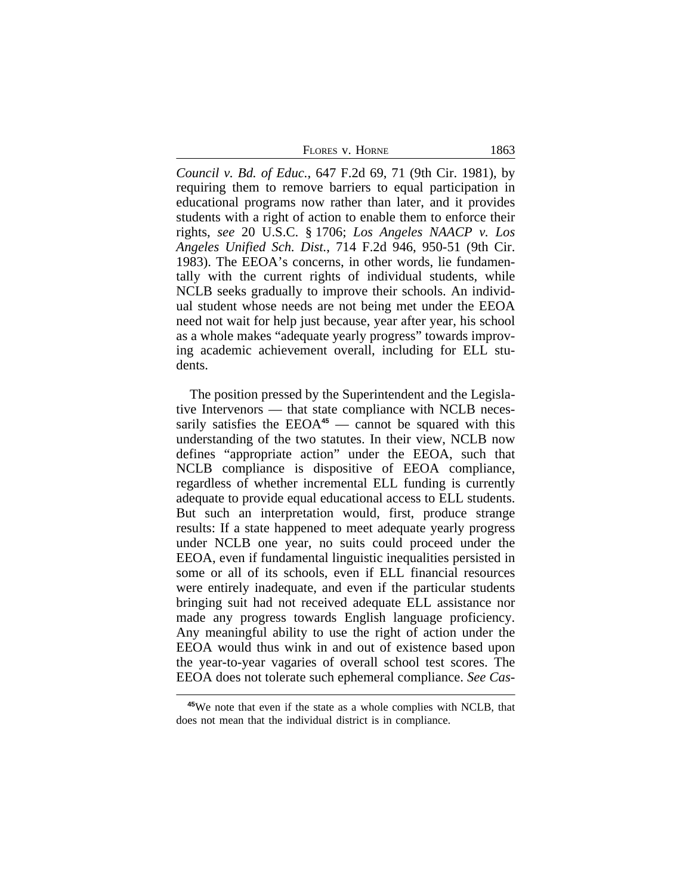*Council v. Bd. of Educ.*, 647 F.2d 69, 71 (9th Cir. 1981), by requiring them to remove barriers to equal participation in educational programs now rather than later, and it provides students with a right of action to enable them to enforce their rights, *see* 20 U.S.C. § 1706; *Los Angeles NAACP v. Los Angeles Unified Sch. Dist.*, 714 F.2d 946, 950-51 (9th Cir. 1983). The EEOA's concerns, in other words, lie fundamentally with the current rights of individual students, while NCLB seeks gradually to improve their schools. An individual student whose needs are not being met under the EEOA need not wait for help just because, year after year, his school as a whole makes "adequate yearly progress" towards improving academic achievement overall, including for ELL students.

The position pressed by the Superintendent and the Legislative Intervenors — that state compliance with NCLB necessarily satisfies the EEOA[45] — cannot be squared with this understanding of the two statutes. In their view, NCLB now defines "appropriate action" under the EEOA, such that NCLB compliance is dispositive of EEOA compliance, regardless of whether incremental ELL funding is currently adequate to provide equal educational access to ELL students. But such an interpretation would, first, produce strange results: If a state happened to meet adequate yearly progress under NCLB one year, no suits could proceed under the EEOA, even if fundamental linguistic inequalities persisted in some or all of its schools, even if ELL financial resources were entirely inadequate, and even if the particular students bringing suit had not received adequate ELL assistance nor made any progress towards English language proficiency. Any meaningful ability to use the right of action under the EEOA would thus wink in and out of existence based upon the year-to-year vagaries of overall school test scores. The EEOA does not tolerate such ephemeral compliance. *See Cas-*

[45]We note that even if the state as a whole complies with NCLB, that does not mean that the individual district is in compliance.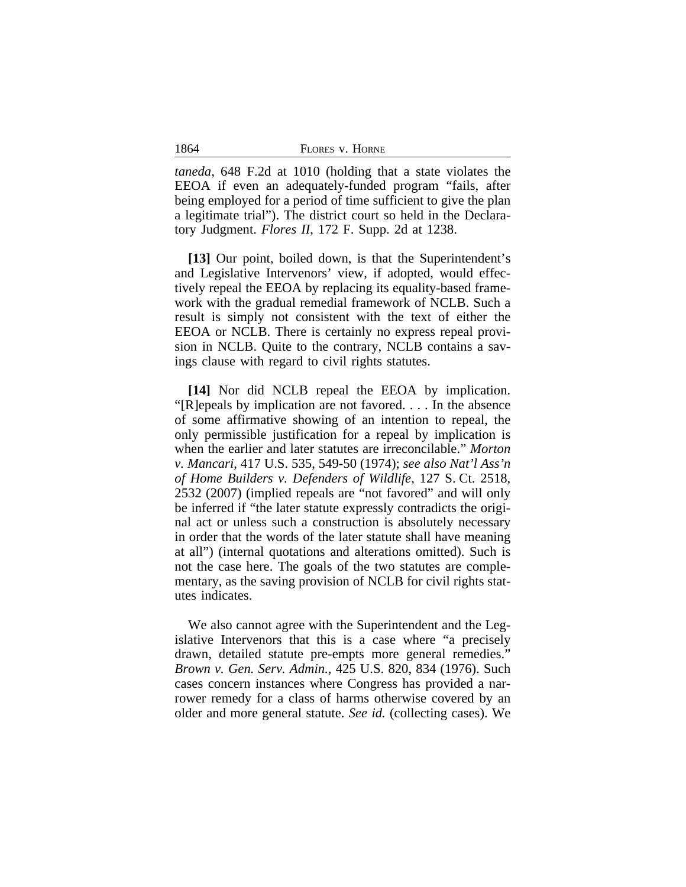*taneda*, 648 F.2d at 1010 (holding that a state violates the EEOA if even an adequately-funded program "fails, after being employed for a period of time sufficient to give the plan a legitimate trial"). The district court so held in the Declaratory Judgment. *Flores II*, 172 F. Supp. 2d at 1238.

**[13]** Our point, boiled down, is that the Superintendent's and Legislative Intervenors' view, if adopted, would effectively repeal the EEOA by replacing its equality-based framework with the gradual remedial framework of NCLB. Such a result is simply not consistent with the text of either the EEOA or NCLB. There is certainly no express repeal provision in NCLB. Quite to the contrary, NCLB contains a savings clause with regard to civil rights statutes.

**[14]** Nor did NCLB repeal the EEOA by implication. "[R]epeals by implication are not favored. . . . In the absence of some affirmative showing of an intention to repeal, the only permissible justification for a repeal by implication is when the earlier and later statutes are irreconcilable." *Morton v. Mancari*, 417 U.S. 535, 549-50 (1974); *see also Nat'l Ass'n of Home Builders v. Defenders of Wildlife*, 127 S. Ct. 2518, 2532 (2007) (implied repeals are "not favored" and will only be inferred if "the later statute expressly contradicts the original act or unless such a construction is absolutely necessary in order that the words of the later statute shall have meaning at all") (internal quotations and alterations omitted). Such is not the case here. The goals of the two statutes are complementary, as the saving provision of NCLB for civil rights statutes indicates.

We also cannot agree with the Superintendent and the Legislative Intervenors that this is a case where "a precisely drawn, detailed statute pre-empts more general remedies." *Brown v. Gen. Serv. Admin.*, 425 U.S. 820, 834 (1976). Such cases concern instances where Congress has provided a narrower remedy for a class of harms otherwise covered by an older and more general statute. *See id.* (collecting cases). We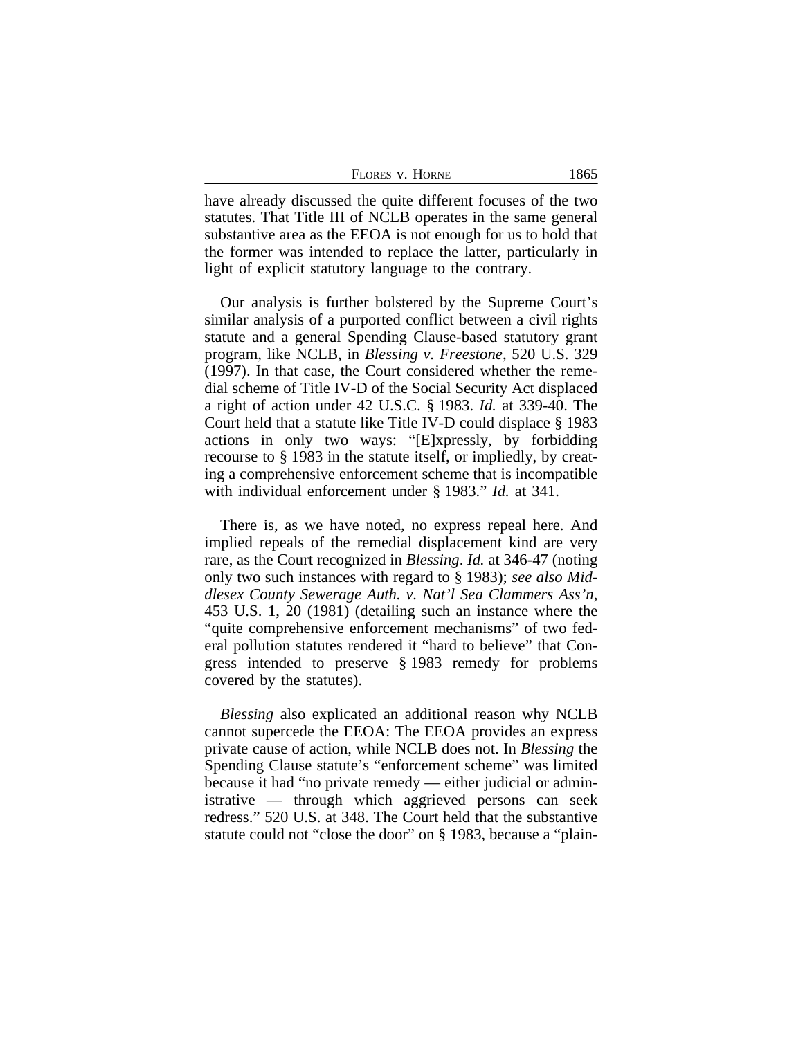have already discussed the quite different focuses of the two statutes. That Title III of NCLB operates in the same general substantive area as the EEOA is not enough for us to hold that the former was intended to replace the latter, particularly in light of explicit statutory language to the contrary.

Our analysis is further bolstered by the Supreme Court's similar analysis of a purported conflict between a civil rights statute and a general Spending Clause-based statutory grant program, like NCLB, in *Blessing v. Freestone*, 520 U.S. 329 (1997). In that case, the Court considered whether the remedial scheme of Title IV-D of the Social Security Act displaced a right of action under 42 U.S.C. § 1983. *Id.* at 339-40. The Court held that a statute like Title IV-D could displace § 1983 actions in only two ways: "[E]xpressly, by forbidding recourse to § 1983 in the statute itself, or impliedly, by creating a comprehensive enforcement scheme that is incompatible with individual enforcement under § 1983." *Id.* at 341.

There is, as we have noted, no express repeal here. And implied repeals of the remedial displacement kind are very rare, as the Court recognized in *Blessing*. *Id.* at 346-47 (noting only two such instances with regard to § 1983); *see also Middlesex County Sewerage Auth. v. Nat'l Sea Clammers Ass'n*, 453 U.S. 1, 20 (1981) (detailing such an instance where the "quite comprehensive enforcement mechanisms" of two federal pollution statutes rendered it "hard to believe" that Congress intended to preserve § 1983 remedy for problems covered by the statutes).

*Blessing* also explicated an additional reason why NCLB cannot supercede the EEOA: The EEOA provides an express private cause of action, while NCLB does not. In *Blessing* the Spending Clause statute's "enforcement scheme" was limited because it had "no private remedy — either judicial or administrative — through which aggrieved persons can seek redress." 520 U.S. at 348. The Court held that the substantive statute could not "close the door" on § 1983, because a "plain-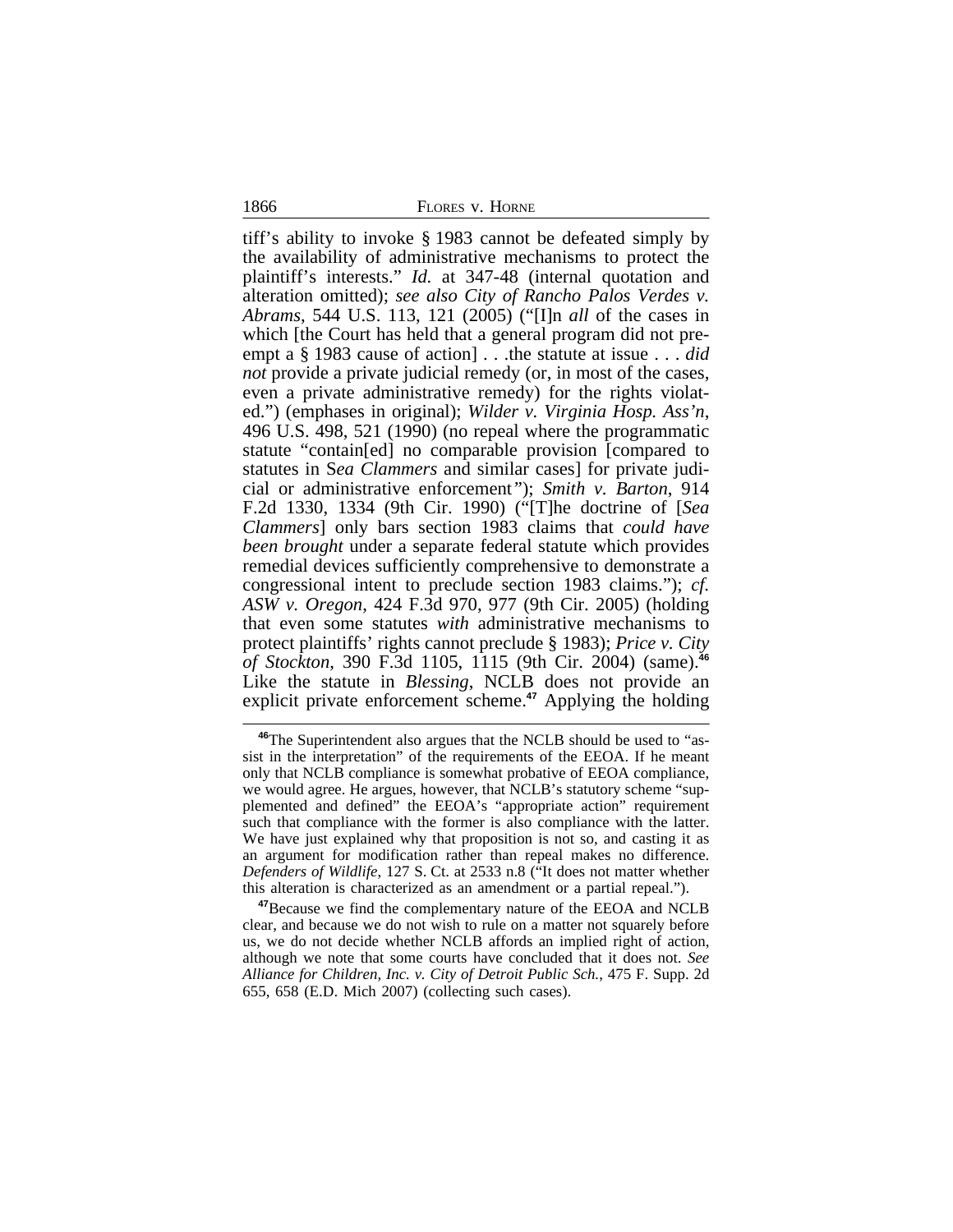tiff's ability to invoke § 1983 cannot be defeated simply by the availability of administrative mechanisms to protect the plaintiff's interests." *Id.* at 347-48 (internal quotation and alteration omitted); *see also City of Rancho Palos Verdes v. Abrams*, 544 U.S. 113, 121 (2005) ("[I]n *all* of the cases in which [the Court has held that a general program did not preempt a § 1983 cause of action] . . .the statute at issue . . . *did not* provide a private judicial remedy (or, in most of the cases, even a private administrative remedy) for the rights violated.") (emphases in original); *Wilder v. Virginia Hosp. Ass'n*, 496 U.S. 498, 521 (1990) (no repeal where the programmatic statute "contain[ed] no comparable provision [compared to statutes in *Sea Clammers* and similar cases] for private judicial or administrative enforcement"); *Smith v. Barton*, 914 F.2d 1330, 1334 (9th Cir. 1990) ("[T]he doctrine of [*Sea Clammers*] only bars section 1983 claims that *could have been brought* under a separate federal statute which provides remedial devices sufficiently comprehensive to demonstrate a congressional intent to preclude section 1983 claims."); *cf. ASW v. Oregon*, 424 F.3d 970, 977 (9th Cir. 2005) (holding that even some statutes *with* administrative mechanisms to protect plaintiffs' rights cannot preclude § 1983); *Price v. City of Stockton*, 390 F.3d 1105, 1115 (9th Cir. 2004) (same).[46] Like the statute in *Blessing*, NCLB does not provide an explicit private enforcement scheme.[47] Applying the holding

[46]The Superintendent also argues that the NCLB should be used to "assist in the interpretation" of the requirements of the EEOA. If he meant only that NCLB compliance is somewhat probative of EEOA compliance, we would agree. He argues, however, that NCLB's statutory scheme "supplemented and defined" the EEOA's "appropriate action" requirement such that compliance with the former is also compliance with the latter. We have just explained why that proposition is not so, and casting it as an argument for modification rather than repeal makes no difference. *Defenders of Wildlife*, 127 S. Ct. at 2533 n.8 ("It does not matter whether this alteration is characterized as an amendment or a partial repeal.").

[47]Because we find the complementary nature of the EEOA and NCLB clear, and because we do not wish to rule on a matter not squarely before us, we do not decide whether NCLB affords an implied right of action, although we note that some courts have concluded that it does not. *See Alliance for Children, Inc. v. City of Detroit Public Sch.*, 475 F. Supp. 2d 655, 658 (E.D. Mich 2007) (collecting such cases).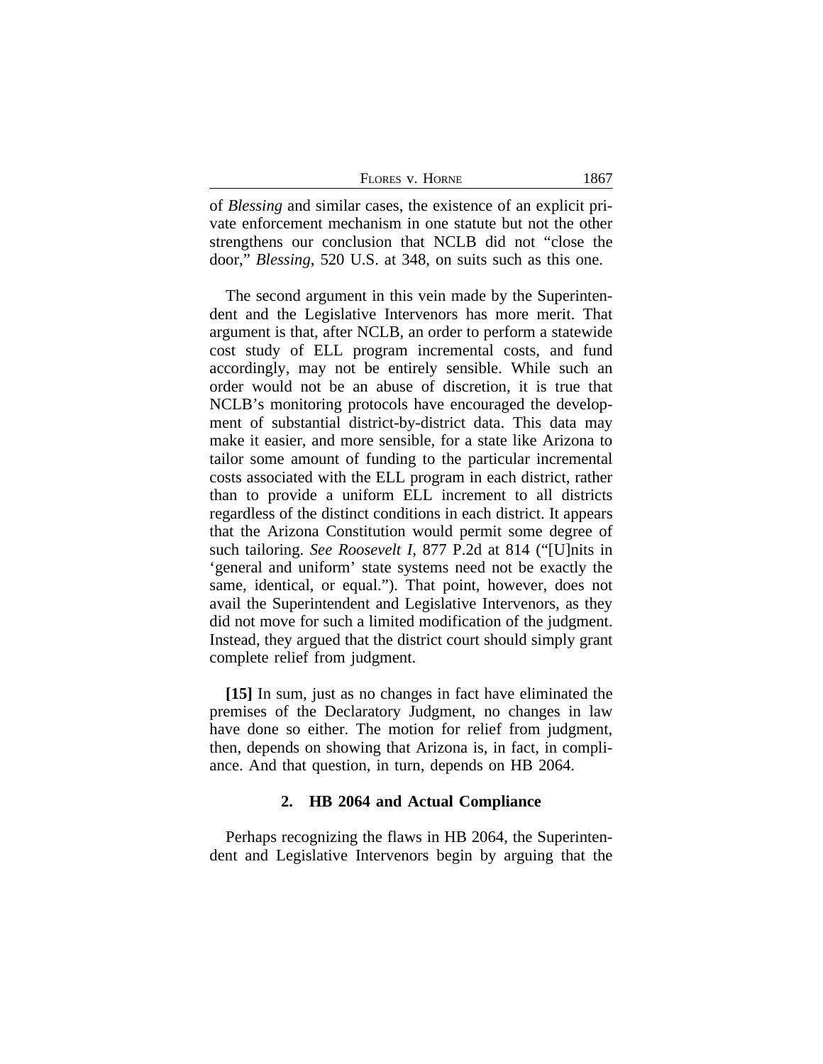of *Blessing* and similar cases, the existence of an explicit private enforcement mechanism in one statute but not the other strengthens our conclusion that NCLB did not "close the door," *Blessing*, 520 U.S. at 348, on suits such as this one.

The second argument in this vein made by the Superintendent and the Legislative Intervenors has more merit. That argument is that, after NCLB, an order to perform a statewide cost study of ELL program incremental costs, and fund accordingly, may not be entirely sensible. While such an order would not be an abuse of discretion, it is true that NCLB's monitoring protocols have encouraged the development of substantial district-by-district data. This data may make it easier, and more sensible, for a state like Arizona to tailor some amount of funding to the particular incremental costs associated with the ELL program in each district, rather than to provide a uniform ELL increment to all districts regardless of the distinct conditions in each district. It appears that the Arizona Constitution would permit some degree of such tailoring. *See Roosevelt I*, 877 P.2d at 814 ("[U]nits in 'general and uniform' state systems need not be exactly the same, identical, or equal."). That point, however, does not avail the Superintendent and Legislative Intervenors, as they did not move for such a limited modification of the judgment. Instead, they argued that the district court should simply grant complete relief from judgment.

**[15]** In sum, just as no changes in fact have eliminated the premises of the Declaratory Judgment, no changes in law have done so either. The motion for relief from judgment, then, depends on showing that Arizona is, in fact, in compliance. And that question, in turn, depends on HB 2064.

### 2. HB 2064 and Actual Compliance

Perhaps recognizing the flaws in HB 2064, the Superintendent and Legislative Intervenors begin by arguing that the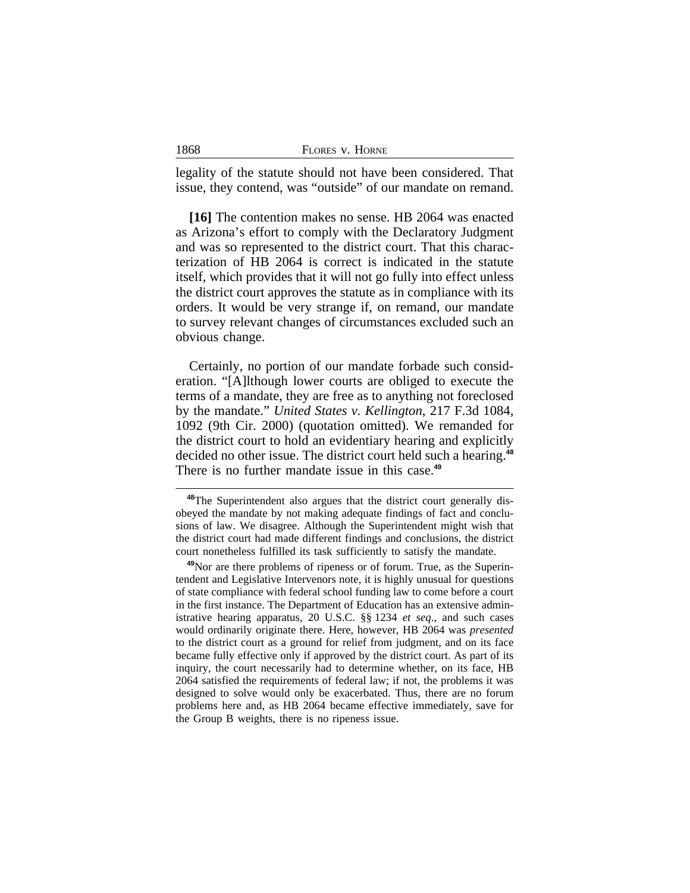legality of the statute should not have been considered. That issue, they contend, was "outside" of our mandate on remand.

**[16]** The contention makes no sense. HB 2064 was enacted as Arizona's effort to comply with the Declaratory Judgment and was so represented to the district court. That this characterization of HB 2064 is correct is indicated in the statute itself, which provides that it will not go fully into effect unless the district court approves the statute as in compliance with its orders. It would be very strange if, on remand, our mandate to survey relevant changes of circumstances excluded such an obvious change.

Certainly, no portion of our mandate forbade such consideration. "[A]lthough lower courts are obliged to execute the terms of a mandate, they are free as to anything not foreclosed by the mandate." *United States v. Kellington*, 217 F.3d 1084, 1092 (9th Cir. 2000) (quotation omitted). We remanded for the district court to hold an evidentiary hearing and explicitly decided no other issue. The district court held such a hearing.[48] There is no further mandate issue in this case.[49]

---

[48]The Superintendent also argues that the district court generally disobeyed the mandate by not making adequate findings of fact and conclusions of law. We disagree. Although the Superintendent might wish that the district court had made different findings and conclusions, the district court nonetheless fulfilled its task sufficiently to satisfy the mandate.

[49]Nor are there problems of ripeness or of forum. True, as the Superintendent and Legislative Intervenors note, it is highly unusual for questions of state compliance with federal school funding law to come before a court in the first instance. The Department of Education has an extensive administrative hearing apparatus, 20 U.S.C. §§ 1234 *et seq*., and such cases would ordinarily originate there. Here, however, HB 2064 was *presented* to the district court as a ground for relief from judgment, and on its face became fully effective only if approved by the district court. As part of its inquiry, the court necessarily had to determine whether, on its face, HB 2064 satisfied the requirements of federal law; if not, the problems it was designed to solve would only be exacerbated. Thus, there are no forum problems here and, as HB 2064 became effective immediately, save for the Group B weights, there is no ripeness issue.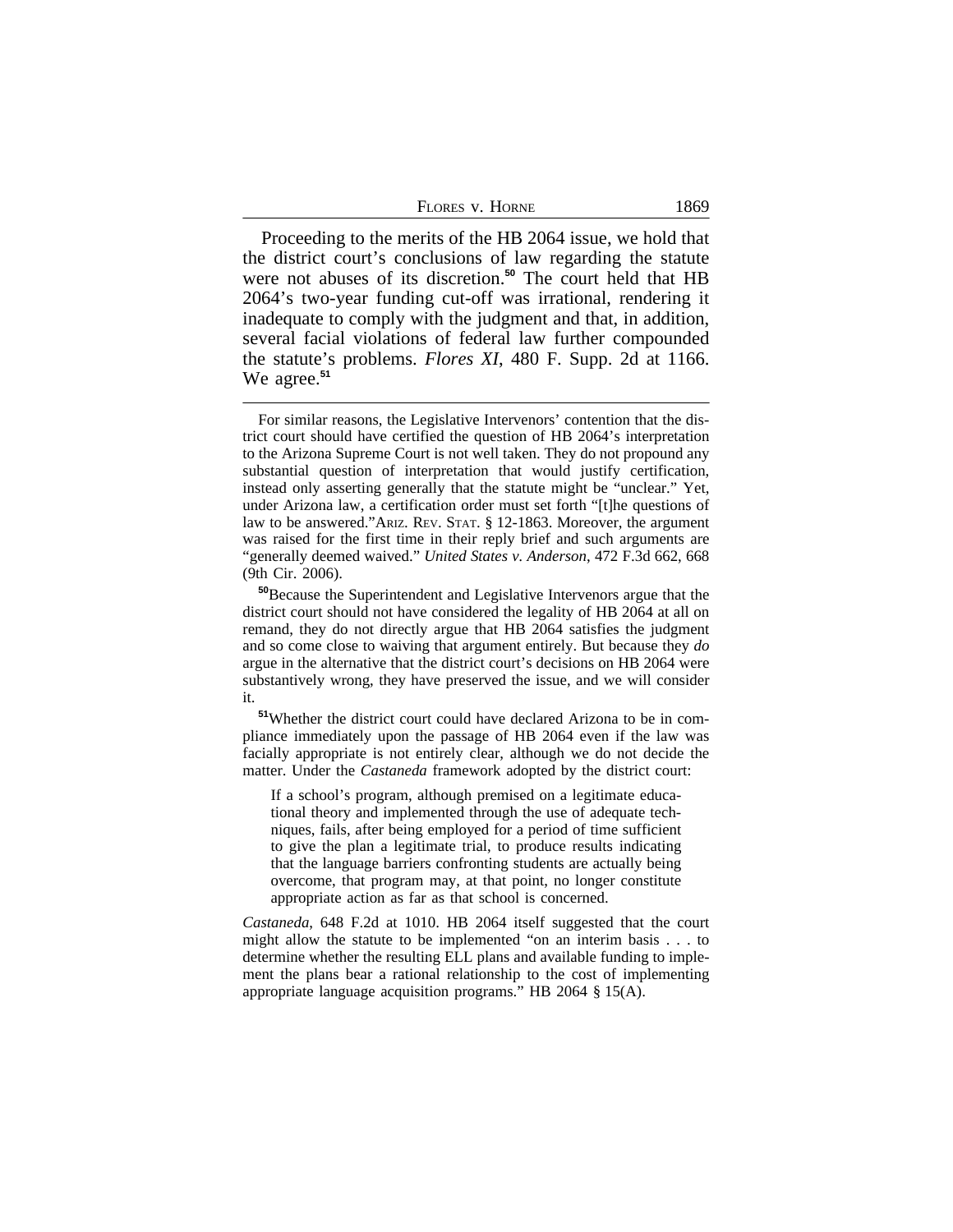Proceeding to the merits of the HB 2064 issue, we hold that the district court's conclusions of law regarding the statute were not abuses of its discretion.[50] The court held that HB 2064's two-year funding cut-off was irrational, rendering it inadequate to comply with the judgment and that, in addition, several facial violations of federal law further compounded the statute's problems. *Flores XI*, 480 F. Supp. 2d at 1166. We agree.[51]

---

For similar reasons, the Legislative Intervenors' contention that the district court should have certified the question of HB 2064's interpretation to the Arizona Supreme Court is not well taken. They do not propound any substantial question of interpretation that would justify certification, instead only asserting generally that the statute might be "unclear." Yet, under Arizona law, a certification order must set forth "[t]he questions of law to be answered." ARIZ. REV. STAT. § 12-1863. Moreover, the argument was raised for the first time in their reply brief and such arguments are "generally deemed waived." *United States v. Anderson*, 472 F.3d 662, 668 (9th Cir. 2006).

[50] Because the Superintendent and Legislative Intervenors argue that the district court should not have considered the legality of HB 2064 at all on remand, they do not directly argue that HB 2064 satisfies the judgment and so come close to waiving that argument entirely. But because they *do* argue in the alternative that the district court's decisions on HB 2064 were substantively wrong, they have preserved the issue, and we will consider it.

[51] Whether the district court could have declared Arizona to be in compliance immediately upon the passage of HB 2064 even if the law was facially appropriate is not entirely clear, although we do not decide the matter. Under the *Castaneda* framework adopted by the district court:

> If a school's program, although premised on a legitimate educational theory and implemented through the use of adequate techniques, fails, after being employed for a period of time sufficient to give the plan a legitimate trial, to produce results indicating that the language barriers confronting students are actually being overcome, that program may, at that point, no longer constitute appropriate action as far as that school is concerned.

*Castaneda*, 648 F.2d at 1010. HB 2064 itself suggested that the court might allow the statute to be implemented "on an interim basis . . . to determine whether the resulting ELL plans and available funding to implement the plans bear a rational relationship to the cost of implementing appropriate language acquisition programs." HB 2064 § 15(A).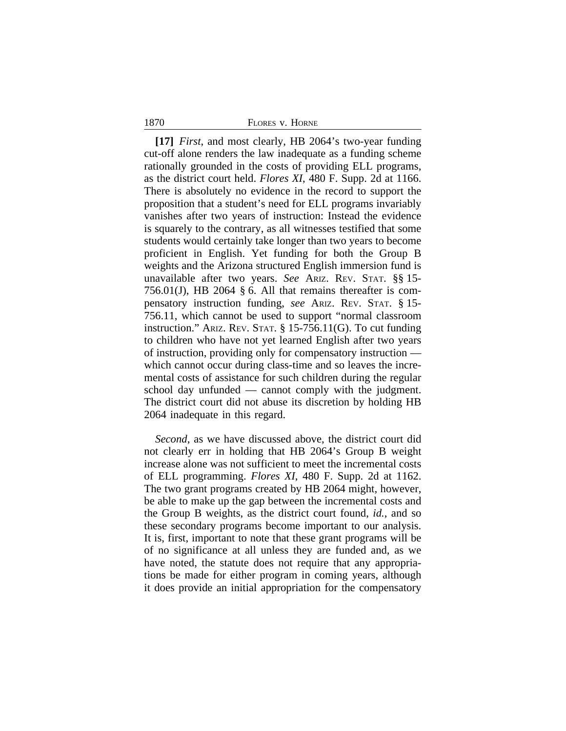**[17]** *First*, and most clearly, HB 2064's two-year funding cut-off alone renders the law inadequate as a funding scheme rationally grounded in the costs of providing ELL programs, as the district court held. *Flores XI*, 480 F. Supp. 2d at 1166. There is absolutely no evidence in the record to support the proposition that a student's need for ELL programs invariably vanishes after two years of instruction: Instead the evidence is squarely to the contrary, as all witnesses testified that some students would certainly take longer than two years to become proficient in English. Yet funding for both the Group B weights and the Arizona structured English immersion fund is unavailable after two years. *See* ARIZ. REV. STAT. §§ 15-756.01(J), HB 2064 § 6. All that remains thereafter is compensatory instruction funding, *see* ARIZ. REV. STAT. § 15-756.11, which cannot be used to support "normal classroom instruction." ARIZ. REV. STAT. § 15-756.11(G). To cut funding to children who have not yet learned English after two years of instruction, providing only for compensatory instruction — which cannot occur during class-time and so leaves the incremental costs of assistance for such children during the regular school day unfunded — cannot comply with the judgment. The district court did not abuse its discretion by holding HB 2064 inadequate in this regard.

*Second*, as we have discussed above, the district court did not clearly err in holding that HB 2064's Group B weight increase alone was not sufficient to meet the incremental costs of ELL programming. *Flores XI*, 480 F. Supp. 2d at 1162. The two grant programs created by HB 2064 might, however, be able to make up the gap between the incremental costs and the Group B weights, as the district court found, *id.*, and so these secondary programs become important to our analysis. It is, first, important to note that these grant programs will be of no significance at all unless they are funded and, as we have noted, the statute does not require that any appropriations be made for either program in coming years, although it does provide an initial appropriation for the compensatory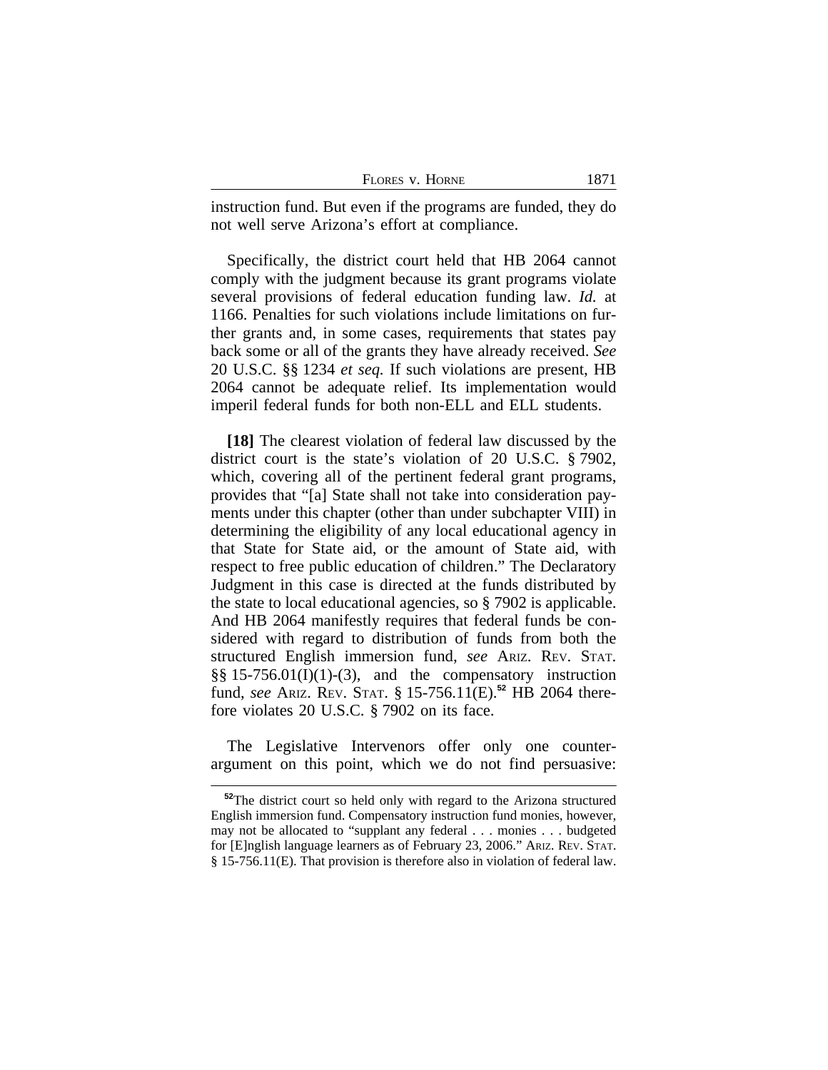instruction fund. But even if the programs are funded, they do not well serve Arizona's effort at compliance.

Specifically, the district court held that HB 2064 cannot comply with the judgment because its grant programs violate several provisions of federal education funding law. *Id.* at 1166. Penalties for such violations include limitations on further grants and, in some cases, requirements that states pay back some or all of the grants they have already received. *See* 20 U.S.C. §§ 1234 *et seq.* If such violations are present, HB 2064 cannot be adequate relief. Its implementation would imperil federal funds for both non-ELL and ELL students.

**[18]** The clearest violation of federal law discussed by the district court is the state's violation of 20 U.S.C. § 7902, which, covering all of the pertinent federal grant programs, provides that "[a] State shall not take into consideration payments under this chapter (other than under subchapter VIII) in determining the eligibility of any local educational agency in that State for State aid, or the amount of State aid, with respect to free public education of children." The Declaratory Judgment in this case is directed at the funds distributed by the state to local educational agencies, so § 7902 is applicable. And HB 2064 manifestly requires that federal funds be considered with regard to distribution of funds from both the structured English immersion fund, *see* ARIZ. REV. STAT. §§ 15-756.01(I)(1)-(3), and the compensatory instruction fund, *see* ARIZ. REV. STAT. § 15-756.11(E).[52] HB 2064 therefore violates 20 U.S.C. § 7902 on its face.

The Legislative Intervenors offer only one counter-argument on this point, which we do not find persuasive:

[52]The district court so held only with regard to the Arizona structured English immersion fund. Compensatory instruction fund monies, however, may not be allocated to "supplant any federal . . . monies . . . budgeted for [E]nglish language learners as of February 23, 2006." ARIZ. REV. STAT. § 15-756.11(E). That provision is therefore also in violation of federal law.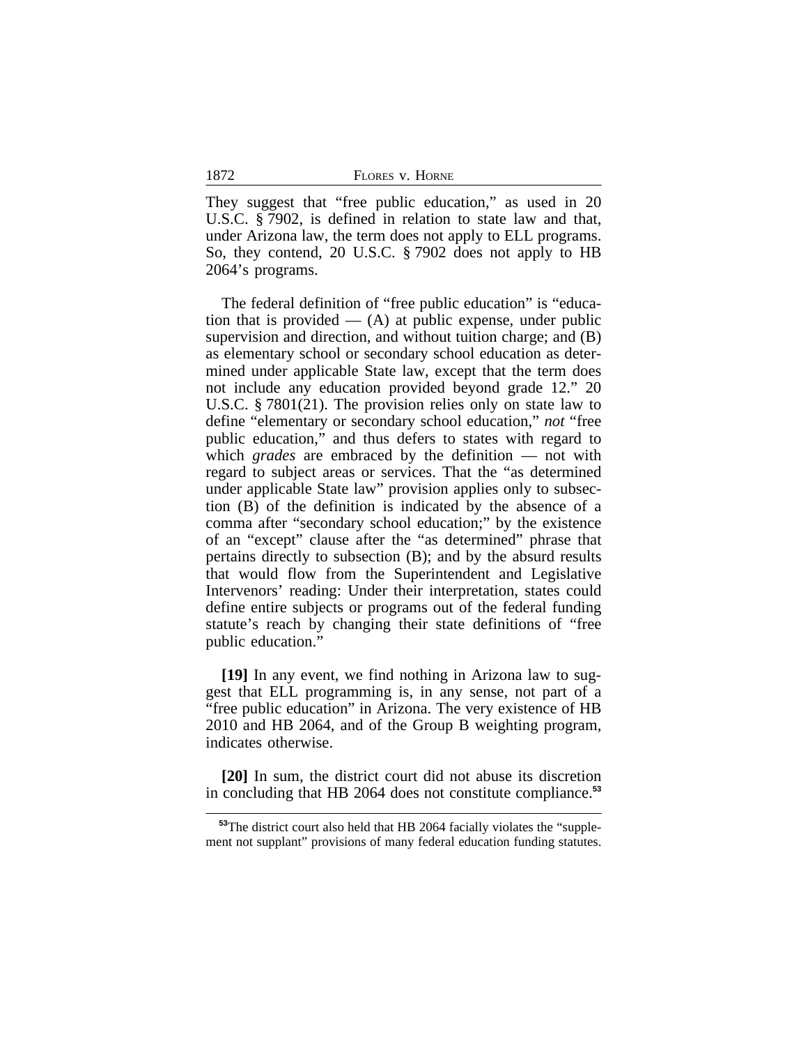They suggest that "free public education," as used in 20 U.S.C. § 7902, is defined in relation to state law and that, under Arizona law, the term does not apply to ELL programs. So, they contend, 20 U.S.C. § 7902 does not apply to HB 2064's programs.

The federal definition of "free public education" is "education that is provided — (A) at public expense, under public supervision and direction, and without tuition charge; and (B) as elementary school or secondary school education as determined under applicable State law, except that the term does not include any education provided beyond grade 12." 20 U.S.C. § 7801(21). The provision relies only on state law to define "elementary or secondary school education," *not* "free public education," and thus defers to states with regard to which *grades* are embraced by the definition — not with regard to subject areas or services. That the "as determined under applicable State law" provision applies only to subsection (B) of the definition is indicated by the absence of a comma after "secondary school education;" by the existence of an "except" clause after the "as determined" phrase that pertains directly to subsection (B); and by the absurd results that would flow from the Superintendent and Legislative Intervenors' reading: Under their interpretation, states could define entire subjects or programs out of the federal funding statute's reach by changing their state definitions of "free public education."

**[19]** In any event, we find nothing in Arizona law to suggest that ELL programming is, in any sense, not part of a "free public education" in Arizona. The very existence of HB 2010 and HB 2064, and of the Group B weighting program, indicates otherwise.

**[20]** In sum, the district court did not abuse its discretion in concluding that HB 2064 does not constitute compliance.[53]

[53] The district court also held that HB 2064 facially violates the "supplement not supplant" provisions of many federal education funding statutes.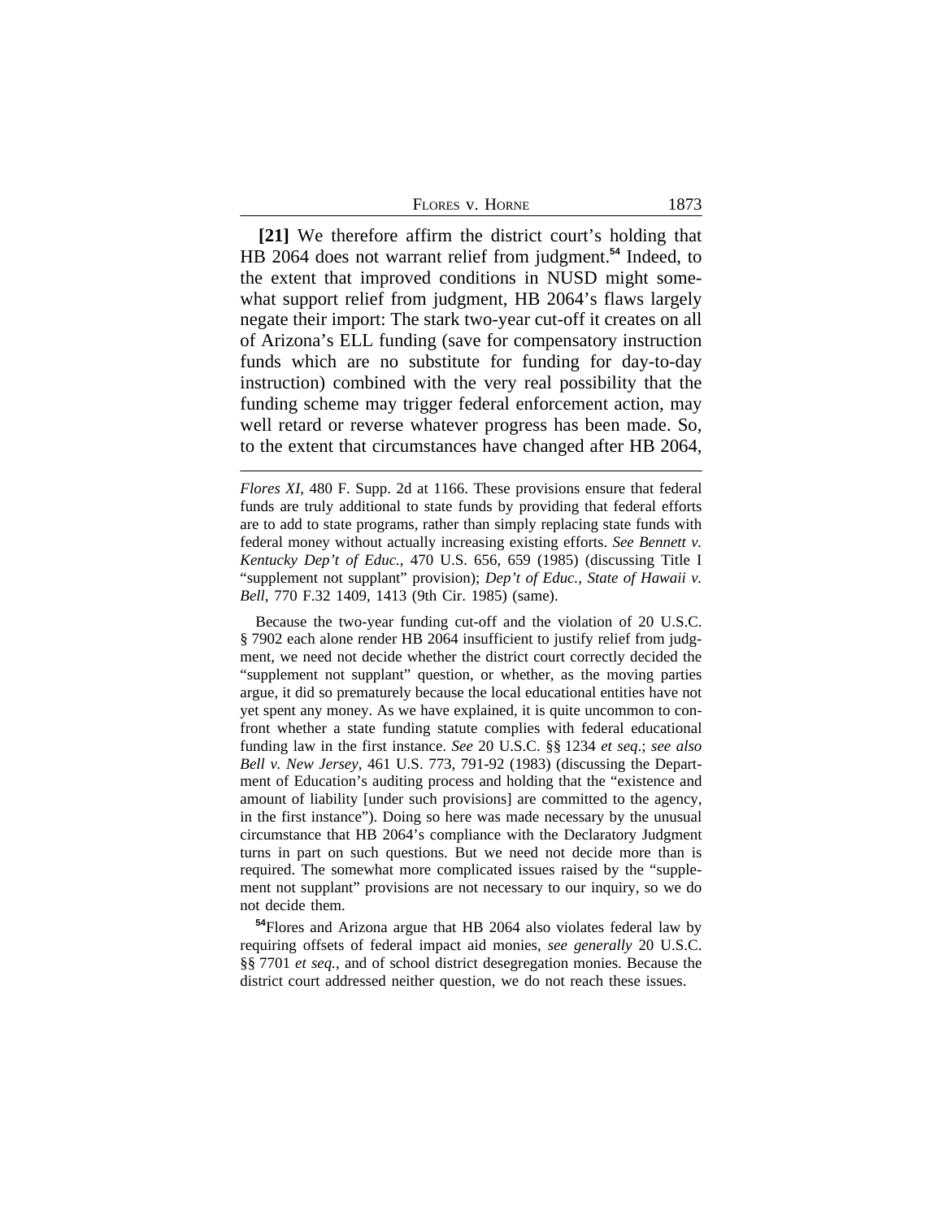**[21]** We therefore affirm the district court's holding that HB 2064 does not warrant relief from judgment.[54] Indeed, to the extent that improved conditions in NUSD might somewhat support relief from judgment, HB 2064's flaws largely negate their import: The stark two-year cut-off it creates on all of Arizona's ELL funding (save for compensatory instruction funds which are no substitute for funding for day-to-day instruction) combined with the very real possibility that the funding scheme may trigger federal enforcement action, may well retard or reverse whatever progress has been made. So, to the extent that circumstances have changed after HB 2064,

---

*Flores XI*, 480 F. Supp. 2d at 1166. These provisions ensure that federal funds are truly additional to state funds by providing that federal efforts are to add to state programs, rather than simply replacing state funds with federal money without actually increasing existing efforts. *See Bennett v. Kentucky Dep't of Educ.*, 470 U.S. 656, 659 (1985) (discussing Title I "supplement not supplant" provision); *Dep't of Educ., State of Hawaii v. Bell*, 770 F.32 1409, 1413 (9th Cir. 1985) (same).

Because the two-year funding cut-off and the violation of 20 U.S.C. § 7902 each alone render HB 2064 insufficient to justify relief from judgment, we need not decide whether the district court correctly decided the "supplement not supplant" question, or whether, as the moving parties argue, it did so prematurely because the local educational entities have not yet spent any money. As we have explained, it is quite uncommon to confront whether a state funding statute complies with federal educational funding law in the first instance. *See* 20 U.S.C. §§ 1234 *et seq.*; *see also Bell v. New Jersey*, 461 U.S. 773, 791-92 (1983) (discussing the Department of Education's auditing process and holding that the "existence and amount of liability [under such provisions] are committed to the agency, in the first instance"). Doing so here was made necessary by the unusual circumstance that HB 2064's compliance with the Declaratory Judgment turns in part on such questions. But we need not decide more than is required. The somewhat more complicated issues raised by the "supplement not supplant" provisions are not necessary to our inquiry, so we do not decide them.

[54] Flores and Arizona argue that HB 2064 also violates federal law by requiring offsets of federal impact aid monies, *see generally* 20 U.S.C. §§ 7701 *et seq.*, and of school district desegregation monies. Because the district court addressed neither question, we do not reach these issues.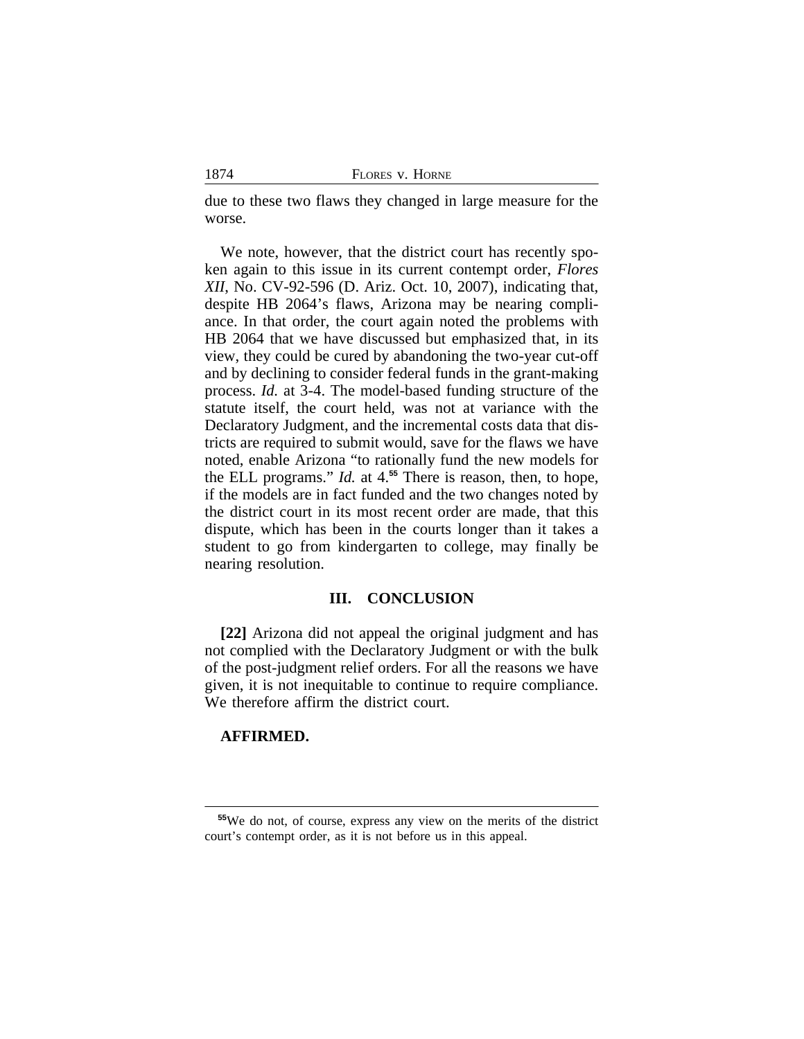due to these two flaws they changed in large measure for the worse.

We note, however, that the district court has recently spoken again to this issue in its current contempt order, *Flores XII*, No. CV-92-596 (D. Ariz. Oct. 10, 2007), indicating that, despite HB 2064's flaws, Arizona may be nearing compliance. In that order, the court again noted the problems with HB 2064 that we have discussed but emphasized that, in its view, they could be cured by abandoning the two-year cut-off and by declining to consider federal funds in the grant-making process. *Id.* at 3-4. The model-based funding structure of the statute itself, the court held, was not at variance with the Declaratory Judgment, and the incremental costs data that districts are required to submit would, save for the flaws we have noted, enable Arizona "to rationally fund the new models for the ELL programs." *Id.* at 4.[55] There is reason, then, to hope, if the models are in fact funded and the two changes noted by the district court in its most recent order are made, that this dispute, which has been in the courts longer than it takes a student to go from kindergarten to college, may finally be nearing resolution.

## III. CONCLUSION

**[22]** Arizona did not appeal the original judgment and has not complied with the Declaratory Judgment or with the bulk of the post-judgment relief orders. For all the reasons we have given, it is not inequitable to continue to require compliance. We therefore affirm the district court.

**AFFIRMED.**

---

[55] We do not, of course, express any view on the merits of the district court's contempt order, as it is not before us in this appeal.